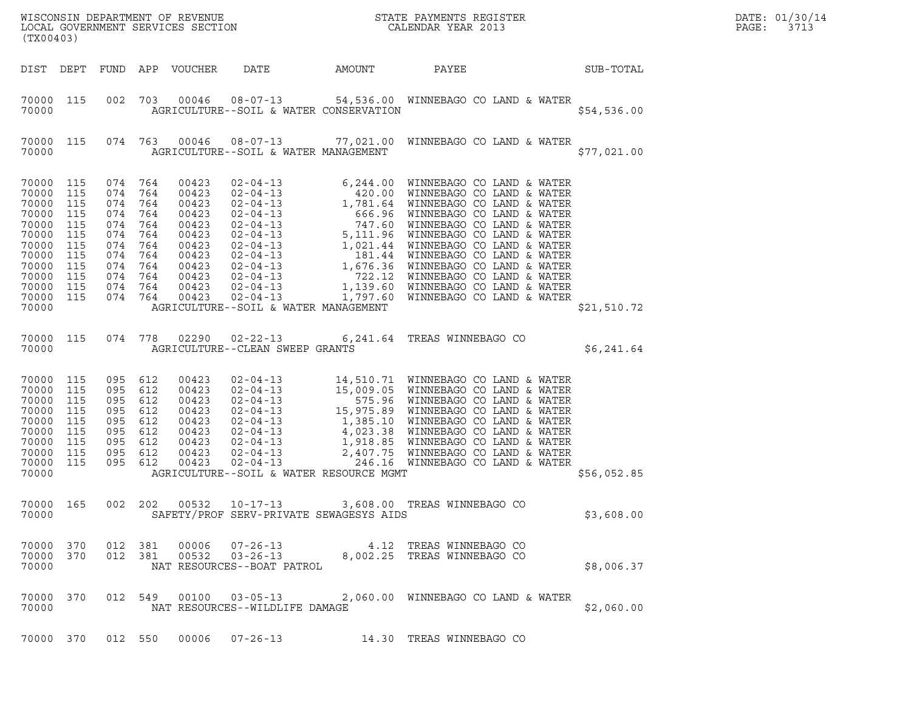WISCONSIN DEPARTMENT OF REVENUE
LOCAL GOVERNMENT SERVICES SECTION
(TX00403)

STATE PAYMENTS REGISTER
CALENDAR YEAR 2013

DATE: 01/30/14

| DIST | DEPT | FUND | APP | VOUCHER | DATE | AMOUNT | PAYEE | SUB-TOTAL |
|---|---|---|---|---|---|---|---|---|
| 70000 | 115 | 002 | 703 | 00046 | 08-07-13 | 54,536.00 | WINNEBAGO CO LAND & WATER | |
| 70000 | | | | | AGRICULTURE--SOIL & WATER CONSERVATION | | | $54,536.00 |
| 70000 | 115 | 074 | 763 | 00046 | 08-07-13 | 77,021.00 | WINNEBAGO CO LAND & WATER | |
| 70000 | | | | | AGRICULTURE--SOIL & WATER MANAGEMENT | | | $77,021.00 |
| 70000 | 115 | 074 | 764 | 00423 | 02-04-13 | 6,244.00 | WINNEBAGO CO LAND & WATER | |
| 70000 | 115 | 074 | 764 | 00423 | 02-04-13 | 420.00 | WINNEBAGO CO LAND & WATER | |
| 70000 | 115 | 074 | 764 | 00423 | 02-04-13 | 1,781.64 | WINNEBAGO CO LAND & WATER | |
| 70000 | 115 | 074 | 764 | 00423 | 02-04-13 | 666.96 | WINNEBAGO CO LAND & WATER | |
| 70000 | 115 | 074 | 764 | 00423 | 02-04-13 | 747.60 | WINNEBAGO CO LAND & WATER | |
| 70000 | 115 | 074 | 764 | 00423 | 02-04-13 | 5,111.96 | WINNEBAGO CO LAND & WATER | |
| 70000 | 115 | 074 | 764 | 00423 | 02-04-13 | 1,021.44 | WINNEBAGO CO LAND & WATER | |
| 70000 | 115 | 074 | 764 | 00423 | 02-04-13 | 181.44 | WINNEBAGO CO LAND & WATER | |
| 70000 | 115 | 074 | 764 | 00423 | 02-04-13 | 1,676.36 | WINNEBAGO CO LAND & WATER | |
| 70000 | 115 | 074 | 764 | 00423 | 02-04-13 | 722.12 | WINNEBAGO CO LAND & WATER | |
| 70000 | 115 | 074 | 764 | 00423 | 02-04-13 | 1,139.60 | WINNEBAGO CO LAND & WATER | |
| 70000 | 115 | 074 | 764 | 00423 | 02-04-13 | 1,797.60 | WINNEBAGO CO LAND & WATER | |
| 70000 | | | | | AGRICULTURE--SOIL & WATER MANAGEMENT | | | $21,510.72 |
| 70000 | 115 | 074 | 778 | 02290 | 02-22-13 | 6,241.64 | TREAS WINNEBAGO CO | |
| 70000 | | | | | AGRICULTURE--CLEAN SWEEP GRANTS | | | $6,241.64 |
| 70000 | 115 | 095 | 612 | 00423 | 02-04-13 | 14,510.71 | WINNEBAGO CO LAND & WATER | |
| 70000 | 115 | 095 | 612 | 00423 | 02-04-13 | 15,009.05 | WINNEBAGO CO LAND & WATER | |
| 70000 | 115 | 095 | 612 | 00423 | 02-04-13 | 575.96 | WINNEBAGO CO LAND & WATER | |
| 70000 | 115 | 095 | 612 | 00423 | 02-04-13 | 15,975.89 | WINNEBAGO CO LAND & WATER | |
| 70000 | 115 | 095 | 612 | 00423 | 02-04-13 | 1,385.10 | WINNEBAGO CO LAND & WATER | |
| 70000 | 115 | 095 | 612 | 00423 | 02-04-13 | 4,023.38 | WINNEBAGO CO LAND & WATER | |
| 70000 | 115 | 095 | 612 | 00423 | 02-04-13 | 1,918.85 | WINNEBAGO CO LAND & WATER | |
| 70000 | 115 | 095 | 612 | 00423 | 02-04-13 | 2,407.75 | WINNEBAGO CO LAND & WATER | |
| 70000 | 115 | 095 | 612 | 00423 | 02-04-13 | 246.16 | WINNEBAGO CO LAND & WATER | |
| 70000 | | | | | AGRICULTURE--SOIL & WATER RESOURCE MGMT | | | $56,052.85 |
| 70000 | 165 | 002 | 202 | 00532 | 10-17-13 | 3,608.00 | TREAS WINNEBAGO CO | |
| 70000 | | | | | SAFETY/PROF SERV-PRIVATE SEWAGESYS AIDS | | | $3,608.00 |
| 70000 | 370 | 012 | 381 | 00006 | 07-26-13 | 4.12 | TREAS WINNEBAGO CO | |
| 70000 | 370 | 012 | 381 | 00532 | 03-26-13 | 8,002.25 | TREAS WINNEBAGO CO | |
| 70000 | | | | | NAT RESOURCES--BOAT PATROL | | | $8,006.37 |
| 70000 | 370 | 012 | 549 | 00100 | 03-05-13 | 2,060.00 | WINNEBAGO CO LAND & WATER | |
| 70000 | | | | | NAT RESOURCES--WILDLIFE DAMAGE | | | $2,060.00 |
| 70000 | 370 | 012 | 550 | 00006 | 07-26-13 | 14.30 | TREAS WINNEBAGO CO | |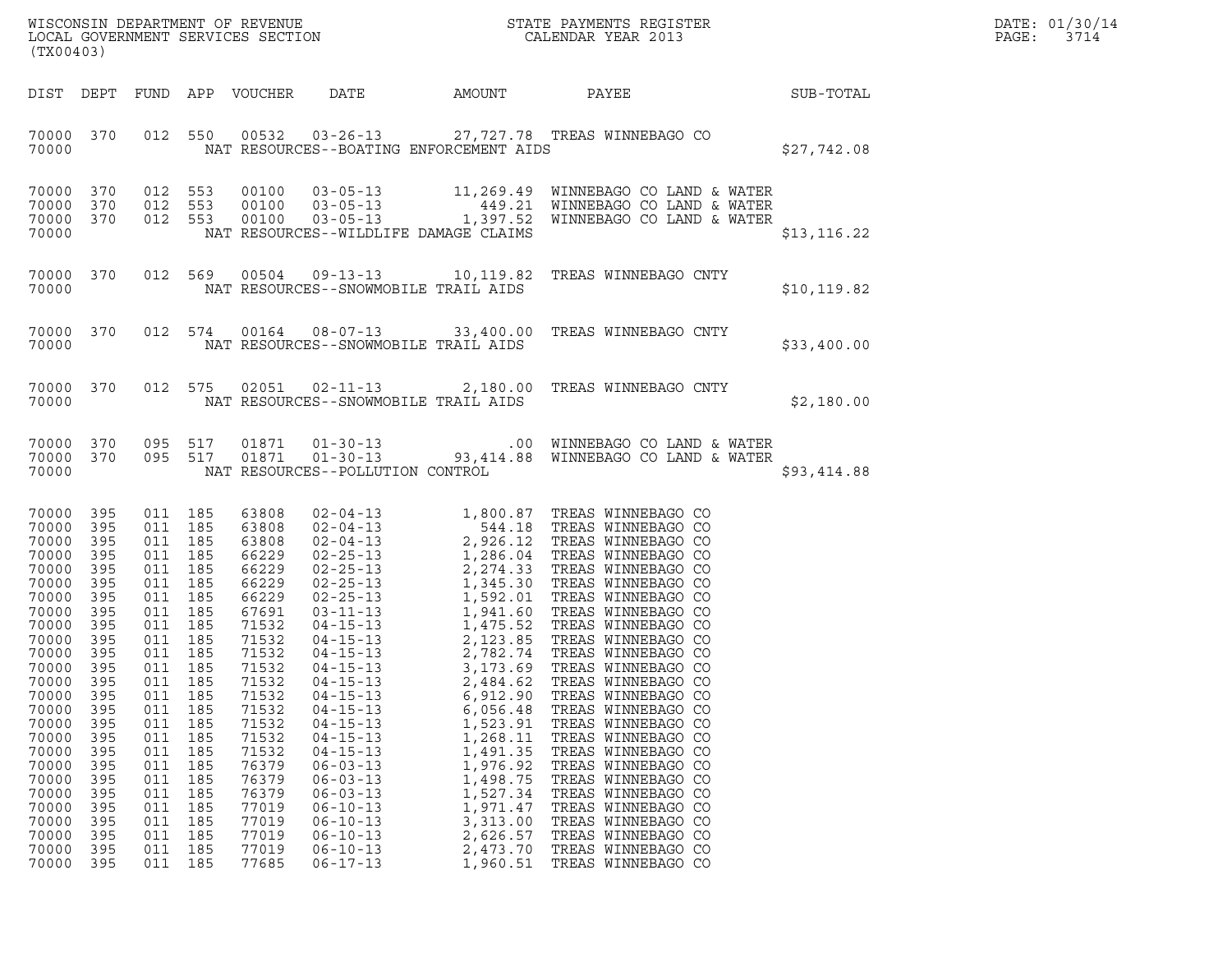WISCONSIN DEPARTMENT OF REVENUE
LOCAL GOVERNMENT SERVICES SECTION
(TX00403)

STATE PAYMENTS REGISTER
CALENDAR YEAR 2013

DATE: 01/30/14
PAGE: 3714

| DIST | DEPT | FUND | APP | VOUCHER | DATE | AMOUNT | PAYEE | SUB-TOTAL |
|---|---|---|---|---|---|---|---|---|
| 70000 | 370 | 012 | 550 | 00532 | 03-26-13 | 27,727.78 | TREAS WINNEBAGO CO | |
| 70000 | | | | | NAT RESOURCES--BOATING ENFORCEMENT AIDS | | | $27,742.08 |
| 70000 | 370 | 012 | 553 | 00100 | 03-05-13 | 11,269.49 | WINNEBAGO CO LAND & WATER | |
| 70000 | 370 | 012 | 553 | 00100 | 03-05-13 | 449.21 | WINNEBAGO CO LAND & WATER | |
| 70000 | 370 | 012 | 553 | 00100 | 03-05-13 | 1,397.52 | WINNEBAGO CO LAND & WATER | |
| 70000 | | | | | NAT RESOURCES--WILDLIFE DAMAGE CLAIMS | | | $13,116.22 |
| 70000 | 370 | 012 | 569 | 00504 | 09-13-13 | 10,119.82 | TREAS WINNEBAGO CNTY | |
| 70000 | | | | | NAT RESOURCES--SNOWMOBILE TRAIL AIDS | | | $10,119.82 |
| 70000 | 370 | 012 | 574 | 00164 | 08-07-13 | 33,400.00 | TREAS WINNEBAGO CNTY | |
| 70000 | | | | | NAT RESOURCES--SNOWMOBILE TRAIL AIDS | | | $33,400.00 |
| 70000 | 370 | 012 | 575 | 02051 | 02-11-13 | 2,180.00 | TREAS WINNEBAGO CNTY | |
| 70000 | | | | | NAT RESOURCES--SNOWMOBILE TRAIL AIDS | | | $2,180.00 |
| 70000 | 370 | 095 | 517 | 01871 | 01-30-13 | .00 | WINNEBAGO CO LAND & WATER | |
| 70000 | 370 | 095 | 517 | 01871 | 01-30-13 | 93,414.88 | WINNEBAGO CO LAND & WATER | |
| 70000 | | | | | NAT RESOURCES--POLLUTION CONTROL | | | $93,414.88 |
| 70000 | 395 | 011 | 185 | 63808 | 02-04-13 | 1,800.87 | TREAS WINNEBAGO CO | |
| 70000 | 395 | 011 | 185 | 63808 | 02-04-13 | 544.18 | TREAS WINNEBAGO CO | |
| 70000 | 395 | 011 | 185 | 63808 | 02-04-13 | 2,926.12 | TREAS WINNEBAGO CO | |
| 70000 | 395 | 011 | 185 | 66229 | 02-25-13 | 1,286.04 | TREAS WINNEBAGO CO | |
| 70000 | 395 | 011 | 185 | 66229 | 02-25-13 | 2,274.33 | TREAS WINNEBAGO CO | |
| 70000 | 395 | 011 | 185 | 66229 | 02-25-13 | 1,345.30 | TREAS WINNEBAGO CO | |
| 70000 | 395 | 011 | 185 | 66229 | 02-25-13 | 1,592.01 | TREAS WINNEBAGO CO | |
| 70000 | 395 | 011 | 185 | 67691 | 03-11-13 | 1,941.60 | TREAS WINNEBAGO CO | |
| 70000 | 395 | 011 | 185 | 71532 | 04-15-13 | 1,475.52 | TREAS WINNEBAGO CO | |
| 70000 | 395 | 011 | 185 | 71532 | 04-15-13 | 2,123.85 | TREAS WINNEBAGO CO | |
| 70000 | 395 | 011 | 185 | 71532 | 04-15-13 | 2,782.74 | TREAS WINNEBAGO CO | |
| 70000 | 395 | 011 | 185 | 71532 | 04-15-13 | 3,173.69 | TREAS WINNEBAGO CO | |
| 70000 | 395 | 011 | 185 | 71532 | 04-15-13 | 2,484.62 | TREAS WINNEBAGO CO | |
| 70000 | 395 | 011 | 185 | 71532 | 04-15-13 | 6,912.90 | TREAS WINNEBAGO CO | |
| 70000 | 395 | 011 | 185 | 71532 | 04-15-13 | 6,056.48 | TREAS WINNEBAGO CO | |
| 70000 | 395 | 011 | 185 | 71532 | 04-15-13 | 1,523.91 | TREAS WINNEBAGO CO | |
| 70000 | 395 | 011 | 185 | 71532 | 04-15-13 | 1,268.11 | TREAS WINNEBAGO CO | |
| 70000 | 395 | 011 | 185 | 71532 | 04-15-13 | 1,491.35 | TREAS WINNEBAGO CO | |
| 70000 | 395 | 011 | 185 | 76379 | 06-03-13 | 1,976.92 | TREAS WINNEBAGO CO | |
| 70000 | 395 | 011 | 185 | 76379 | 06-03-13 | 1,498.75 | TREAS WINNEBAGO CO | |
| 70000 | 395 | 011 | 185 | 76379 | 06-03-13 | 1,527.34 | TREAS WINNEBAGO CO | |
| 70000 | 395 | 011 | 185 | 77019 | 06-10-13 | 1,971.47 | TREAS WINNEBAGO CO | |
| 70000 | 395 | 011 | 185 | 77019 | 06-10-13 | 3,313.00 | TREAS WINNEBAGO CO | |
| 70000 | 395 | 011 | 185 | 77019 | 06-10-13 | 2,626.57 | TREAS WINNEBAGO CO | |
| 70000 | 395 | 011 | 185 | 77019 | 06-10-13 | 2,473.70 | TREAS WINNEBAGO CO | |
| 70000 | 395 | 011 | 185 | 77685 | 06-17-13 | 1,960.51 | TREAS WINNEBAGO CO | |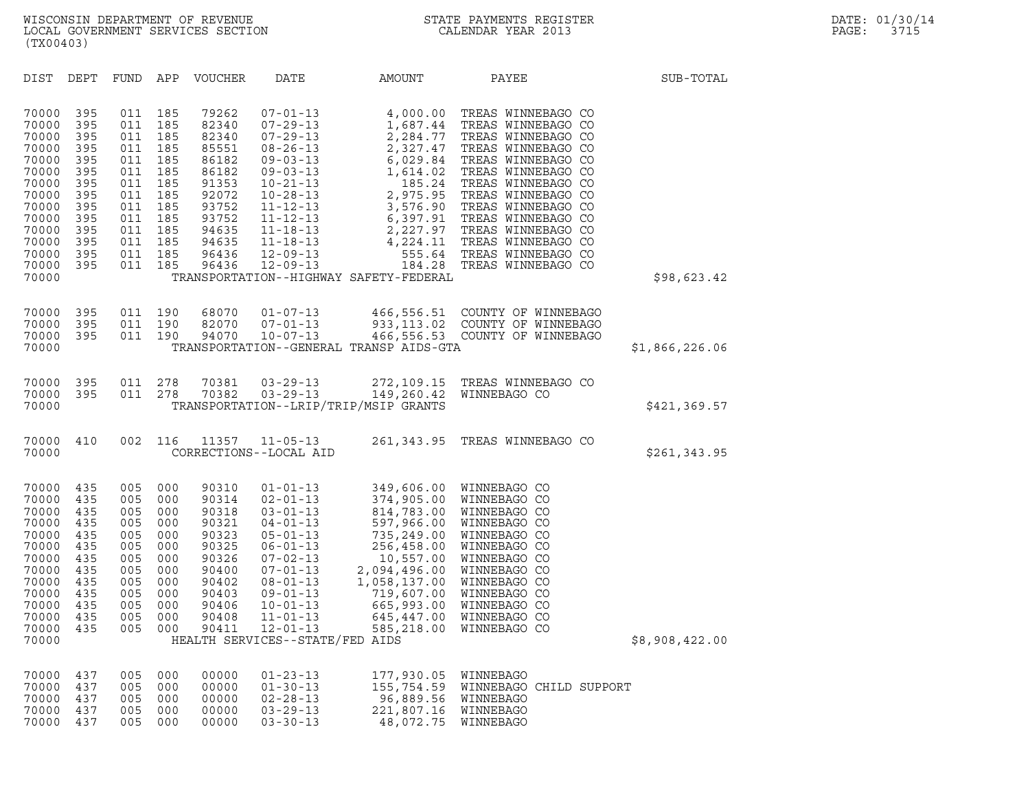WISCONSIN DEPARTMENT OF REVENUE
LOCAL GOVERNMENT SERVICES SECTION
(TX00403)

STATE PAYMENTS REGISTER
CALENDAR YEAR 2013

DATE: 01/30/14
PAGE: 3715

| DIST | DEPT | FUND | APP | VOUCHER | DATE | AMOUNT | PAYEE | SUB-TOTAL |
|---|---|---|---|---|---|---|---|---|
| 70000 | 395 | 011 | 185 | 79262 | 07-01-13 | 4,000.00 | TREAS WINNEBAGO CO | |
| 70000 | 395 | 011 | 185 | 82340 | 07-29-13 | 1,687.44 | TREAS WINNEBAGO CO | |
| 70000 | 395 | 011 | 185 | 82340 | 07-29-13 | 2,284.77 | TREAS WINNEBAGO CO | |
| 70000 | 395 | 011 | 185 | 85551 | 08-26-13 | 2,327.47 | TREAS WINNEBAGO CO | |
| 70000 | 395 | 011 | 185 | 86182 | 09-03-13 | 6,029.84 | TREAS WINNEBAGO CO | |
| 70000 | 395 | 011 | 185 | 86182 | 09-03-13 | 1,614.02 | TREAS WINNEBAGO CO | |
| 70000 | 395 | 011 | 185 | 91353 | 10-21-13 | 185.24 | TREAS WINNEBAGO CO | |
| 70000 | 395 | 011 | 185 | 92072 | 10-28-13 | 2,975.95 | TREAS WINNEBAGO CO | |
| 70000 | 395 | 011 | 185 | 93752 | 11-12-13 | 3,576.90 | TREAS WINNEBAGO CO | |
| 70000 | 395 | 011 | 185 | 93752 | 11-12-13 | 6,397.91 | TREAS WINNEBAGO CO | |
| 70000 | 395 | 011 | 185 | 94635 | 11-18-13 | 2,227.97 | TREAS WINNEBAGO CO | |
| 70000 | 395 | 011 | 185 | 94635 | 11-18-13 | 4,224.11 | TREAS WINNEBAGO CO | |
| 70000 | 395 | 011 | 185 | 96436 | 12-09-13 | 555.64 | TREAS WINNEBAGO CO | |
| 70000 | 395 | 011 | 185 | 96436 | 12-09-13 | 184.28 | TREAS WINNEBAGO CO | |
| 70000 | | | | | TRANSPORTATION--HIGHWAY SAFETY-FEDERAL | | | $98,623.42 |
| 70000 | 395 | 011 | 190 | 68070 | 01-07-13 | 466,556.51 | COUNTY OF WINNEBAGO | |
| 70000 | 395 | 011 | 190 | 82070 | 07-01-13 | 933,113.02 | COUNTY OF WINNEBAGO | |
| 70000 | 395 | 011 | 190 | 94070 | 10-07-13 | 466,556.53 | COUNTY OF WINNEBAGO | |
| 70000 | | | | | TRANSPORTATION--GENERAL TRANSP AIDS-GTA | | | $1,866,226.06 |
| 70000 | 395 | 011 | 278 | 70381 | 03-29-13 | 272,109.15 | TREAS WINNEBAGO CO | |
| 70000 | 395 | 011 | 278 | 70382 | 03-29-13 | 149,260.42 | WINNEBAGO CO | |
| 70000 | | | | | TRANSPORTATION--LRIP/TRIP/MSIP GRANTS | | | $421,369.57 |
| 70000 | 410 | 002 | 116 | 11357 | 11-05-13 | 261,343.95 | TREAS WINNEBAGO CO | |
| 70000 | | | | | CORRECTIONS--LOCAL AID | | | $261,343.95 |
| 70000 | 435 | 005 | 000 | 90310 | 01-01-13 | 349,606.00 | WINNEBAGO CO | |
| 70000 | 435 | 005 | 000 | 90314 | 02-01-13 | 374,905.00 | WINNEBAGO CO | |
| 70000 | 435 | 005 | 000 | 90318 | 03-01-13 | 814,783.00 | WINNEBAGO CO | |
| 70000 | 435 | 005 | 000 | 90321 | 04-01-13 | 597,966.00 | WINNEBAGO CO | |
| 70000 | 435 | 005 | 000 | 90323 | 05-01-13 | 735,249.00 | WINNEBAGO CO | |
| 70000 | 435 | 005 | 000 | 90325 | 06-01-13 | 256,458.00 | WINNEBAGO CO | |
| 70000 | 435 | 005 | 000 | 90326 | 07-02-13 | 10,557.00 | WINNEBAGO CO | |
| 70000 | 435 | 005 | 000 | 90400 | 07-01-13 | 2,094,496.00 | WINNEBAGO CO | |
| 70000 | 435 | 005 | 000 | 90402 | 08-01-13 | 1,058,137.00 | WINNEBAGO CO | |
| 70000 | 435 | 005 | 000 | 90403 | 09-01-13 | 719,607.00 | WINNEBAGO CO | |
| 70000 | 435 | 005 | 000 | 90406 | 10-01-13 | 665,993.00 | WINNEBAGO CO | |
| 70000 | 435 | 005 | 000 | 90408 | 11-01-13 | 645,447.00 | WINNEBAGO CO | |
| 70000 | 435 | 005 | 000 | 90411 | 12-01-13 | 585,218.00 | WINNEBAGO CO | |
| 70000 | | | | | HEALTH SERVICES--STATE/FED AIDS | | | $8,908,422.00 |
| 70000 | 437 | 005 | 000 | 00000 | 01-23-13 | 177,930.05 | WINNEBAGO | |
| 70000 | 437 | 005 | 000 | 00000 | 01-30-13 | 155,754.59 | WINNEBAGO CHILD SUPPORT | |
| 70000 | 437 | 005 | 000 | 00000 | 02-28-13 | 96,889.56 | WINNEBAGO | |
| 70000 | 437 | 005 | 000 | 00000 | 03-29-13 | 221,807.16 | WINNEBAGO | |
| 70000 | 437 | 005 | 000 | 00000 | 03-30-13 | 48,072.75 | WINNEBAGO | |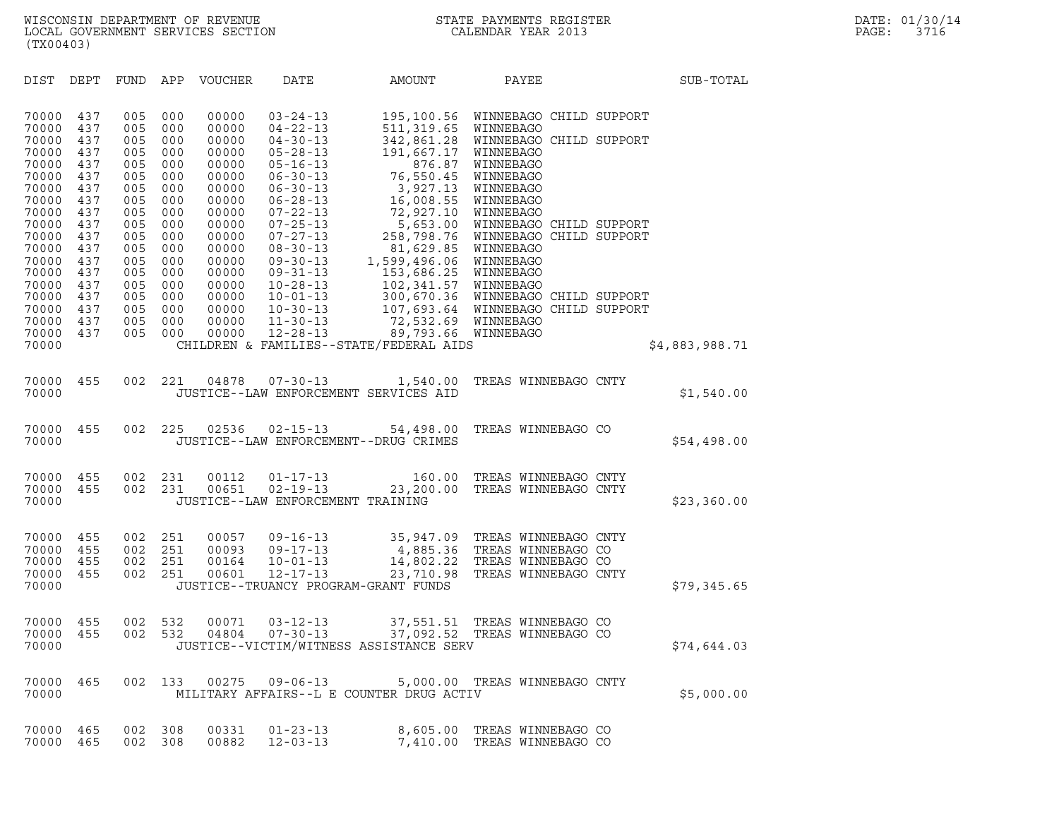WISCONSIN DEPARTMENT OF REVENUE
LOCAL GOVERNMENT SERVICES SECTION
(TX00403)

STATE PAYMENTS REGISTER
CALENDAR YEAR 2013

DATE: 01/30/14
PAGE: 3716

| DIST | DEPT | FUND | APP | VOUCHER | DATE | AMOUNT | PAYEE | SUB-TOTAL |
|---|---|---|---|---|---|---|---|---|
| 70000 | 437 | 005 | 000 | 00000 | 03-24-13 | 195,100.56 | WINNEBAGO CHILD SUPPORT | |
| 70000 | 437 | 005 | 000 | 00000 | 04-22-13 | 511,319.65 | WINNEBAGO | |
| 70000 | 437 | 005 | 000 | 00000 | 04-30-13 | 342,861.28 | WINNEBAGO CHILD SUPPORT | |
| 70000 | 437 | 005 | 000 | 00000 | 05-28-13 | 191,667.17 | WINNEBAGO | |
| 70000 | 437 | 005 | 000 | 00000 | 05-16-13 | 876.87 | WINNEBAGO | |
| 70000 | 437 | 005 | 000 | 00000 | 06-30-13 | 76,550.45 | WINNEBAGO | |
| 70000 | 437 | 005 | 000 | 00000 | 06-30-13 | 3,927.13 | WINNEBAGO | |
| 70000 | 437 | 005 | 000 | 00000 | 06-28-13 | 16,008.55 | WINNEBAGO | |
| 70000 | 437 | 005 | 000 | 00000 | 07-22-13 | 72,927.10 | WINNEBAGO | |
| 70000 | 437 | 005 | 000 | 00000 | 07-25-13 | 5,653.00 | WINNEBAGO CHILD SUPPORT | |
| 70000 | 437 | 005 | 000 | 00000 | 07-27-13 | 258,798.76 | WINNEBAGO CHILD SUPPORT | |
| 70000 | 437 | 005 | 000 | 00000 | 08-30-13 | 81,629.85 | WINNEBAGO | |
| 70000 | 437 | 005 | 000 | 00000 | 09-30-13 | 1,599,496.06 | WINNEBAGO | |
| 70000 | 437 | 005 | 000 | 00000 | 09-31-13 | 153,686.25 | WINNEBAGO | |
| 70000 | 437 | 005 | 000 | 00000 | 10-28-13 | 102,341.57 | WINNEBAGO | |
| 70000 | 437 | 005 | 000 | 00000 | 10-01-13 | 300,670.36 | WINNEBAGO CHILD SUPPORT | |
| 70000 | 437 | 005 | 000 | 00000 | 10-30-13 | 107,693.64 | WINNEBAGO CHILD SUPPORT | |
| 70000 | 437 | 005 | 000 | 00000 | 11-30-13 | 72,532.69 | WINNEBAGO | |
| 70000 | 437 | 005 | 000 | 00000 | 12-28-13 | 89,793.66 | WINNEBAGO | |
| 70000 | | | | | CHILDREN & FAMILIES--STATE/FEDERAL AIDS | | | $4,883,988.71 |
| 70000 | 455 | 002 | 221 | 04878 | 07-30-13 | 1,540.00 | TREAS WINNEBAGO CNTY | |
| 70000 | | | | | JUSTICE--LAW ENFORCEMENT SERVICES AID | | | $1,540.00 |
| 70000 | 455 | 002 | 225 | 02536 | 02-15-13 | 54,498.00 | TREAS WINNEBAGO CO | |
| 70000 | | | | | JUSTICE--LAW ENFORCEMENT--DRUG CRIMES | | | $54,498.00 |
| 70000 | 455 | 002 | 231 | 00112 | 01-17-13 | 160.00 | TREAS WINNEBAGO CNTY | |
| 70000 | 455 | 002 | 231 | 00651 | 02-19-13 | 23,200.00 | TREAS WINNEBAGO CNTY | |
| 70000 | | | | | JUSTICE--LAW ENFORCEMENT TRAINING | | | $23,360.00 |
| 70000 | 455 | 002 | 251 | 00057 | 09-16-13 | 35,947.09 | TREAS WINNEBAGO CNTY | |
| 70000 | 455 | 002 | 251 | 00093 | 09-17-13 | 4,885.36 | TREAS WINNEBAGO CO | |
| 70000 | 455 | 002 | 251 | 00164 | 10-01-13 | 14,802.22 | TREAS WINNEBAGO CO | |
| 70000 | 455 | 002 | 251 | 00601 | 12-17-13 | 23,710.98 | TREAS WINNEBAGO CNTY | |
| 70000 | | | | | JUSTICE--TRUANCY PROGRAM-GRANT FUNDS | | | $79,345.65 |
| 70000 | 455 | 002 | 532 | 00071 | 03-12-13 | 37,551.51 | TREAS WINNEBAGO CO | |
| 70000 | 455 | 002 | 532 | 04804 | 07-30-13 | 37,092.52 | TREAS WINNEBAGO CO | |
| 70000 | | | | | JUSTICE--VICTIM/WITNESS ASSISTANCE SERV | | | $74,644.03 |
| 70000 | 465 | 002 | 133 | 00275 | 09-06-13 | 5,000.00 | TREAS WINNEBAGO CNTY | |
| 70000 | | | | | MILITARY AFFAIRS--L E COUNTER DRUG ACTIV | | | $5,000.00 |
| 70000 | 465 | 002 | 308 | 00331 | 01-23-13 | 8,605.00 | TREAS WINNEBAGO CO | |
| 70000 | 465 | 002 | 308 | 00882 | 12-03-13 | 7,410.00 | TREAS WINNEBAGO CO | |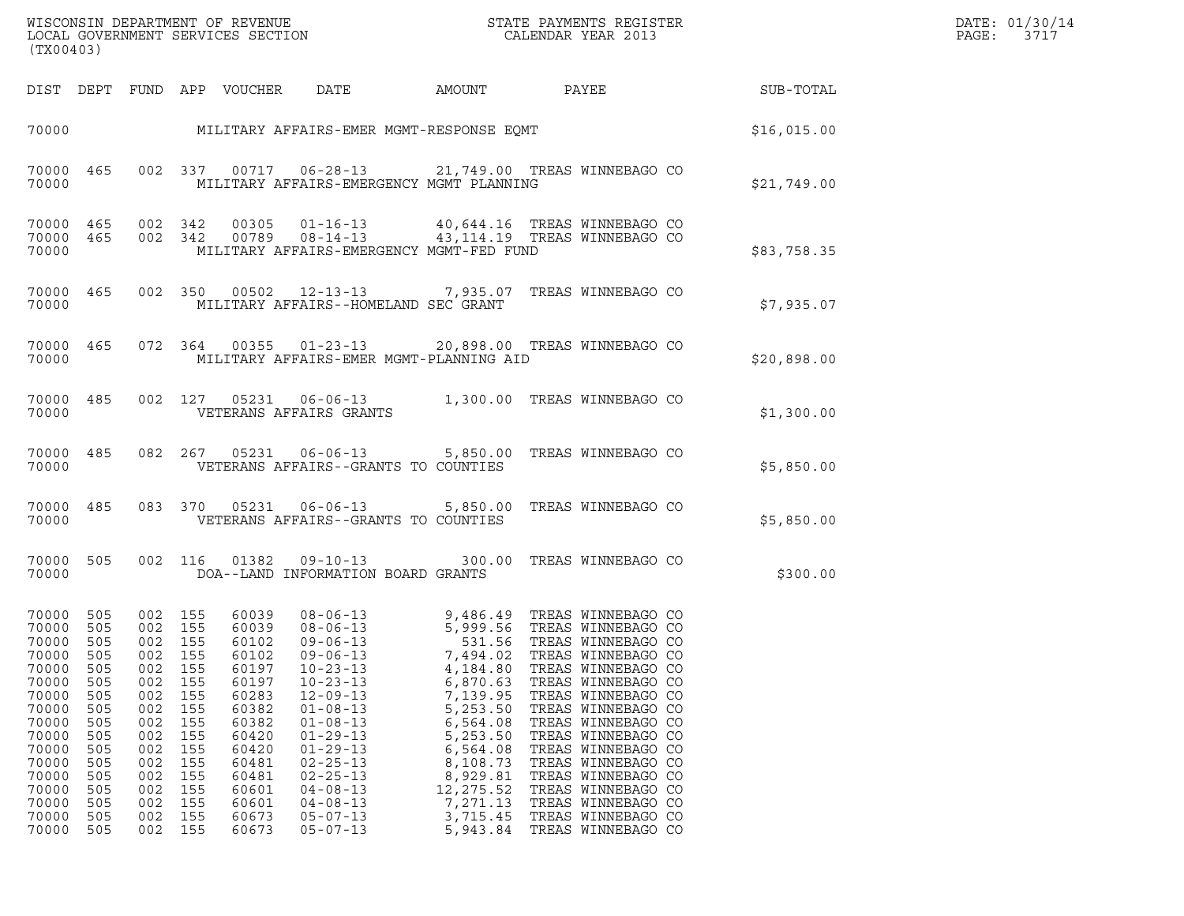| DIST | DEPT | FUND | APP | VOUCHER | DATE | AMOUNT | PAYEE | SUB-TOTAL |
|---|---|---|---|---|---|---|---|---|
| 70000 | | | | | MILITARY AFFAIRS-EMER MGMT-RESPONSE EQMT | | | $16,015.00 |
| 70000 | 465 | 002 | 337 | 00717 | 06-28-13 | 21,749.00 | TREAS WINNEBAGO CO | |
| 70000 | | | | | MILITARY AFFAIRS-EMERGENCY MGMT PLANNING | | | $21,749.00 |
| 70000 | 465 | 002 | 342 | 00305 | 01-16-13 | 40,644.16 | TREAS WINNEBAGO CO | |
| 70000 | 465 | 002 | 342 | 00789 | 08-14-13 | 43,114.19 | TREAS WINNEBAGO CO | |
| 70000 | | | | | MILITARY AFFAIRS-EMERGENCY MGMT-FED FUND | | | $83,758.35 |
| 70000 | 465 | 002 | 350 | 00502 | 12-13-13 | 7,935.07 | TREAS WINNEBAGO CO | |
| 70000 | | | | | MILITARY AFFAIRS--HOMELAND SEC GRANT | | | $7,935.07 |
| 70000 | 465 | 072 | 364 | 00355 | 01-23-13 | 20,898.00 | TREAS WINNEBAGO CO | |
| 70000 | | | | | MILITARY AFFAIRS-EMER MGMT-PLANNING AID | | | $20,898.00 |
| 70000 | 485 | 002 | 127 | 05231 | 06-06-13 | 1,300.00 | TREAS WINNEBAGO CO | |
| 70000 | | | | | VETERANS AFFAIRS GRANTS | | | $1,300.00 |
| 70000 | 485 | 082 | 267 | 05231 | 06-06-13 | 5,850.00 | TREAS WINNEBAGO CO | |
| 70000 | | | | | VETERANS AFFAIRS--GRANTS TO COUNTIES | | | $5,850.00 |
| 70000 | 485 | 083 | 370 | 05231 | 06-06-13 | 5,850.00 | TREAS WINNEBAGO CO | |
| 70000 | | | | | VETERANS AFFAIRS--GRANTS TO COUNTIES | | | $5,850.00 |
| 70000 | 505 | 002 | 116 | 01382 | 09-10-13 | 300.00 | TREAS WINNEBAGO CO | |
| 70000 | | | | | DOA--LAND INFORMATION BOARD GRANTS | | | $300.00 |
| 70000 | 505 | 002 | 155 | 60039 | 08-06-13 | 9,486.49 | TREAS WINNEBAGO CO | |
| 70000 | 505 | 002 | 155 | 60039 | 08-06-13 | 5,999.56 | TREAS WINNEBAGO CO | |
| 70000 | 505 | 002 | 155 | 60102 | 09-06-13 | 531.56 | TREAS WINNEBAGO CO | |
| 70000 | 505 | 002 | 155 | 60102 | 09-06-13 | 7,494.02 | TREAS WINNEBAGO CO | |
| 70000 | 505 | 002 | 155 | 60197 | 10-23-13 | 4,184.80 | TREAS WINNEBAGO CO | |
| 70000 | 505 | 002 | 155 | 60197 | 10-23-13 | 6,870.63 | TREAS WINNEBAGO CO | |
| 70000 | 505 | 002 | 155 | 60283 | 12-09-13 | 7,139.95 | TREAS WINNEBAGO CO | |
| 70000 | 505 | 002 | 155 | 60382 | 01-08-13 | 5,253.50 | TREAS WINNEBAGO CO | |
| 70000 | 505 | 002 | 155 | 60382 | 01-08-13 | 6,564.08 | TREAS WINNEBAGO CO | |
| 70000 | 505 | 002 | 155 | 60420 | 01-29-13 | 5,253.50 | TREAS WINNEBAGO CO | |
| 70000 | 505 | 002 | 155 | 60420 | 01-29-13 | 6,564.08 | TREAS WINNEBAGO CO | |
| 70000 | 505 | 002 | 155 | 60481 | 02-25-13 | 8,108.73 | TREAS WINNEBAGO CO | |
| 70000 | 505 | 002 | 155 | 60481 | 02-25-13 | 8,929.81 | TREAS WINNEBAGO CO | |
| 70000 | 505 | 002 | 155 | 60601 | 04-08-13 | 12,275.52 | TREAS WINNEBAGO CO | |
| 70000 | 505 | 002 | 155 | 60601 | 04-08-13 | 7,271.13 | TREAS WINNEBAGO CO | |
| 70000 | 505 | 002 | 155 | 60673 | 05-07-13 | 3,715.45 | TREAS WINNEBAGO CO | |
| 70000 | 505 | 002 | 155 | 60673 | 05-07-13 | 5,943.84 | TREAS WINNEBAGO CO | |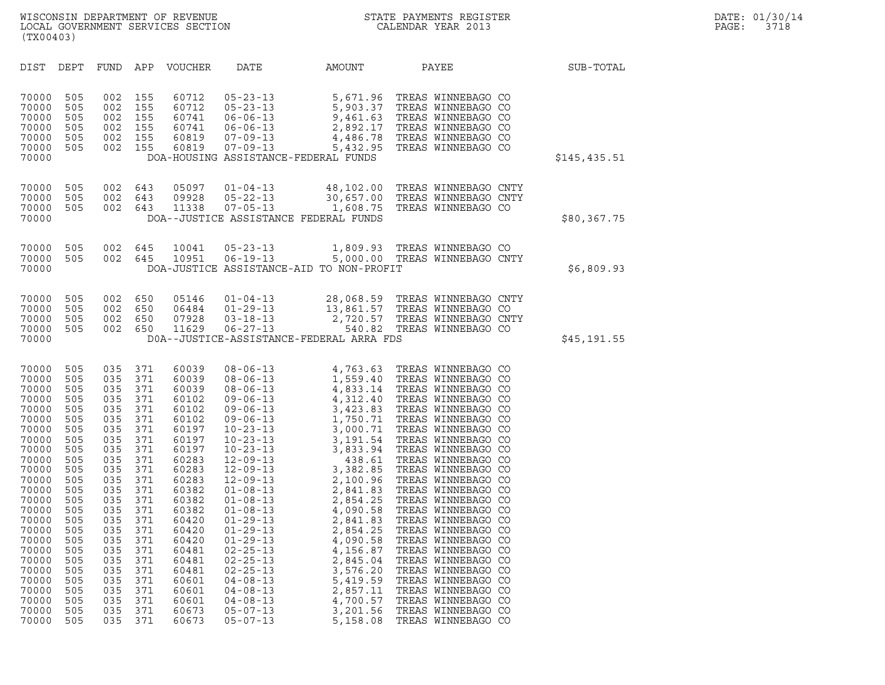WISCONSIN DEPARTMENT OF REVENUE
LOCAL GOVERNMENT SERVICES SECTION
(TX00403)

STATE PAYMENTS REGISTER
CALENDAR YEAR 2013

DATE: 01/30/14
PAGE: 3718

| DIST | DEPT | FUND | APP | VOUCHER | DATE | AMOUNT | PAYEE | SUB-TOTAL |
|---|---|---|---|---|---|---|---|---|
| 70000 | 505 | 002 | 155 | 60712 | 05-23-13 | 5,671.96 | TREAS WINNEBAGO CO | |
| 70000 | 505 | 002 | 155 | 60712 | 05-23-13 | 5,903.37 | TREAS WINNEBAGO CO | |
| 70000 | 505 | 002 | 155 | 60741 | 06-06-13 | 9,461.63 | TREAS WINNEBAGO CO | |
| 70000 | 505 | 002 | 155 | 60741 | 06-06-13 | 2,892.17 | TREAS WINNEBAGO CO | |
| 70000 | 505 | 002 | 155 | 60819 | 07-09-13 | 4,486.78 | TREAS WINNEBAGO CO | |
| 70000 | 505 | 002 | 155 | 60819 | 07-09-13 | 5,432.95 | TREAS WINNEBAGO CO | |
| 70000 | | | | | DOA-HOUSING ASSISTANCE-FEDERAL FUNDS | | | $145,435.51 |
| 70000 | 505 | 002 | 643 | 05097 | 01-04-13 | 48,102.00 | TREAS WINNEBAGO CNTY | |
| 70000 | 505 | 002 | 643 | 09928 | 05-22-13 | 30,657.00 | TREAS WINNEBAGO CNTY | |
| 70000 | 505 | 002 | 643 | 11338 | 07-05-13 | 1,608.75 | TREAS WINNEBAGO CO | |
| 70000 | | | | | DOA--JUSTICE ASSISTANCE FEDERAL FUNDS | | | $80,367.75 |
| 70000 | 505 | 002 | 645 | 10041 | 05-23-13 | 1,809.93 | TREAS WINNEBAGO CO | |
| 70000 | 505 | 002 | 645 | 10951 | 06-19-13 | 5,000.00 | TREAS WINNEBAGO CNTY | |
| 70000 | | | | | DOA-JUSTICE ASSISTANCE-AID TO NON-PROFIT | | | $6,809.93 |
| 70000 | 505 | 002 | 650 | 05146 | 01-04-13 | 28,068.59 | TREAS WINNEBAGO CNTY | |
| 70000 | 505 | 002 | 650 | 06484 | 01-29-13 | 13,861.57 | TREAS WINNEBAGO CO | |
| 70000 | 505 | 002 | 650 | 07928 | 03-18-13 | 2,720.57 | TREAS WINNEBAGO CNTY | |
| 70000 | 505 | 002 | 650 | 11629 | 06-27-13 | 540.82 | TREAS WINNEBAGO CO | |
| 70000 | | | | | D0A--JUSTICE-ASSISTANCE-FEDERAL ARRA FDS | | | $45,191.55 |
| 70000 | 505 | 035 | 371 | 60039 | 08-06-13 | 4,763.63 | TREAS WINNEBAGO CO | |
| 70000 | 505 | 035 | 371 | 60039 | 08-06-13 | 1,559.40 | TREAS WINNEBAGO CO | |
| 70000 | 505 | 035 | 371 | 60039 | 08-06-13 | 4,833.14 | TREAS WINNEBAGO CO | |
| 70000 | 505 | 035 | 371 | 60102 | 09-06-13 | 4,312.40 | TREAS WINNEBAGO CO | |
| 70000 | 505 | 035 | 371 | 60102 | 09-06-13 | 3,423.83 | TREAS WINNEBAGO CO | |
| 70000 | 505 | 035 | 371 | 60102 | 09-06-13 | 1,750.71 | TREAS WINNEBAGO CO | |
| 70000 | 505 | 035 | 371 | 60197 | 10-23-13 | 3,000.71 | TREAS WINNEBAGO CO | |
| 70000 | 505 | 035 | 371 | 60197 | 10-23-13 | 3,191.54 | TREAS WINNEBAGO CO | |
| 70000 | 505 | 035 | 371 | 60197 | 10-23-13 | 3,833.94 | TREAS WINNEBAGO CO | |
| 70000 | 505 | 035 | 371 | 60283 | 12-09-13 | 438.61 | TREAS WINNEBAGO CO | |
| 70000 | 505 | 035 | 371 | 60283 | 12-09-13 | 3,382.85 | TREAS WINNEBAGO CO | |
| 70000 | 505 | 035 | 371 | 60283 | 12-09-13 | 2,100.96 | TREAS WINNEBAGO CO | |
| 70000 | 505 | 035 | 371 | 60382 | 01-08-13 | 2,841.83 | TREAS WINNEBAGO CO | |
| 70000 | 505 | 035 | 371 | 60382 | 01-08-13 | 2,854.25 | TREAS WINNEBAGO CO | |
| 70000 | 505 | 035 | 371 | 60382 | 01-08-13 | 4,090.58 | TREAS WINNEBAGO CO | |
| 70000 | 505 | 035 | 371 | 60420 | 01-29-13 | 2,841.83 | TREAS WINNEBAGO CO | |
| 70000 | 505 | 035 | 371 | 60420 | 01-29-13 | 2,854.25 | TREAS WINNEBAGO CO | |
| 70000 | 505 | 035 | 371 | 60420 | 01-29-13 | 4,090.58 | TREAS WINNEBAGO CO | |
| 70000 | 505 | 035 | 371 | 60481 | 02-25-13 | 4,156.87 | TREAS WINNEBAGO CO | |
| 70000 | 505 | 035 | 371 | 60481 | 02-25-13 | 2,845.04 | TREAS WINNEBAGO CO | |
| 70000 | 505 | 035 | 371 | 60481 | 02-25-13 | 3,576.20 | TREAS WINNEBAGO CO | |
| 70000 | 505 | 035 | 371 | 60601 | 04-08-13 | 5,419.59 | TREAS WINNEBAGO CO | |
| 70000 | 505 | 035 | 371 | 60601 | 04-08-13 | 2,857.11 | TREAS WINNEBAGO CO | |
| 70000 | 505 | 035 | 371 | 60601 | 04-08-13 | 4,700.57 | TREAS WINNEBAGO CO | |
| 70000 | 505 | 035 | 371 | 60673 | 05-07-13 | 3,201.56 | TREAS WINNEBAGO CO | |
| 70000 | 505 | 035 | 371 | 60673 | 05-07-13 | 5,158.08 | TREAS WINNEBAGO CO | |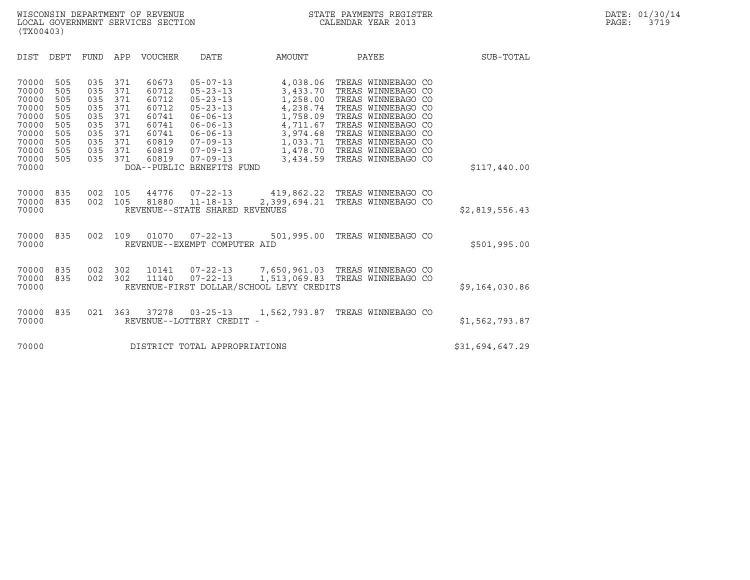WISCONSIN DEPARTMENT OF REVENUE
LOCAL GOVERNMENT SERVICES SECTION
(TX00403)

STATE PAYMENTS REGISTER
CALENDAR YEAR 2013

DATE: 01/30/14
PAGE: 3719

| DIST | DEPT | FUND | APP | VOUCHER | DATE | AMOUNT | PAYEE | SUB-TOTAL |
|---|---|---|---|---|---|---|---|---|
| 70000 | 505 | 035 | 371 | 60673 | 05-07-13 | 4,038.06 | TREAS WINNEBAGO CO | |
| 70000 | 505 | 035 | 371 | 60712 | 05-23-13 | 3,433.70 | TREAS WINNEBAGO CO | |
| 70000 | 505 | 035 | 371 | 60712 | 05-23-13 | 1,258.00 | TREAS WINNEBAGO CO | |
| 70000 | 505 | 035 | 371 | 60712 | 05-23-13 | 4,238.74 | TREAS WINNEBAGO CO | |
| 70000 | 505 | 035 | 371 | 60741 | 06-06-13 | 1,758.09 | TREAS WINNEBAGO CO | |
| 70000 | 505 | 035 | 371 | 60741 | 06-06-13 | 4,711.67 | TREAS WINNEBAGO CO | |
| 70000 | 505 | 035 | 371 | 60741 | 06-06-13 | 3,974.68 | TREAS WINNEBAGO CO | |
| 70000 | 505 | 035 | 371 | 60819 | 07-09-13 | 1,033.71 | TREAS WINNEBAGO CO | |
| 70000 | 505 | 035 | 371 | 60819 | 07-09-13 | 1,478.70 | TREAS WINNEBAGO CO | |
| 70000 | 505 | 035 | 371 | 60819 | 07-09-13 | 3,434.59 | TREAS WINNEBAGO CO | |
| 70000 | | | | DOA--PUBLIC BENEFITS FUND | | | | $117,440.00 |
| 70000 | 835 | 002 | 105 | 44776 | 07-22-13 | 419,862.22 | TREAS WINNEBAGO CO | |
| 70000 | 835 | 002 | 105 | 81880 | 11-18-13 | 2,399,694.21 | TREAS WINNEBAGO CO | |
| 70000 | | | | REVENUE--STATE SHARED REVENUES | | | | $2,819,556.43 |
| 70000 | 835 | 002 | 109 | 01070 | 07-22-13 | 501,995.00 | TREAS WINNEBAGO CO | |
| 70000 | | | | REVENUE--EXEMPT COMPUTER AID | | | | $501,995.00 |
| 70000 | 835 | 002 | 302 | 10141 | 07-22-13 | 7,650,961.03 | TREAS WINNEBAGO CO | |
| 70000 | 835 | 002 | 302 | 11140 | 07-22-13 | 1,513,069.83 | TREAS WINNEBAGO CO | |
| 70000 | | | | REVENUE-FIRST DOLLAR/SCHOOL LEVY CREDITS | | | | $9,164,030.86 |
| 70000 | 835 | 021 | 363 | 37278 | 03-25-13 | 1,562,793.87 | TREAS WINNEBAGO CO | |
| 70000 | | | | REVENUE--LOTTERY CREDIT - | | | | $1,562,793.87 |
| 70000 | | | | DISTRICT TOTAL APPROPRIATIONS | | | | $31,694,647.29 |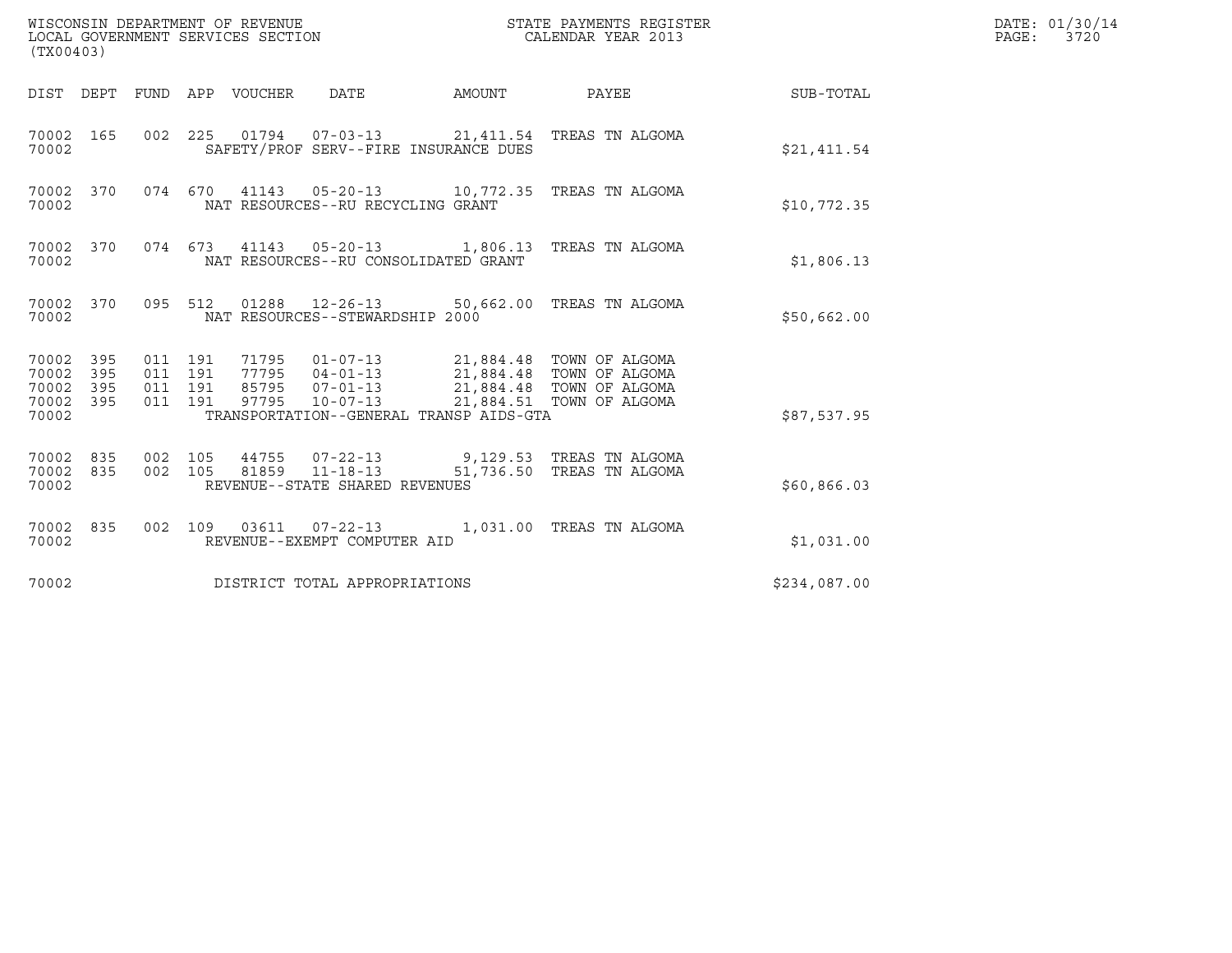WISCONSIN DEPARTMENT OF REVENUE
LOCAL GOVERNMENT SERVICES SECTION
(TX00403)

STATE PAYMENTS REGISTER
CALENDAR YEAR 2013

DATE: 01/30/14
PAGE: 3720

| DIST | DEPT | FUND | APP | VOUCHER | DATE | AMOUNT | PAYEE | SUB-TOTAL |
|---|---|---|---|---|---|---|---|---|
| 70002 | 165 | 002 | 225 | 01794 | 07-03-13 | 21,411.54 | TREAS TN ALGOMA | |
| 70002 | | | | SAFETY/PROF SERV--FIRE INSURANCE DUES | | | | $21,411.54 |
| 70002 | 370 | 074 | 670 | 41143 | 05-20-13 | 10,772.35 | TREAS TN ALGOMA | |
| 70002 | | | | NAT RESOURCES--RU RECYCLING GRANT | | | | $10,772.35 |
| 70002 | 370 | 074 | 673 | 41143 | 05-20-13 | 1,806.13 | TREAS TN ALGOMA | |
| 70002 | | | | NAT RESOURCES--RU CONSOLIDATED GRANT | | | | $1,806.13 |
| 70002 | 370 | 095 | 512 | 01288 | 12-26-13 | 50,662.00 | TREAS TN ALGOMA | |
| 70002 | | | | NAT RESOURCES--STEWARDSHIP 2000 | | | | $50,662.00 |
| 70002 | 395 | 011 | 191 | 71795 | 01-07-13 | 21,884.48 | TOWN OF ALGOMA | |
| 70002 | 395 | 011 | 191 | 77795 | 04-01-13 | 21,884.48 | TOWN OF ALGOMA | |
| 70002 | 395 | 011 | 191 | 85795 | 07-01-13 | 21,884.48 | TOWN OF ALGOMA | |
| 70002 | 395 | 011 | 191 | 97795 | 10-07-13 | 21,884.51 | TOWN OF ALGOMA | |
| 70002 | | | | TRANSPORTATION--GENERAL TRANSP AIDS-GTA | | | | $87,537.95 |
| 70002 | 835 | 002 | 105 | 44755 | 07-22-13 | 9,129.53 | TREAS TN ALGOMA | |
| 70002 | 835 | 002 | 105 | 81859 | 11-18-13 | 51,736.50 | TREAS TN ALGOMA | |
| 70002 | | | | REVENUE--STATE SHARED REVENUES | | | | $60,866.03 |
| 70002 | 835 | 002 | 109 | 03611 | 07-22-13 | 1,031.00 | TREAS TN ALGOMA | |
| 70002 | | | | REVENUE--EXEMPT COMPUTER AID | | | | $1,031.00 |
| 70002 | | | | DISTRICT TOTAL APPROPRIATIONS | | | | $234,087.00 |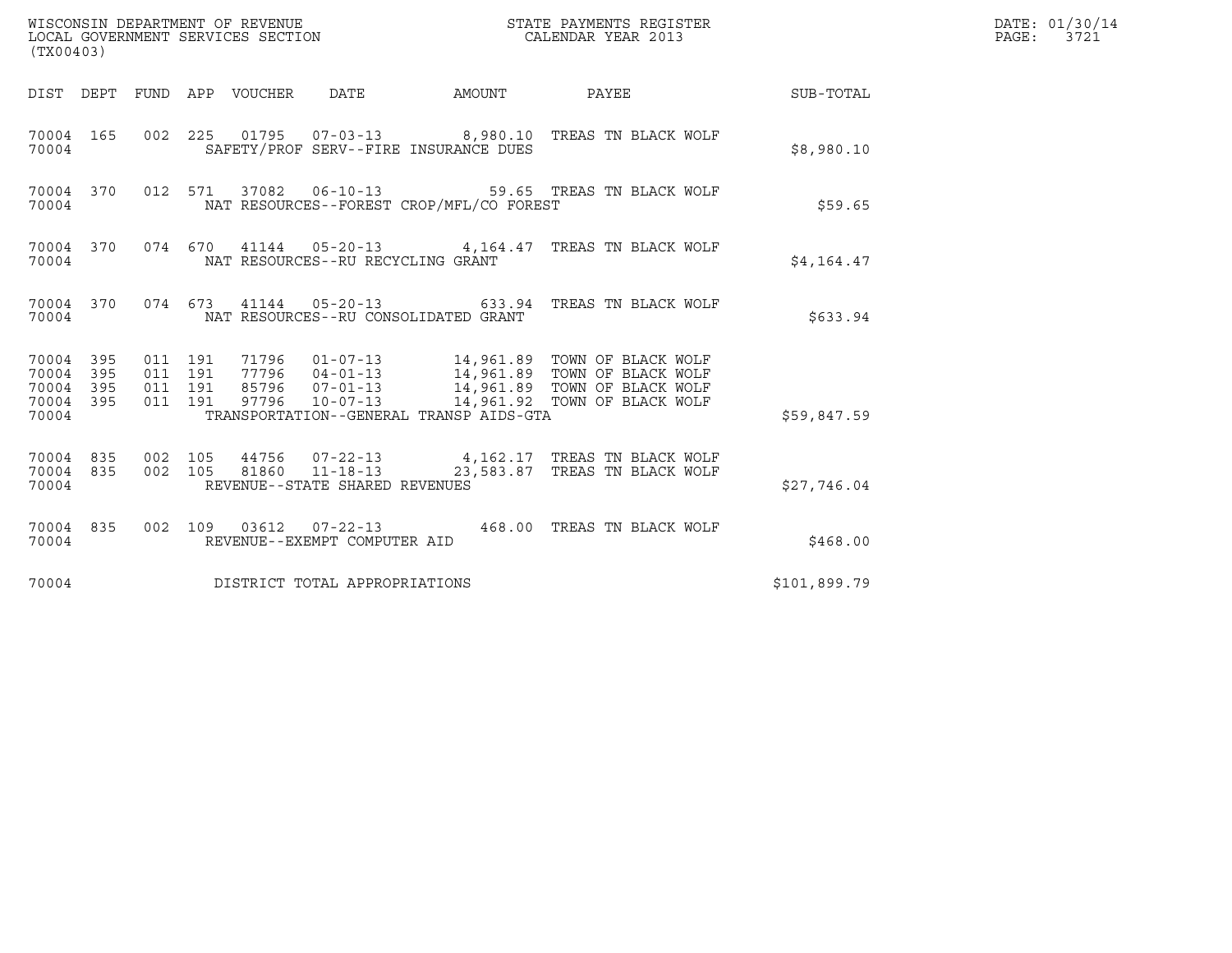WISCONSIN DEPARTMENT OF REVENUE
LOCAL GOVERNMENT SERVICES SECTION
(TX00403)

STATE PAYMENTS REGISTER
CALENDAR YEAR 2013

DATE: 01/30/14
PAGE: 3721

| DIST | DEPT | FUND | APP | VOUCHER | DATE | AMOUNT | PAYEE | SUB-TOTAL |
|---|---|---|---|---|---|---|---|---|
| 70004 | 165 | 002 | 225 | 01795 | 07-03-13 | 8,980.10 | TREAS TN BLACK WOLF | |
| 70004 | | | | SAFETY/PROF SERV--FIRE INSURANCE DUES | | | | $8,980.10 |
| 70004 | 370 | 012 | 571 | 37082 | 06-10-13 | 59.65 | TREAS TN BLACK WOLF | |
| 70004 | | | | NAT RESOURCES--FOREST CROP/MFL/CO FOREST | | | | $59.65 |
| 70004 | 370 | 074 | 670 | 41144 | 05-20-13 | 4,164.47 | TREAS TN BLACK WOLF | |
| 70004 | | | | NAT RESOURCES--RU RECYCLING GRANT | | | | $4,164.47 |
| 70004 | 370 | 074 | 673 | 41144 | 05-20-13 | 633.94 | TREAS TN BLACK WOLF | |
| 70004 | | | | NAT RESOURCES--RU CONSOLIDATED GRANT | | | | $633.94 |
| 70004 | 395 | 011 | 191 | 71796 | 01-07-13 | 14,961.89 | TOWN OF BLACK WOLF | |
| 70004 | 395 | 011 | 191 | 77796 | 04-01-13 | 14,961.89 | TOWN OF BLACK WOLF | |
| 70004 | 395 | 011 | 191 | 85796 | 07-01-13 | 14,961.89 | TOWN OF BLACK WOLF | |
| 70004 | 395 | 011 | 191 | 97796 | 10-07-13 | 14,961.92 | TOWN OF BLACK WOLF | |
| 70004 | | | | TRANSPORTATION--GENERAL TRANSP AIDS-GTA | | | | $59,847.59 |
| 70004 | 835 | 002 | 105 | 44756 | 07-22-13 | 4,162.17 | TREAS TN BLACK WOLF | |
| 70004 | 835 | 002 | 105 | 81860 | 11-18-13 | 23,583.87 | TREAS TN BLACK WOLF | |
| 70004 | | | | REVENUE--STATE SHARED REVENUES | | | | $27,746.04 |
| 70004 | 835 | 002 | 109 | 03612 | 07-22-13 | 468.00 | TREAS TN BLACK WOLF | |
| 70004 | | | | REVENUE--EXEMPT COMPUTER AID | | | | $468.00 |
| 70004 | | | | DISTRICT TOTAL APPROPRIATIONS | | | | $101,899.79 |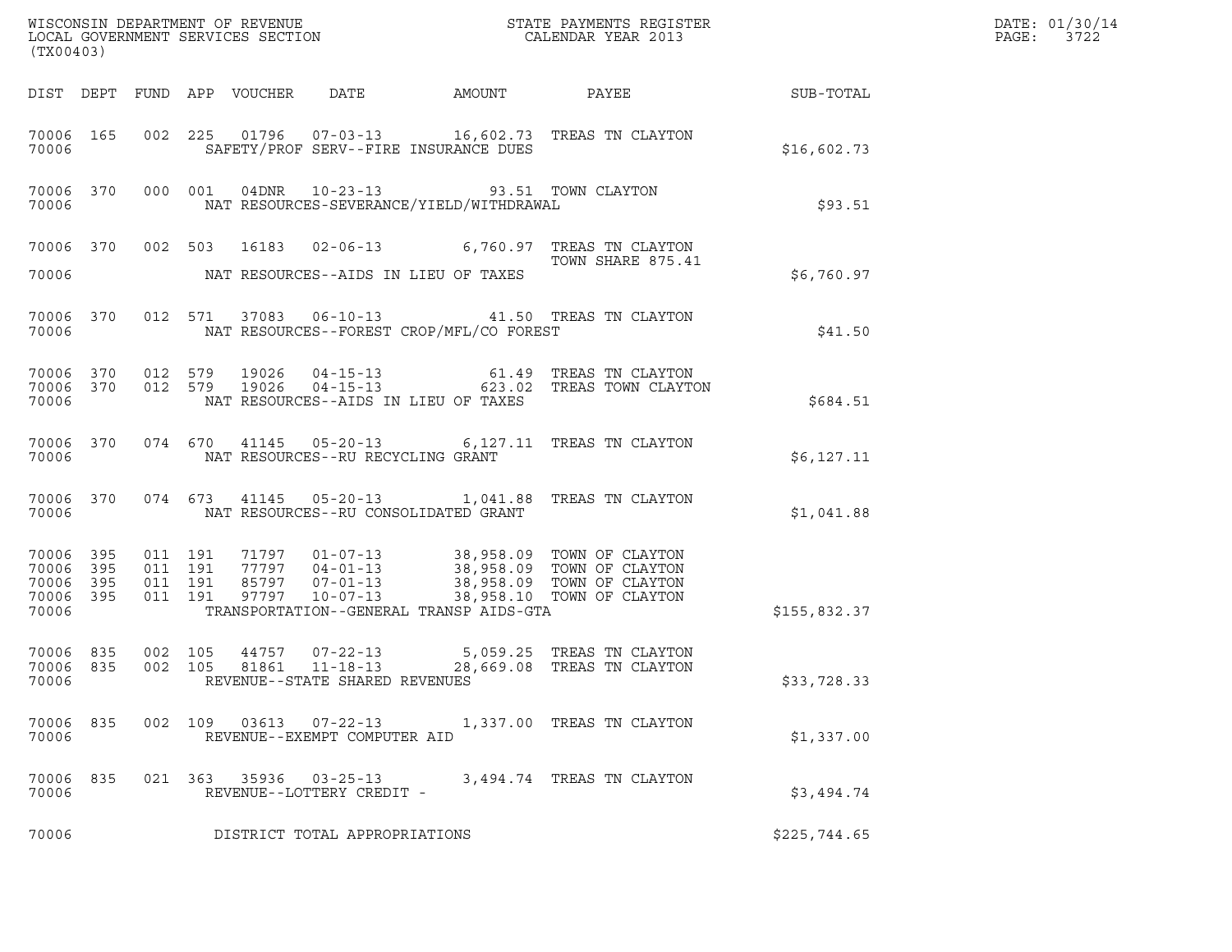WISCONSIN DEPARTMENT OF REVENUE
LOCAL GOVERNMENT SERVICES SECTION
(TX00403)

STATE PAYMENTS REGISTER
CALENDAR YEAR 2013

DATE: 01/30/14
PAGE: 3722

| DIST | DEPT | FUND | APP | VOUCHER | DATE | AMOUNT | PAYEE | SUB-TOTAL |
|---|---|---|---|---|---|---|---|---|
| 70006 | 165 | 002 | 225 | 01796 | 07-03-13 | 16,602.73 | TREAS TN CLAYTON | |
| 70006 | | | | | SAFETY/PROF SERV--FIRE INSURANCE DUES | | | $16,602.73 |
| 70006 | 370 | 000 | 001 | 04DNR | 10-23-13 | 93.51 | TOWN CLAYTON | |
| 70006 | | | | | NAT RESOURCES-SEVERANCE/YIELD/WITHDRAWAL | | | $93.51 |
| 70006 | 370 | 002 | 503 | 16183 | 02-06-13 | 6,760.97 | TREAS TN CLAYTON TOWN SHARE 875.41 | |
| 70006 | | | | | NAT RESOURCES--AIDS IN LIEU OF TAXES | | | $6,760.97 |
| 70006 | 370 | 012 | 571 | 37083 | 06-10-13 | 41.50 | TREAS TN CLAYTON | |
| 70006 | | | | | NAT RESOURCES--FOREST CROP/MFL/CO FOREST | | | $41.50 |
| 70006 | 370 | 012 | 579 | 19026 | 04-15-13 | 61.49 | TREAS TN CLAYTON | |
| 70006 | 370 | 012 | 579 | 19026 | 04-15-13 | 623.02 | TREAS TOWN CLAYTON | |
| 70006 | | | | | NAT RESOURCES--AIDS IN LIEU OF TAXES | | | $684.51 |
| 70006 | 370 | 074 | 670 | 41145 | 05-20-13 | 6,127.11 | TREAS TN CLAYTON | |
| 70006 | | | | | NAT RESOURCES--RU RECYCLING GRANT | | | $6,127.11 |
| 70006 | 370 | 074 | 673 | 41145 | 05-20-13 | 1,041.88 | TREAS TN CLAYTON | |
| 70006 | | | | | NAT RESOURCES--RU CONSOLIDATED GRANT | | | $1,041.88 |
| 70006 | 395 | 011 | 191 | 71797 | 01-07-13 | 38,958.09 | TOWN OF CLAYTON | |
| 70006 | 395 | 011 | 191 | 77797 | 04-01-13 | 38,958.09 | TOWN OF CLAYTON | |
| 70006 | 395 | 011 | 191 | 85797 | 07-01-13 | 38,958.09 | TOWN OF CLAYTON | |
| 70006 | 395 | 011 | 191 | 97797 | 10-07-13 | 38,958.10 | TOWN OF CLAYTON | |
| 70006 | | | | | TRANSPORTATION--GENERAL TRANSP AIDS-GTA | | | $155,832.37 |
| 70006 | 835 | 002 | 105 | 44757 | 07-22-13 | 5,059.25 | TREAS TN CLAYTON | |
| 70006 | 835 | 002 | 105 | 81861 | 11-18-13 | 28,669.08 | TREAS TN CLAYTON | |
| 70006 | | | | | REVENUE--STATE SHARED REVENUES | | | $33,728.33 |
| 70006 | 835 | 002 | 109 | 03613 | 07-22-13 | 1,337.00 | TREAS TN CLAYTON | |
| 70006 | | | | | REVENUE--EXEMPT COMPUTER AID | | | $1,337.00 |
| 70006 | 835 | 021 | 363 | 35936 | 03-25-13 | 3,494.74 | TREAS TN CLAYTON | |
| 70006 | | | | | REVENUE--LOTTERY CREDIT - | | | $3,494.74 |
| 70006 | | | | | DISTRICT TOTAL APPROPRIATIONS | | | $225,744.65 |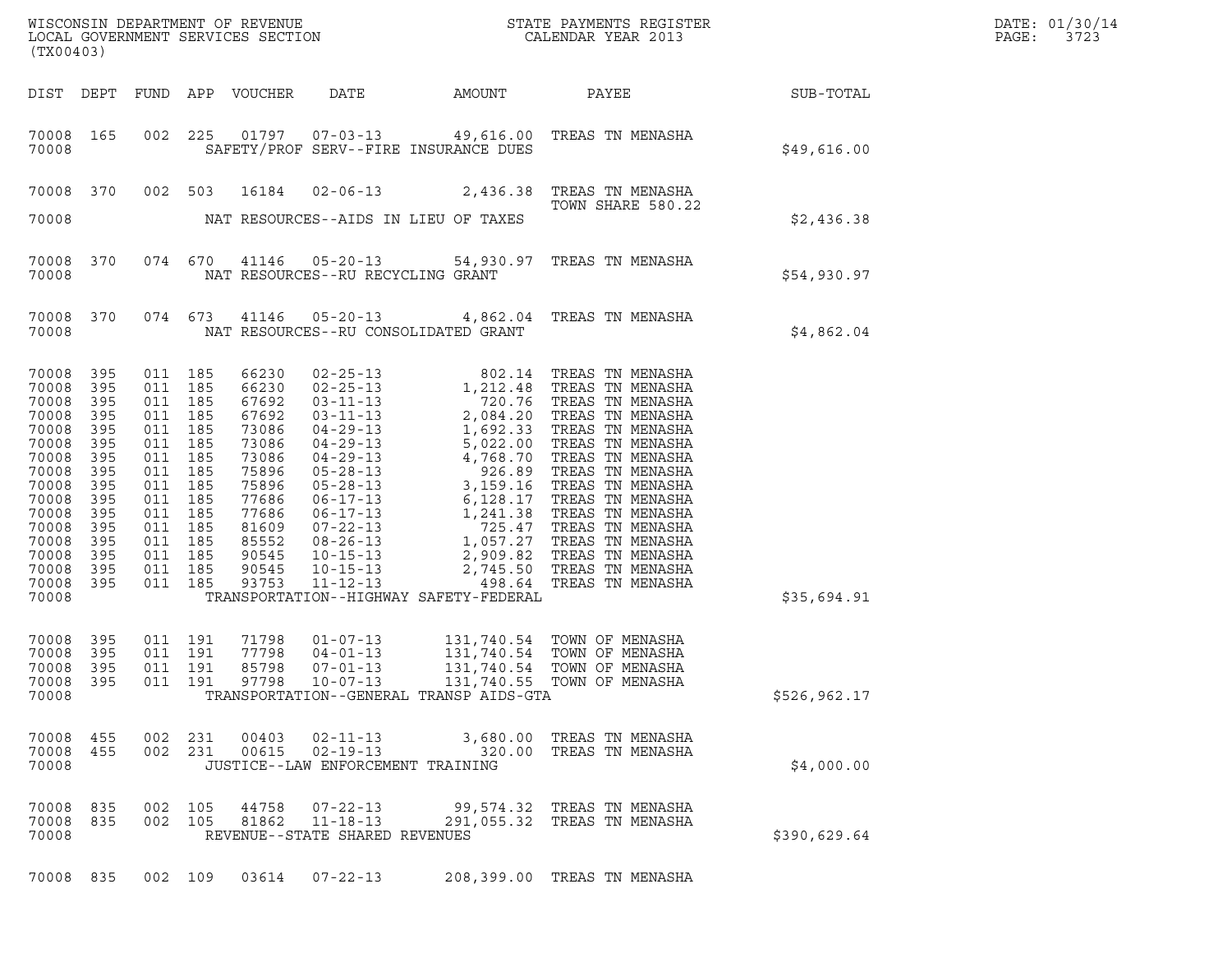WISCONSIN DEPARTMENT OF REVENUE
LOCAL GOVERNMENT SERVICES SECTION
(TX00403)

STATE PAYMENTS REGISTER
CALENDAR YEAR 2013

DATE: 01/30/14

| DIST | DEPT | FUND | APP | VOUCHER | DATE | AMOUNT | PAYEE | SUB-TOTAL |
|---|---|---|---|---|---|---|---|---|
| 70008 | 165 | 002 | 225 | 01797 | 07-03-13 | 49,616.00 | TREAS TN MENASHA | |
| 70008 | | | | | SAFETY/PROF SERV--FIRE INSURANCE DUES | | | $49,616.00 |
| 70008 | 370 | 002 | 503 | 16184 | 02-06-13 | 2,436.38 | TREAS TN MENASHA TOWN SHARE 580.22 | |
| 70008 | | | | | NAT RESOURCES--AIDS IN LIEU OF TAXES | | | $2,436.38 |
| 70008 | 370 | 074 | 670 | 41146 | 05-20-13 | 54,930.97 | TREAS TN MENASHA | |
| 70008 | | | | | NAT RESOURCES--RU RECYCLING GRANT | | | $54,930.97 |
| 70008 | 370 | 074 | 673 | 41146 | 05-20-13 | 4,862.04 | TREAS TN MENASHA | |
| 70008 | | | | | NAT RESOURCES--RU CONSOLIDATED GRANT | | | $4,862.04 |
| 70008 | 395 | 011 | 185 | 66230 | 02-25-13 | 802.14 | TREAS TN MENASHA | |
| 70008 | 395 | 011 | 185 | 66230 | 02-25-13 | 1,212.48 | TREAS TN MENASHA | |
| 70008 | 395 | 011 | 185 | 67692 | 03-11-13 | 720.76 | TREAS TN MENASHA | |
| 70008 | 395 | 011 | 185 | 67692 | 03-11-13 | 2,084.20 | TREAS TN MENASHA | |
| 70008 | 395 | 011 | 185 | 73086 | 04-29-13 | 1,692.33 | TREAS TN MENASHA | |
| 70008 | 395 | 011 | 185 | 73086 | 04-29-13 | 5,022.00 | TREAS TN MENASHA | |
| 70008 | 395 | 011 | 185 | 73086 | 04-29-13 | 4,768.70 | TREAS TN MENASHA | |
| 70008 | 395 | 011 | 185 | 75896 | 05-28-13 | 926.89 | TREAS TN MENASHA | |
| 70008 | 395 | 011 | 185 | 75896 | 05-28-13 | 3,159.16 | TREAS TN MENASHA | |
| 70008 | 395 | 011 | 185 | 77686 | 06-17-13 | 6,128.17 | TREAS TN MENASHA | |
| 70008 | 395 | 011 | 185 | 77686 | 06-17-13 | 1,241.38 | TREAS TN MENASHA | |
| 70008 | 395 | 011 | 185 | 81609 | 07-22-13 | 725.47 | TREAS TN MENASHA | |
| 70008 | 395 | 011 | 185 | 85552 | 08-26-13 | 1,057.27 | TREAS TN MENASHA | |
| 70008 | 395 | 011 | 185 | 90545 | 10-15-13 | 2,909.82 | TREAS TN MENASHA | |
| 70008 | 395 | 011 | 185 | 90545 | 10-15-13 | 2,745.50 | TREAS TN MENASHA | |
| 70008 | 395 | 011 | 185 | 93753 | 11-12-13 | 498.64 | TREAS TN MENASHA | |
| 70008 | | | | | TRANSPORTATION--HIGHWAY SAFETY-FEDERAL | | | $35,694.91 |
| 70008 | 395 | 011 | 191 | 71798 | 01-07-13 | 131,740.54 | TOWN OF MENASHA | |
| 70008 | 395 | 011 | 191 | 77798 | 04-01-13 | 131,740.54 | TOWN OF MENASHA | |
| 70008 | 395 | 011 | 191 | 85798 | 07-01-13 | 131,740.54 | TOWN OF MENASHA | |
| 70008 | 395 | 011 | 191 | 97798 | 10-07-13 | 131,740.55 | TOWN OF MENASHA | |
| 70008 | | | | | TRANSPORTATION--GENERAL TRANSP AIDS-GTA | | | $526,962.17 |
| 70008 | 455 | 002 | 231 | 00403 | 02-11-13 | 3,680.00 | TREAS TN MENASHA | |
| 70008 | 455 | 002 | 231 | 00615 | 02-19-13 | 320.00 | TREAS TN MENASHA | |
| 70008 | | | | | JUSTICE--LAW ENFORCEMENT TRAINING | | | $4,000.00 |
| 70008 | 835 | 002 | 105 | 44758 | 07-22-13 | 99,574.32 | TREAS TN MENASHA | |
| 70008 | 835 | 002 | 105 | 81862 | 11-18-13 | 291,055.32 | TREAS TN MENASHA | |
| 70008 | | | | | REVENUE--STATE SHARED REVENUES | | | $390,629.64 |
| 70008 | 835 | 002 | 109 | 03614 | 07-22-13 | 208,399.00 | TREAS TN MENASHA | |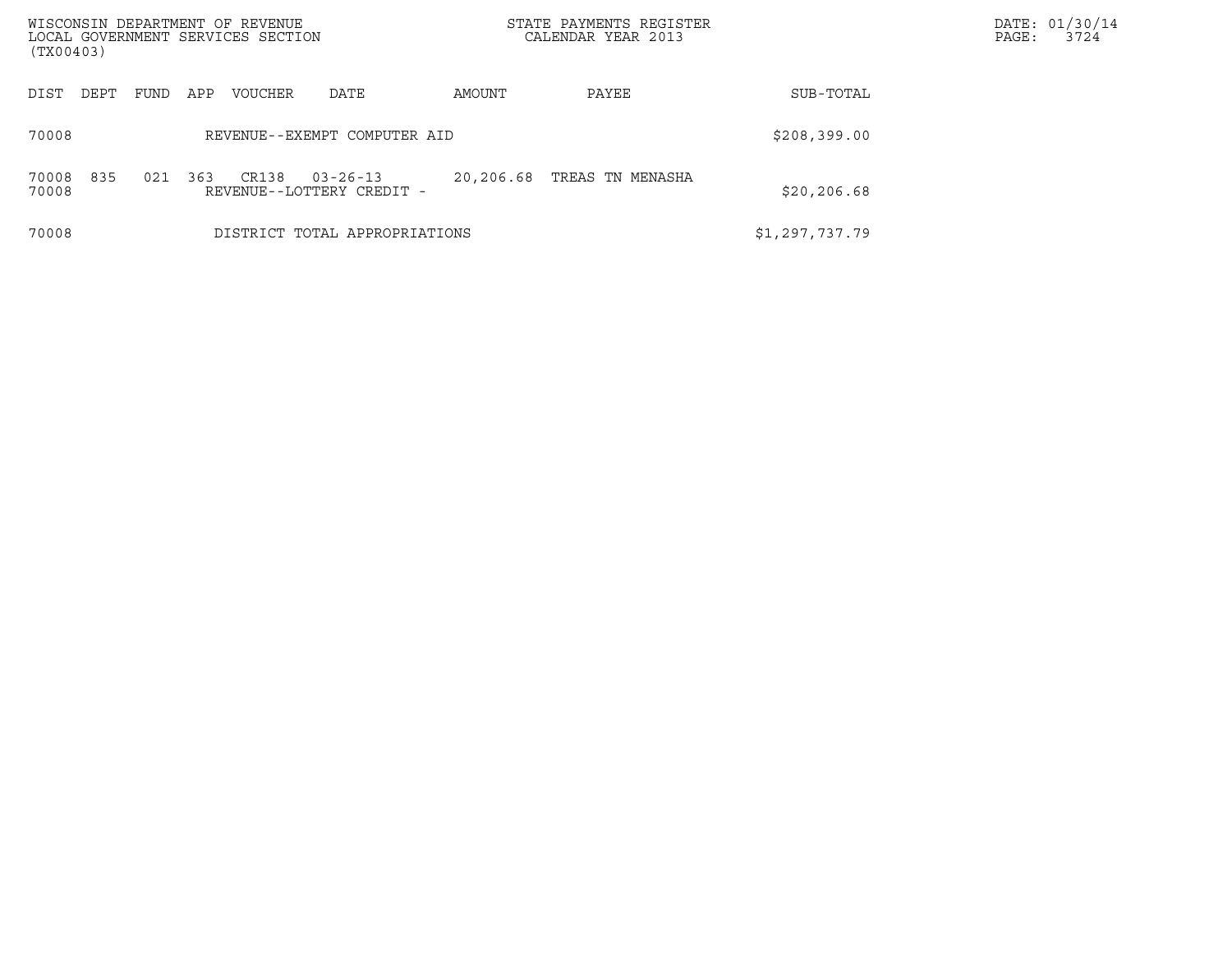WISCONSIN DEPARTMENT OF REVENUE
LOCAL GOVERNMENT SERVICES SECTION
(TX00403)

STATE PAYMENTS REGISTER
CALENDAR YEAR 2013

| DIST | DEPT | FUND | APP | VOUCHER | DATE | AMOUNT | PAYEE | SUB-TOTAL |
|---|---|---|---|---|---|---|---|---|
| 70008 | | | | REVENUE--EXEMPT COMPUTER AID | | | | $208,399.00 |
| 70008 | 835 | 021 | 363 | CR138 | 03-26-13 | 20,206.68 | TREAS TN MENASHA | |
| 70008 | | | | REVENUE--LOTTERY CREDIT - | | | | $20,206.68 |
| 70008 | | | | DISTRICT TOTAL APPROPRIATIONS | | | | $1,297,737.79 |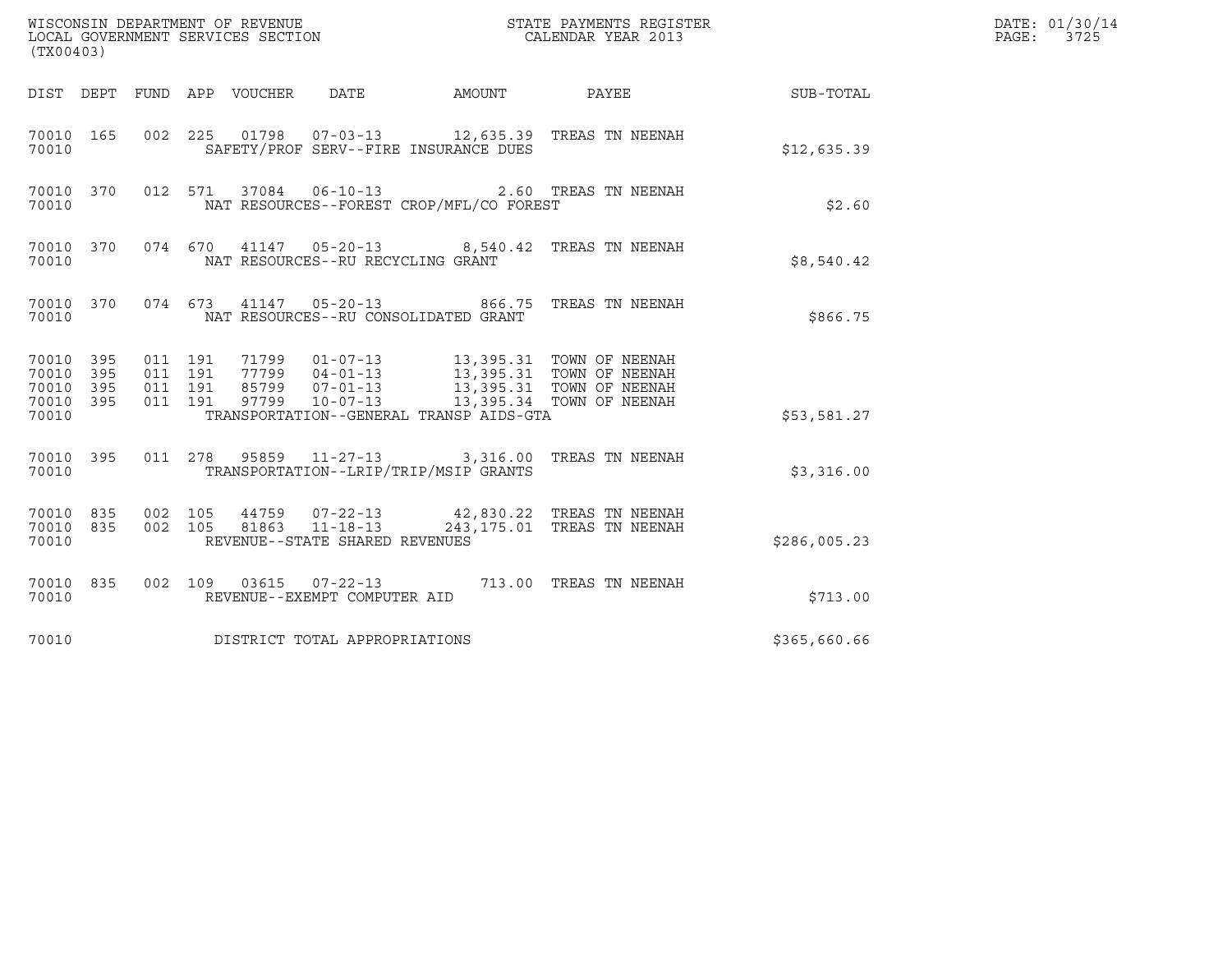WISCONSIN DEPARTMENT OF REVENUE
LOCAL GOVERNMENT SERVICES SECTION
(TX00403)

STATE PAYMENTS REGISTER
CALENDAR YEAR 2013

DATE: 01/30/14
PAGE: 3725

| DIST | DEPT | FUND | APP | VOUCHER | DATE | AMOUNT | PAYEE | SUB-TOTAL |
|---|---|---|---|---|---|---|---|---|
| 70010 | 165 | 002 | 225 | 01798 | 07-03-13 | 12,635.39 | TREAS TN NEENAH | |
| 70010 | | | | SAFETY/PROF SERV--FIRE INSURANCE DUES | | | | $12,635.39 |
| 70010 | 370 | 012 | 571 | 37084 | 06-10-13 | 2.60 | TREAS TN NEENAH | |
| 70010 | | | | NAT RESOURCES--FOREST CROP/MFL/CO FOREST | | | | $2.60 |
| 70010 | 370 | 074 | 670 | 41147 | 05-20-13 | 8,540.42 | TREAS TN NEENAH | |
| 70010 | | | | NAT RESOURCES--RU RECYCLING GRANT | | | | $8,540.42 |
| 70010 | 370 | 074 | 673 | 41147 | 05-20-13 | 866.75 | TREAS TN NEENAH | |
| 70010 | | | | NAT RESOURCES--RU CONSOLIDATED GRANT | | | | $866.75 |
| 70010 | 395 | 011 | 191 | 71799 | 01-07-13 | 13,395.31 | TOWN OF NEENAH | |
| 70010 | 395 | 011 | 191 | 77799 | 04-01-13 | 13,395.31 | TOWN OF NEENAH | |
| 70010 | 395 | 011 | 191 | 85799 | 07-01-13 | 13,395.31 | TOWN OF NEENAH | |
| 70010 | 395 | 011 | 191 | 97799 | 10-07-13 | 13,395.34 | TOWN OF NEENAH | |
| 70010 | | | | TRANSPORTATION--GENERAL TRANSP AIDS-GTA | | | | $53,581.27 |
| 70010 | 395 | 011 | 278 | 95859 | 11-27-13 | 3,316.00 | TREAS TN NEENAH | |
| 70010 | | | | TRANSPORTATION--LRIP/TRIP/MSIP GRANTS | | | | $3,316.00 |
| 70010 | 835 | 002 | 105 | 44759 | 07-22-13 | 42,830.22 | TREAS TN NEENAH | |
| 70010 | 835 | 002 | 105 | 81863 | 11-18-13 | 243,175.01 | TREAS TN NEENAH | |
| 70010 | | | | REVENUE--STATE SHARED REVENUES | | | | $286,005.23 |
| 70010 | 835 | 002 | 109 | 03615 | 07-22-13 | 713.00 | TREAS TN NEENAH | |
| 70010 | | | | REVENUE--EXEMPT COMPUTER AID | | | | $713.00 |
| 70010 | | | | DISTRICT TOTAL APPROPRIATIONS | | | | $365,660.66 |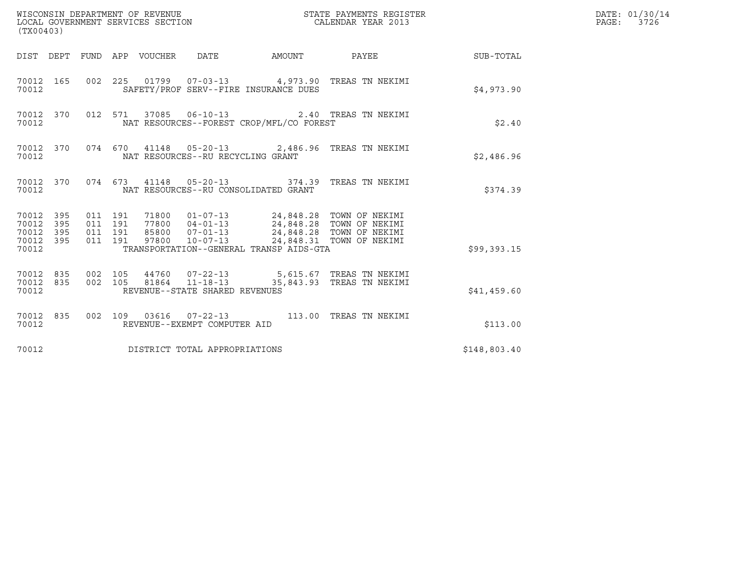WISCONSIN DEPARTMENT OF REVENUE
LOCAL GOVERNMENT SERVICES SECTION
(TX00403)

STATE PAYMENTS REGISTER
CALENDAR YEAR 2013

DATE: 01/30/14
PAGE: 3726

| DIST | DEPT | FUND | APP | VOUCHER | DATE | AMOUNT | PAYEE | SUB-TOTAL |
|---|---|---|---|---|---|---|---|---|
| 70012 | 165 | 002 | 225 | 01799 | 07-03-13 | 4,973.90 | TREAS TN NEKIMI | |
| 70012 | | | | SAFETY/PROF SERV--FIRE INSURANCE DUES | | | | $4,973.90 |
| 70012 | 370 | 012 | 571 | 37085 | 06-10-13 | 2.40 | TREAS TN NEKIMI | |
| 70012 | | | | NAT RESOURCES--FOREST CROP/MFL/CO FOREST | | | | $2.40 |
| 70012 | 370 | 074 | 670 | 41148 | 05-20-13 | 2,486.96 | TREAS TN NEKIMI | |
| 70012 | | | | NAT RESOURCES--RU RECYCLING GRANT | | | | $2,486.96 |
| 70012 | 370 | 074 | 673 | 41148 | 05-20-13 | 374.39 | TREAS TN NEKIMI | |
| 70012 | | | | NAT RESOURCES--RU CONSOLIDATED GRANT | | | | $374.39 |
| 70012 | 395 | 011 | 191 | 71800 | 01-07-13 | 24,848.28 | TOWN OF NEKIMI | |
| 70012 | 395 | 011 | 191 | 77800 | 04-01-13 | 24,848.28 | TOWN OF NEKIMI | |
| 70012 | 395 | 011 | 191 | 85800 | 07-01-13 | 24,848.28 | TOWN OF NEKIMI | |
| 70012 | 395 | 011 | 191 | 97800 | 10-07-13 | 24,848.31 | TOWN OF NEKIMI | |
| 70012 | | | | TRANSPORTATION--GENERAL TRANSP AIDS-GTA | | | | $99,393.15 |
| 70012 | 835 | 002 | 105 | 44760 | 07-22-13 | 5,615.67 | TREAS TN NEKIMI | |
| 70012 | 835 | 002 | 105 | 81864 | 11-18-13 | 35,843.93 | TREAS TN NEKIMI | |
| 70012 | | | | REVENUE--STATE SHARED REVENUES | | | | $41,459.60 |
| 70012 | 835 | 002 | 109 | 03616 | 07-22-13 | 113.00 | TREAS TN NEKIMI | |
| 70012 | | | | REVENUE--EXEMPT COMPUTER AID | | | | $113.00 |
| 70012 | | | | DISTRICT TOTAL APPROPRIATIONS | | | | $148,803.40 |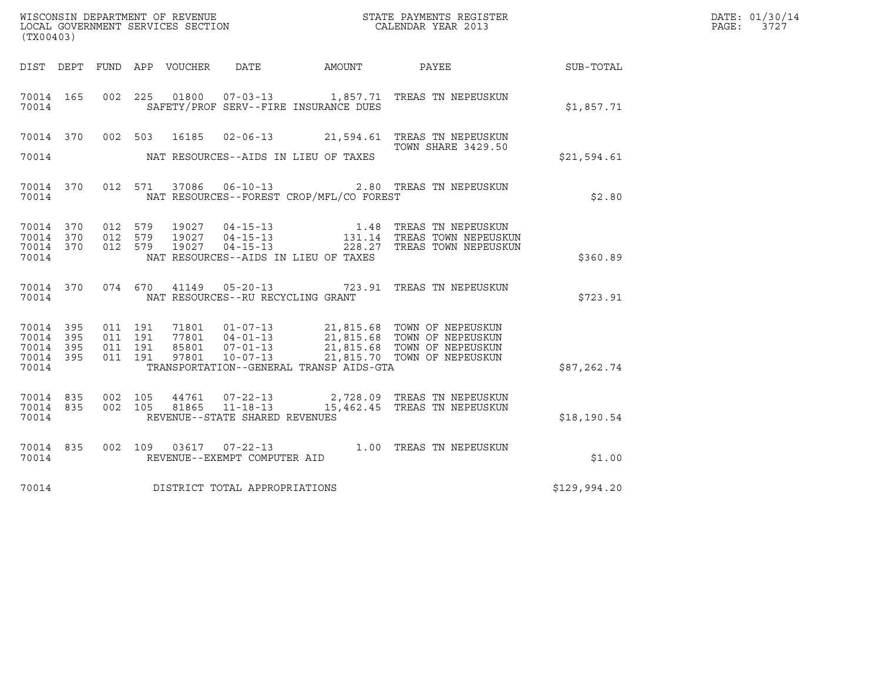WISCONSIN DEPARTMENT OF REVENUE
LOCAL GOVERNMENT SERVICES SECTION
(TX00403)

STATE PAYMENTS REGISTER
CALENDAR YEAR 2013

DATE: 01/30/14
PAGE: 3727

| DIST | DEPT | FUND | APP | VOUCHER | DATE | AMOUNT | PAYEE | SUB-TOTAL |
|---|---|---|---|---|---|---|---|---|
| 70014 | 165 | 002 | 225 | 01800 | 07-03-13 | 1,857.71 | TREAS TN NEPEUSKUN | |
| 70014 | | | | | SAFETY/PROF SERV--FIRE INSURANCE DUES | | | $1,857.71 |
| 70014 | 370 | 002 | 503 | 16185 | 02-06-13 | 21,594.61 | TREAS TN NEPEUSKUN TOWN SHARE 3429.50 | |
| 70014 | | | | | NAT RESOURCES--AIDS IN LIEU OF TAXES | | | $21,594.61 |
| 70014 | 370 | 012 | 571 | 37086 | 06-10-13 | 2.80 | TREAS TN NEPEUSKUN | |
| 70014 | | | | | NAT RESOURCES--FOREST CROP/MFL/CO FOREST | | | $2.80 |
| 70014 | 370 | 012 | 579 | 19027 | 04-15-13 | 1.48 | TREAS TN NEPEUSKUN | |
| 70014 | 370 | 012 | 579 | 19027 | 04-15-13 | 131.14 | TREAS TOWN NEPEUSKUN | |
| 70014 | 370 | 012 | 579 | 19027 | 04-15-13 | 228.27 | TREAS TOWN NEPEUSKUN | |
| 70014 | | | | | NAT RESOURCES--AIDS IN LIEU OF TAXES | | | $360.89 |
| 70014 | 370 | 074 | 670 | 41149 | 05-20-13 | 723.91 | TREAS TN NEPEUSKUN | |
| 70014 | | | | | NAT RESOURCES--RU RECYCLING GRANT | | | $723.91 |
| 70014 | 395 | 011 | 191 | 71801 | 01-07-13 | 21,815.68 | TOWN OF NEPEUSKUN | |
| 70014 | 395 | 011 | 191 | 77801 | 04-01-13 | 21,815.68 | TOWN OF NEPEUSKUN | |
| 70014 | 395 | 011 | 191 | 85801 | 07-01-13 | 21,815.68 | TOWN OF NEPEUSKUN | |
| 70014 | 395 | 011 | 191 | 97801 | 10-07-13 | 21,815.70 | TOWN OF NEPEUSKUN | |
| 70014 | | | | | TRANSPORTATION--GENERAL TRANSP AIDS-GTA | | | $87,262.74 |
| 70014 | 835 | 002 | 105 | 44761 | 07-22-13 | 2,728.09 | TREAS TN NEPEUSKUN | |
| 70014 | 835 | 002 | 105 | 81865 | 11-18-13 | 15,462.45 | TREAS TN NEPEUSKUN | |
| 70014 | | | | | REVENUE--STATE SHARED REVENUES | | | $18,190.54 |
| 70014 | 835 | 002 | 109 | 03617 | 07-22-13 | 1.00 | TREAS TN NEPEUSKUN | |
| 70014 | | | | | REVENUE--EXEMPT COMPUTER AID | | | $1.00 |
| 70014 | | | | | DISTRICT TOTAL APPROPRIATIONS | | | $129,994.20 |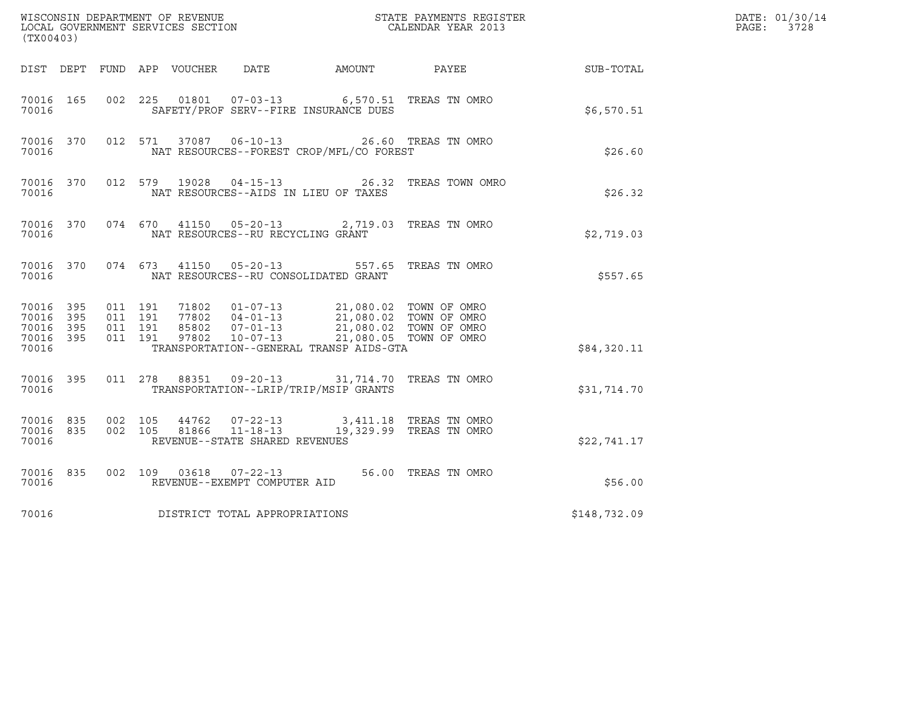WISCONSIN DEPARTMENT OF REVENUE
LOCAL GOVERNMENT SERVICES SECTION
(TX00403)

STATE PAYMENTS REGISTER
CALENDAR YEAR 2013

DATE: 01/30/14
PAGE: 3728

| DIST | DEPT | FUND | APP | VOUCHER | DATE | AMOUNT | PAYEE | SUB-TOTAL |
|---|---|---|---|---|---|---|---|---|
| 70016 | 165 | 002 | 225 | 01801 | 07-03-13 | 6,570.51 | TREAS TN OMRO | |
| 70016 | | | | SAFETY/PROF SERV--FIRE INSURANCE DUES | | | | $6,570.51 |
| 70016 | 370 | 012 | 571 | 37087 | 06-10-13 | 26.60 | TREAS TN OMRO | |
| 70016 | | | | NAT RESOURCES--FOREST CROP/MFL/CO FOREST | | | | $26.60 |
| 70016 | 370 | 012 | 579 | 19028 | 04-15-13 | 26.32 | TREAS TOWN OMRO | |
| 70016 | | | | NAT RESOURCES--AIDS IN LIEU OF TAXES | | | | $26.32 |
| 70016 | 370 | 074 | 670 | 41150 | 05-20-13 | 2,719.03 | TREAS TN OMRO | |
| 70016 | | | | NAT RESOURCES--RU RECYCLING GRANT | | | | $2,719.03 |
| 70016 | 370 | 074 | 673 | 41150 | 05-20-13 | 557.65 | TREAS TN OMRO | |
| 70016 | | | | NAT RESOURCES--RU CONSOLIDATED GRANT | | | | $557.65 |
| 70016 | 395 | 011 | 191 | 71802 | 01-07-13 | 21,080.02 | TOWN OF OMRO | |
| 70016 | 395 | 011 | 191 | 77802 | 04-01-13 | 21,080.02 | TOWN OF OMRO | |
| 70016 | 395 | 011 | 191 | 85802 | 07-01-13 | 21,080.02 | TOWN OF OMRO | |
| 70016 | 395 | 011 | 191 | 97802 | 10-07-13 | 21,080.05 | TOWN OF OMRO | |
| 70016 | | | | TRANSPORTATION--GENERAL TRANSP AIDS-GTA | | | | $84,320.11 |
| 70016 | 395 | 011 | 278 | 88351 | 09-20-13 | 31,714.70 | TREAS TN OMRO | |
| 70016 | | | | TRANSPORTATION--LRIP/TRIP/MSIP GRANTS | | | | $31,714.70 |
| 70016 | 835 | 002 | 105 | 44762 | 07-22-13 | 3,411.18 | TREAS TN OMRO | |
| 70016 | 835 | 002 | 105 | 81866 | 11-18-13 | 19,329.99 | TREAS TN OMRO | |
| 70016 | | | | REVENUE--STATE SHARED REVENUES | | | | $22,741.17 |
| 70016 | 835 | 002 | 109 | 03618 | 07-22-13 | 56.00 | TREAS TN OMRO | |
| 70016 | | | | REVENUE--EXEMPT COMPUTER AID | | | | $56.00 |
| 70016 | | | | DISTRICT TOTAL APPROPRIATIONS | | | | $148,732.09 |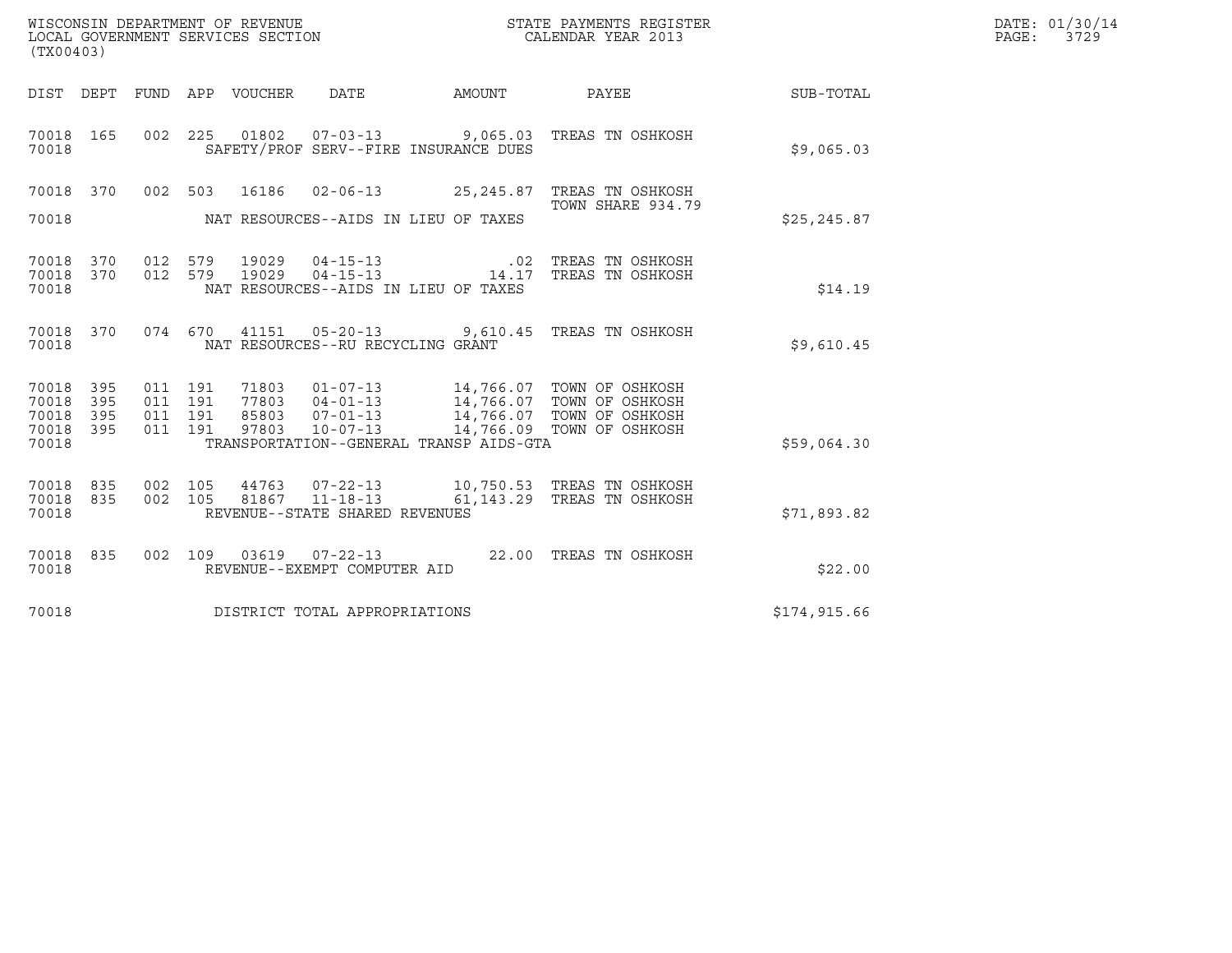WISCONSIN DEPARTMENT OF REVENUE
LOCAL GOVERNMENT SERVICES SECTION
(TX00403)

STATE PAYMENTS REGISTER
CALENDAR YEAR 2013

DATE: 01/30/14
PAGE: 3729

| DIST | DEPT | FUND | APP | VOUCHER | DATE | AMOUNT | PAYEE | SUB-TOTAL |
|---|---|---|---|---|---|---|---|---|
| 70018 | 165 | 002 | 225 | 01802 | 07-03-13 | 9,065.03 | TREAS TN OSHKOSH | |
| 70018 | | | | | SAFETY/PROF SERV--FIRE INSURANCE DUES | | | $9,065.03 |
| 70018 | 370 | 002 | 503 | 16186 | 02-06-13 | 25,245.87 | TREAS TN OSHKOSH<br>TOWN SHARE 934.79 | |
| 70018 | | | | | NAT RESOURCES--AIDS IN LIEU OF TAXES | | | $25,245.87 |
| 70018 | 370 | 012 | 579 | 19029 | 04-15-13 | .02 | TREAS TN OSHKOSH | |
| 70018 | 370 | 012 | 579 | 19029 | 04-15-13 | 14.17 | TREAS TN OSHKOSH | |
| 70018 | | | | | NAT RESOURCES--AIDS IN LIEU OF TAXES | | | $14.19 |
| 70018 | 370 | 074 | 670 | 41151 | 05-20-13 | 9,610.45 | TREAS TN OSHKOSH | |
| 70018 | | | | | NAT RESOURCES--RU RECYCLING GRANT | | | $9,610.45 |
| 70018 | 395 | 011 | 191 | 71803 | 01-07-13 | 14,766.07 | TOWN OF OSHKOSH | |
| 70018 | 395 | 011 | 191 | 77803 | 04-01-13 | 14,766.07 | TOWN OF OSHKOSH | |
| 70018 | 395 | 011 | 191 | 85803 | 07-01-13 | 14,766.07 | TOWN OF OSHKOSH | |
| 70018 | 395 | 011 | 191 | 97803 | 10-07-13 | 14,766.09 | TOWN OF OSHKOSH | |
| 70018 | | | | | TRANSPORTATION--GENERAL TRANSP AIDS-GTA | | | $59,064.30 |
| 70018 | 835 | 002 | 105 | 44763 | 07-22-13 | 10,750.53 | TREAS TN OSHKOSH | |
| 70018 | 835 | 002 | 105 | 81867 | 11-18-13 | 61,143.29 | TREAS TN OSHKOSH | |
| 70018 | | | | | REVENUE--STATE SHARED REVENUES | | | $71,893.82 |
| 70018 | 835 | 002 | 109 | 03619 | 07-22-13 | 22.00 | TREAS TN OSHKOSH | |
| 70018 | | | | | REVENUE--EXEMPT COMPUTER AID | | | $22.00 |
| 70018 | | | | | DISTRICT TOTAL APPROPRIATIONS | | | $174,915.66 |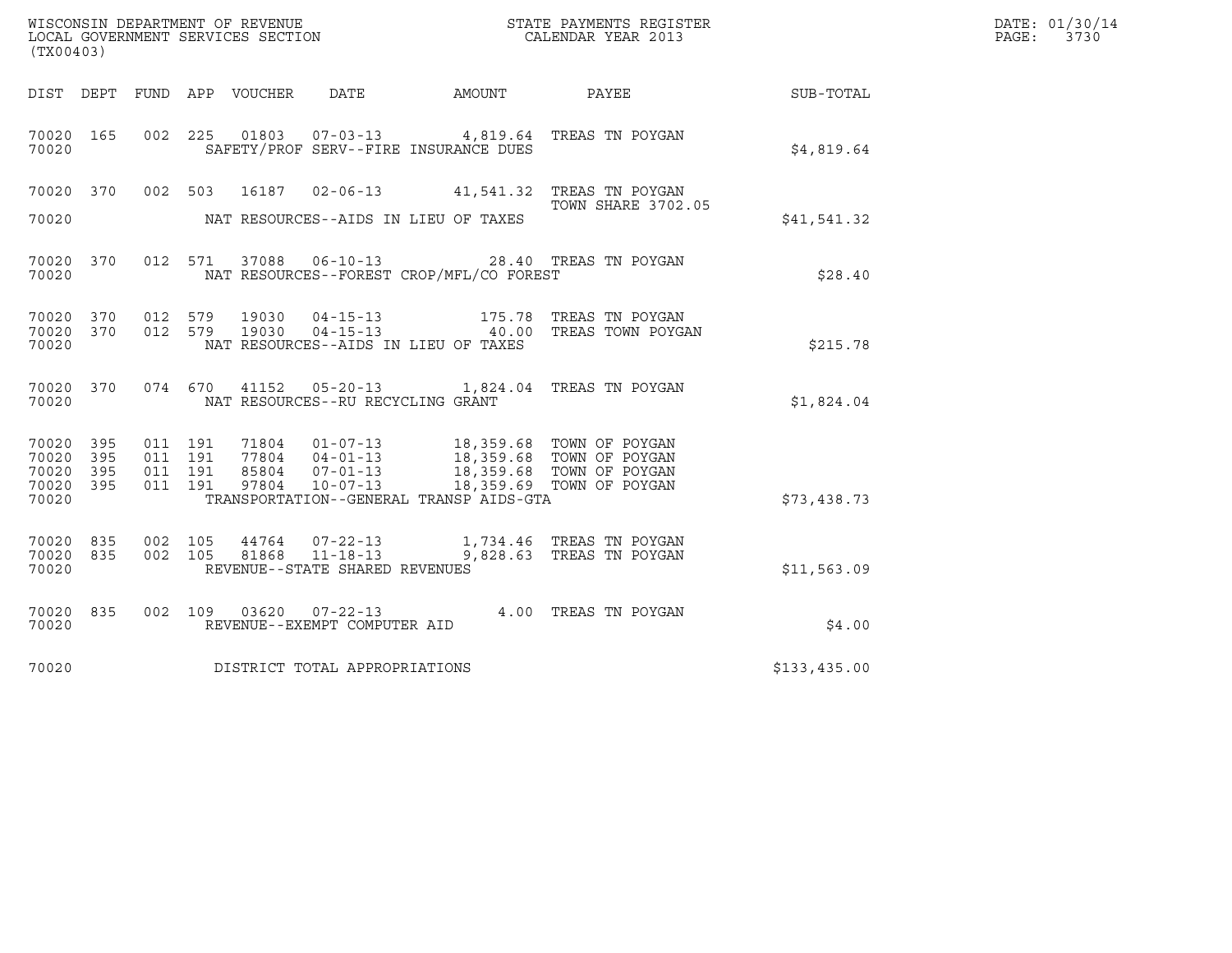WISCONSIN DEPARTMENT OF REVENUE
LOCAL GOVERNMENT SERVICES SECTION
(TX00403)

STATE PAYMENTS REGISTER
CALENDAR YEAR 2013

DATE: 01/30/14
PAGE: 3730

| DIST | DEPT | FUND | APP | VOUCHER | DATE | AMOUNT | PAYEE | SUB-TOTAL |
|---|---|---|---|---|---|---|---|---|
| 70020 | 165 | 002 | 225 | 01803 | 07-03-13 | 4,819.64 | TREAS TN POYGAN | |
| 70020 | | | | | SAFETY/PROF SERV--FIRE INSURANCE DUES | | | $4,819.64 |
| 70020 | 370 | 002 | 503 | 16187 | 02-06-13 | 41,541.32 | TREAS TN POYGAN TOWN SHARE 3702.05 | |
| 70020 | | | | | NAT RESOURCES--AIDS IN LIEU OF TAXES | | | $41,541.32 |
| 70020 | 370 | 012 | 571 | 37088 | 06-10-13 | 28.40 | TREAS TN POYGAN | |
| 70020 | | | | | NAT RESOURCES--FOREST CROP/MFL/CO FOREST | | | $28.40 |
| 70020 | 370 | 012 | 579 | 19030 | 04-15-13 | 175.78 | TREAS TN POYGAN | |
| 70020 | 370 | 012 | 579 | 19030 | 04-15-13 | 40.00 | TREAS TOWN POYGAN | |
| 70020 | | | | | NAT RESOURCES--AIDS IN LIEU OF TAXES | | | $215.78 |
| 70020 | 370 | 074 | 670 | 41152 | 05-20-13 | 1,824.04 | TREAS TN POYGAN | |
| 70020 | | | | | NAT RESOURCES--RU RECYCLING GRANT | | | $1,824.04 |
| 70020 | 395 | 011 | 191 | 71804 | 01-07-13 | 18,359.68 | TOWN OF POYGAN | |
| 70020 | 395 | 011 | 191 | 77804 | 04-01-13 | 18,359.68 | TOWN OF POYGAN | |
| 70020 | 395 | 011 | 191 | 85804 | 07-01-13 | 18,359.68 | TOWN OF POYGAN | |
| 70020 | 395 | 011 | 191 | 97804 | 10-07-13 | 18,359.69 | TOWN OF POYGAN | |
| 70020 | | | | | TRANSPORTATION--GENERAL TRANSP AIDS-GTA | | | $73,438.73 |
| 70020 | 835 | 002 | 105 | 44764 | 07-22-13 | 1,734.46 | TREAS TN POYGAN | |
| 70020 | 835 | 002 | 105 | 81868 | 11-18-13 | 9,828.63 | TREAS TN POYGAN | |
| 70020 | | | | | REVENUE--STATE SHARED REVENUES | | | $11,563.09 |
| 70020 | 835 | 002 | 109 | 03620 | 07-22-13 | 4.00 | TREAS TN POYGAN | |
| 70020 | | | | | REVENUE--EXEMPT COMPUTER AID | | | $4.00 |
| 70020 | | | | | DISTRICT TOTAL APPROPRIATIONS | | | $133,435.00 |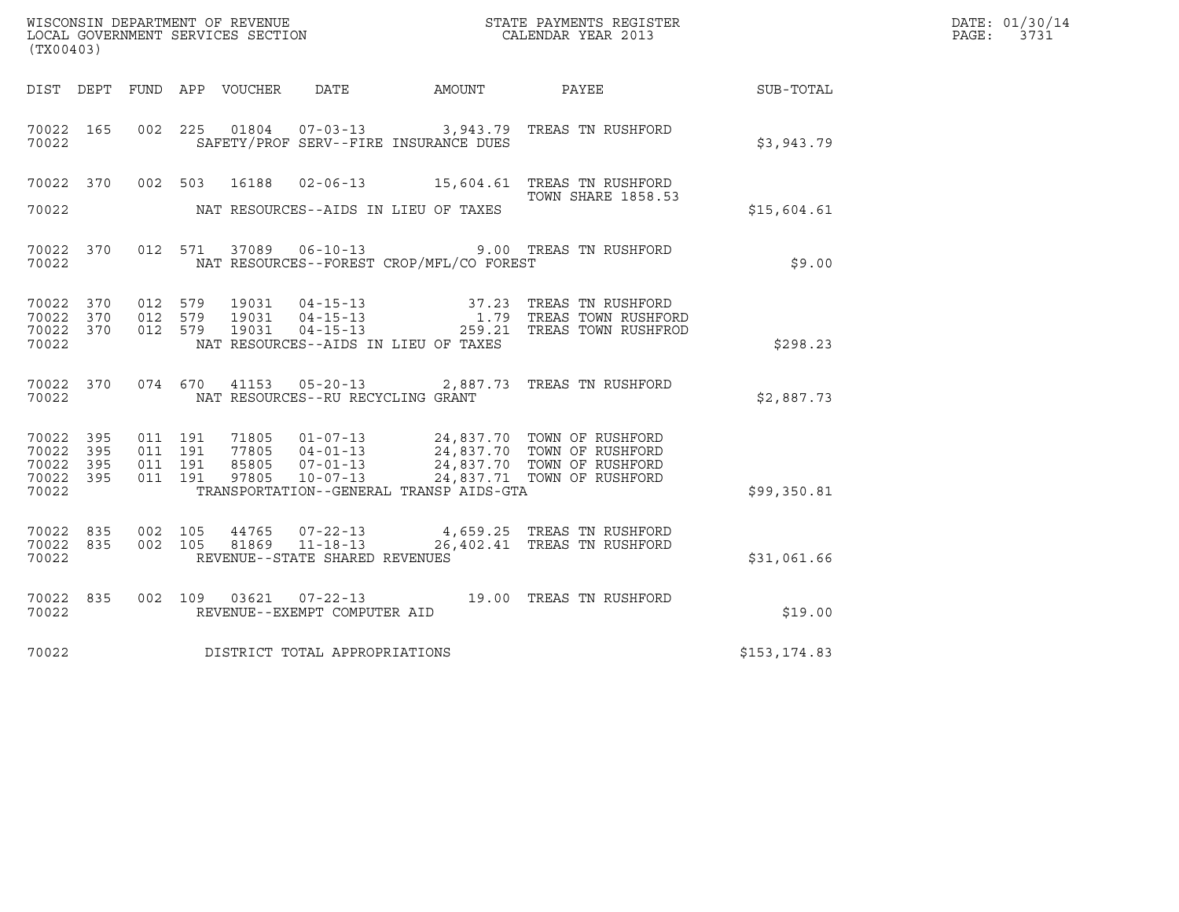WISCONSIN DEPARTMENT OF REVENUE
LOCAL GOVERNMENT SERVICES SECTION
(TX00403)

STATE PAYMENTS REGISTER
CALENDAR YEAR 2013

DATE: 01/30/14
PAGE: 3731

| DIST | DEPT | FUND | APP | VOUCHER | DATE | AMOUNT | PAYEE | SUB-TOTAL |
|---|---|---|---|---|---|---|---|---|
| 70022 | 165 | 002 | 225 | 01804 | 07-03-13 | 3,943.79 | TREAS TN RUSHFORD | |
| 70022 | | | | | SAFETY/PROF SERV--FIRE INSURANCE DUES | | | $3,943.79 |
| 70022 | 370 | 002 | 503 | 16188 | 02-06-13 | 15,604.61 | TREAS TN RUSHFORD TOWN SHARE 1858.53 | |
| 70022 | | | | | NAT RESOURCES--AIDS IN LIEU OF TAXES | | | $15,604.61 |
| 70022 | 370 | 012 | 571 | 37089 | 06-10-13 | 9.00 | TREAS TN RUSHFORD | |
| 70022 | | | | | NAT RESOURCES--FOREST CROP/MFL/CO FOREST | | | $9.00 |
| 70022 | 370 | 012 | 579 | 19031 | 04-15-13 | 37.23 | TREAS TN RUSHFORD | |
| 70022 | 370 | 012 | 579 | 19031 | 04-15-13 | 1.79 | TREAS TOWN RUSHFORD | |
| 70022 | 370 | 012 | 579 | 19031 | 04-15-13 | 259.21 | TREAS TOWN RUSHFROD | |
| 70022 | | | | | NAT RESOURCES--AIDS IN LIEU OF TAXES | | | $298.23 |
| 70022 | 370 | 074 | 670 | 41153 | 05-20-13 | 2,887.73 | TREAS TN RUSHFORD | |
| 70022 | | | | | NAT RESOURCES--RU RECYCLING GRANT | | | $2,887.73 |
| 70022 | 395 | 011 | 191 | 71805 | 01-07-13 | 24,837.70 | TOWN OF RUSHFORD | |
| 70022 | 395 | 011 | 191 | 77805 | 04-01-13 | 24,837.70 | TOWN OF RUSHFORD | |
| 70022 | 395 | 011 | 191 | 85805 | 07-01-13 | 24,837.70 | TOWN OF RUSHFORD | |
| 70022 | 395 | 011 | 191 | 97805 | 10-07-13 | 24,837.71 | TOWN OF RUSHFORD | |
| 70022 | | | | | TRANSPORTATION--GENERAL TRANSP AIDS-GTA | | | $99,350.81 |
| 70022 | 835 | 002 | 105 | 44765 | 07-22-13 | 4,659.25 | TREAS TN RUSHFORD | |
| 70022 | 835 | 002 | 105 | 81869 | 11-18-13 | 26,402.41 | TREAS TN RUSHFORD | |
| 70022 | | | | | REVENUE--STATE SHARED REVENUES | | | $31,061.66 |
| 70022 | 835 | 002 | 109 | 03621 | 07-22-13 | 19.00 | TREAS TN RUSHFORD | |
| 70022 | | | | | REVENUE--EXEMPT COMPUTER AID | | | $19.00 |
| 70022 | | | | | DISTRICT TOTAL APPROPRIATIONS | | | $153,174.83 |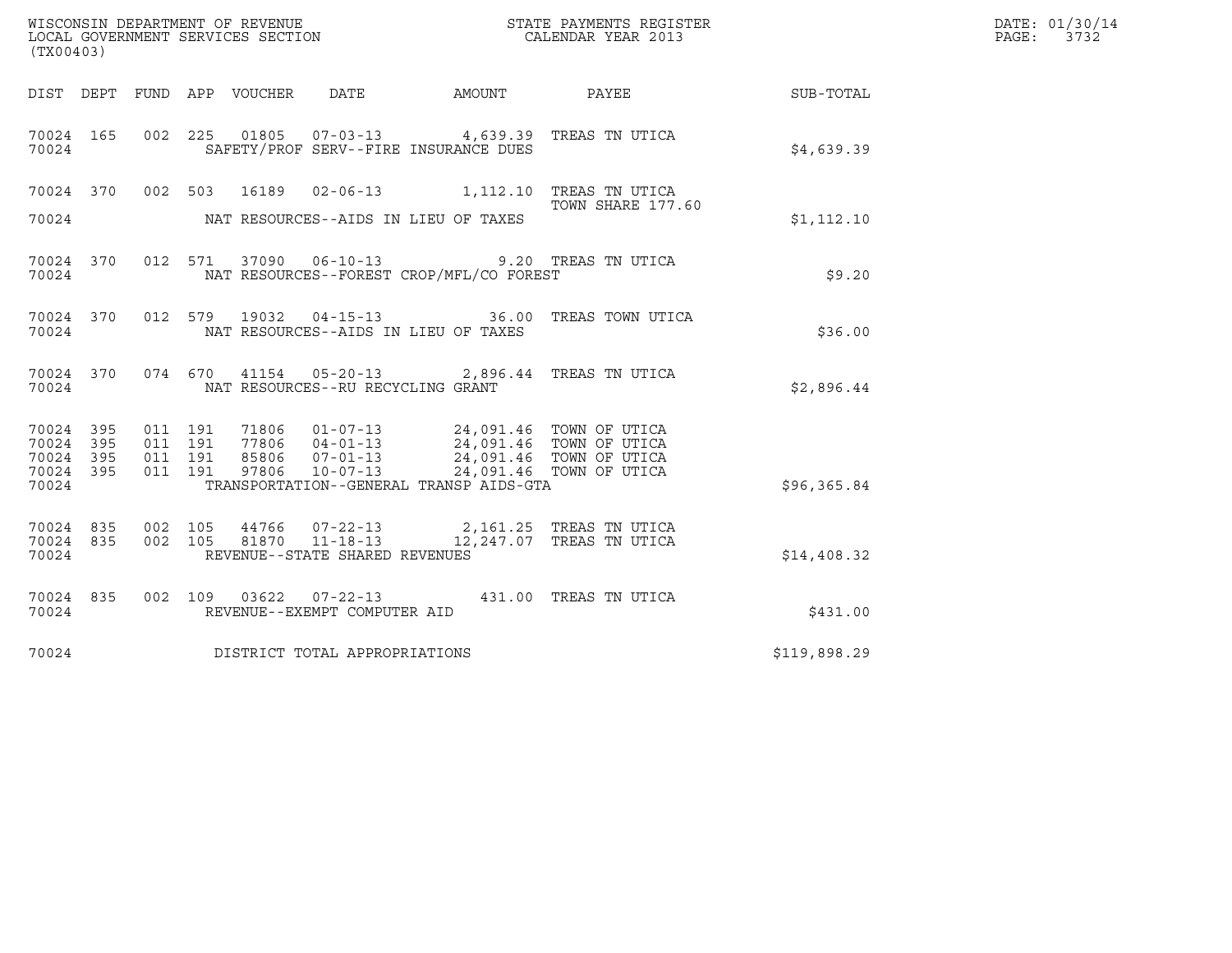WISCONSIN DEPARTMENT OF REVENUE
LOCAL GOVERNMENT SERVICES SECTION
(TX00403)

STATE PAYMENTS REGISTER
CALENDAR YEAR 2013

DATE: 01/30/14
PAGE: 3732

| DIST | DEPT | FUND | APP | VOUCHER | DATE | AMOUNT | PAYEE | SUB-TOTAL |
|---|---|---|---|---|---|---|---|---|
| 70024 | 165 | 002 | 225 | 01805 | 07-03-13 | 4,639.39 | TREAS TN UTICA | |
| 70024 | | | | | SAFETY/PROF SERV--FIRE INSURANCE DUES | | | $4,639.39 |
| 70024 | 370 | 002 | 503 | 16189 | 02-06-13 | 1,112.10 | TREAS TN UTICA TOWN SHARE 177.60 | |
| 70024 | | | | | NAT RESOURCES--AIDS IN LIEU OF TAXES | | | $1,112.10 |
| 70024 | 370 | 012 | 571 | 37090 | 06-10-13 | 9.20 | TREAS TN UTICA | |
| 70024 | | | | | NAT RESOURCES--FOREST CROP/MFL/CO FOREST | | | $9.20 |
| 70024 | 370 | 012 | 579 | 19032 | 04-15-13 | 36.00 | TREAS TOWN UTICA | |
| 70024 | | | | | NAT RESOURCES--AIDS IN LIEU OF TAXES | | | $36.00 |
| 70024 | 370 | 074 | 670 | 41154 | 05-20-13 | 2,896.44 | TREAS TN UTICA | |
| 70024 | | | | | NAT RESOURCES--RU RECYCLING GRANT | | | $2,896.44 |
| 70024 | 395 | 011 | 191 | 71806 | 01-07-13 | 24,091.46 | TOWN OF UTICA | |
| 70024 | 395 | 011 | 191 | 77806 | 04-01-13 | 24,091.46 | TOWN OF UTICA | |
| 70024 | 395 | 011 | 191 | 85806 | 07-01-13 | 24,091.46 | TOWN OF UTICA | |
| 70024 | 395 | 011 | 191 | 97806 | 10-07-13 | 24,091.46 | TOWN OF UTICA | |
| 70024 | | | | | TRANSPORTATION--GENERAL TRANSP AIDS-GTA | | | $96,365.84 |
| 70024 | 835 | 002 | 105 | 44766 | 07-22-13 | 2,161.25 | TREAS TN UTICA | |
| 70024 | 835 | 002 | 105 | 81870 | 11-18-13 | 12,247.07 | TREAS TN UTICA | |
| 70024 | | | | | REVENUE--STATE SHARED REVENUES | | | $14,408.32 |
| 70024 | 835 | 002 | 109 | 03622 | 07-22-13 | 431.00 | TREAS TN UTICA | |
| 70024 | | | | | REVENUE--EXEMPT COMPUTER AID | | | $431.00 |
| 70024 | | | | | DISTRICT TOTAL APPROPRIATIONS | | | $119,898.29 |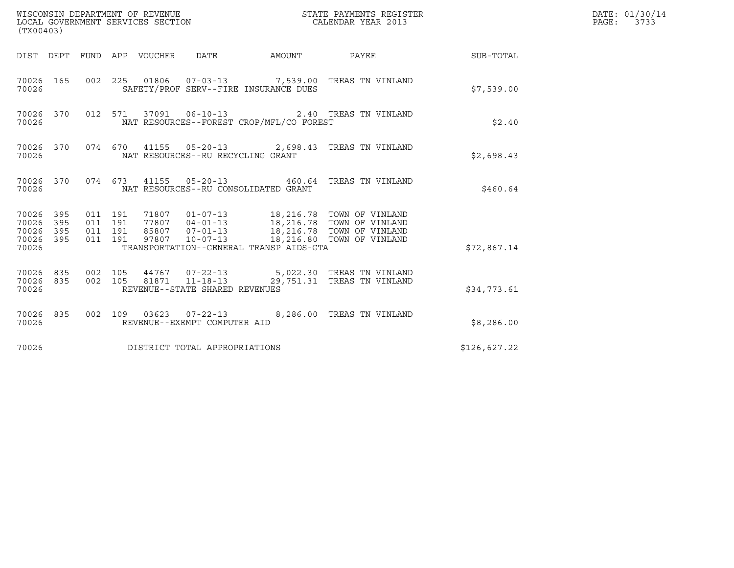WISCONSIN DEPARTMENT OF REVENUE
LOCAL GOVERNMENT SERVICES SECTION
(TX00403)

STATE PAYMENTS REGISTER
CALENDAR YEAR 2013

DATE: 01/30/14
PAGE: 3733

| DIST | DEPT | FUND | APP | VOUCHER | DATE | AMOUNT | PAYEE | SUB-TOTAL |
|---|---|---|---|---|---|---|---|---|
| 70026 | 165 | 002 | 225 | 01806 | 07-03-13 | 7,539.00 | TREAS TN VINLAND | |
| 70026 | | | | SAFETY/PROF SERV--FIRE INSURANCE DUES | | | | $7,539.00 |
| 70026 | 370 | 012 | 571 | 37091 | 06-10-13 | 2.40 | TREAS TN VINLAND | |
| 70026 | | | | NAT RESOURCES--FOREST CROP/MFL/CO FOREST | | | | $2.40 |
| 70026 | 370 | 074 | 670 | 41155 | 05-20-13 | 2,698.43 | TREAS TN VINLAND | |
| 70026 | | | | NAT RESOURCES--RU RECYCLING GRANT | | | | $2,698.43 |
| 70026 | 370 | 074 | 673 | 41155 | 05-20-13 | 460.64 | TREAS TN VINLAND | |
| 70026 | | | | NAT RESOURCES--RU CONSOLIDATED GRANT | | | | $460.64 |
| 70026 | 395 | 011 | 191 | 71807 | 01-07-13 | 18,216.78 | TOWN OF VINLAND | |
| 70026 | 395 | 011 | 191 | 77807 | 04-01-13 | 18,216.78 | TOWN OF VINLAND | |
| 70026 | 395 | 011 | 191 | 85807 | 07-01-13 | 18,216.78 | TOWN OF VINLAND | |
| 70026 | 395 | 011 | 191 | 97807 | 10-07-13 | 18,216.80 | TOWN OF VINLAND | |
| 70026 | | | | TRANSPORTATION--GENERAL TRANSP AIDS-GTA | | | | $72,867.14 |
| 70026 | 835 | 002 | 105 | 44767 | 07-22-13 | 5,022.30 | TREAS TN VINLAND | |
| 70026 | 835 | 002 | 105 | 81871 | 11-18-13 | 29,751.31 | TREAS TN VINLAND | |
| 70026 | | | | REVENUE--STATE SHARED REVENUES | | | | $34,773.61 |
| 70026 | 835 | 002 | 109 | 03623 | 07-22-13 | 8,286.00 | TREAS TN VINLAND | |
| 70026 | | | | REVENUE--EXEMPT COMPUTER AID | | | | $8,286.00 |
| 70026 | | | | DISTRICT TOTAL APPROPRIATIONS | | | | $126,627.22 |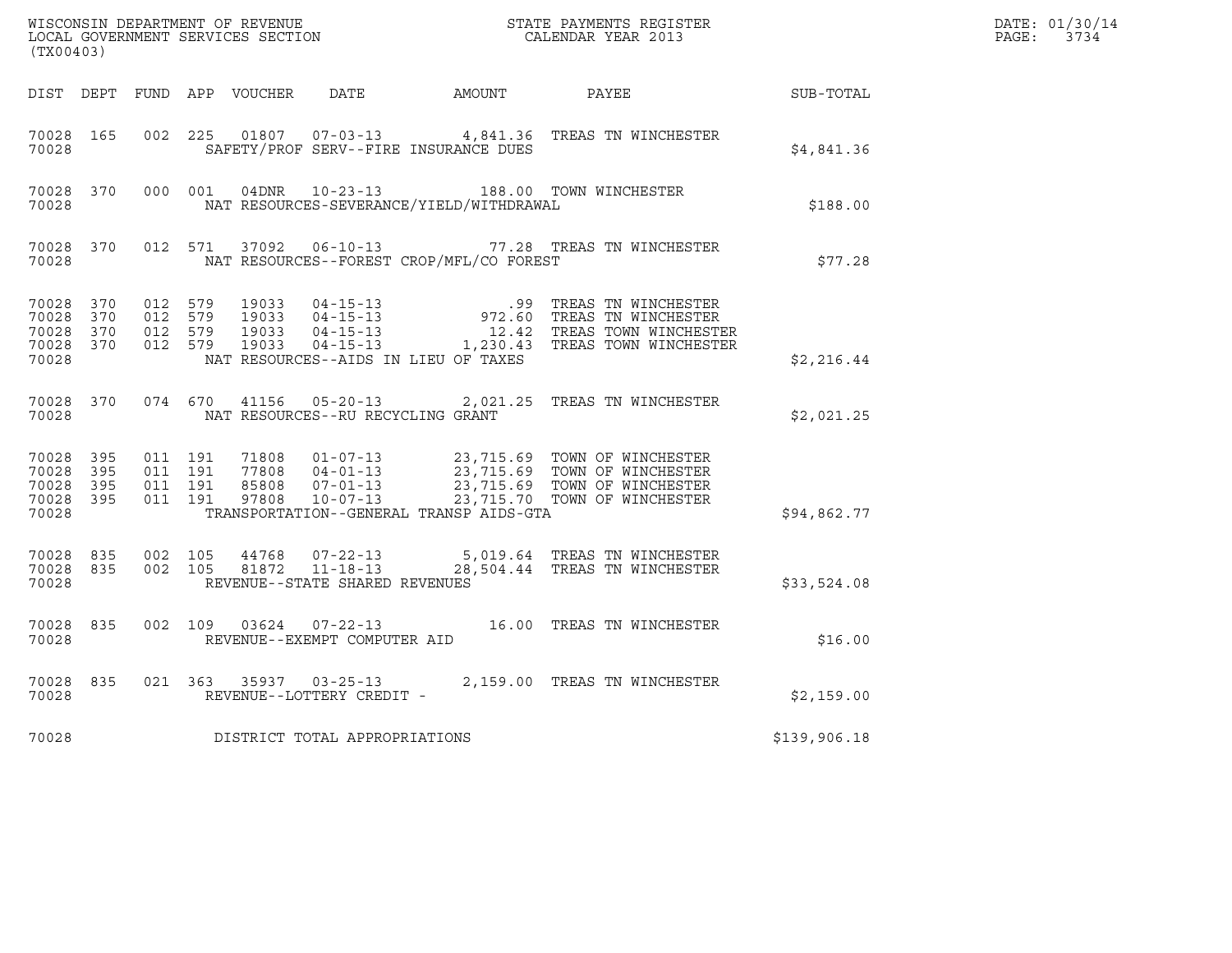WISCONSIN DEPARTMENT OF REVENUE
LOCAL GOVERNMENT SERVICES SECTION
(TX00403)

STATE PAYMENTS REGISTER
CALENDAR YEAR 2013

DATE: 01/30/14
PAGE: 3734

| DIST | DEPT | FUND | APP | VOUCHER | DATE | AMOUNT | PAYEE | SUB-TOTAL |
|---|---|---|---|---|---|---|---|---|
| 70028 | 165 | 002 | 225 | 01807 | 07-03-13 | 4,841.36 | TREAS TN WINCHESTER | |
| 70028 | | | | | SAFETY/PROF SERV--FIRE INSURANCE DUES | | | $4,841.36 |
| 70028 | 370 | 000 | 001 | 04DNR | 10-23-13 | 188.00 | TOWN WINCHESTER | |
| 70028 | | | | | NAT RESOURCES-SEVERANCE/YIELD/WITHDRAWAL | | | $188.00 |
| 70028 | 370 | 012 | 571 | 37092 | 06-10-13 | 77.28 | TREAS TN WINCHESTER | |
| 70028 | | | | | NAT RESOURCES--FOREST CROP/MFL/CO FOREST | | | $77.28 |
| 70028 | 370 | 012 | 579 | 19033 | 04-15-13 | .99 | TREAS TN WINCHESTER | |
| 70028 | 370 | 012 | 579 | 19033 | 04-15-13 | 972.60 | TREAS TN WINCHESTER | |
| 70028 | 370 | 012 | 579 | 19033 | 04-15-13 | 12.42 | TREAS TOWN WINCHESTER | |
| 70028 | 370 | 012 | 579 | 19033 | 04-15-13 | 1,230.43 | TREAS TOWN WINCHESTER | |
| 70028 | | | | | NAT RESOURCES--AIDS IN LIEU OF TAXES | | | $2,216.44 |
| 70028 | 370 | 074 | 670 | 41156 | 05-20-13 | 2,021.25 | TREAS TN WINCHESTER | |
| 70028 | | | | | NAT RESOURCES--RU RECYCLING GRANT | | | $2,021.25 |
| 70028 | 395 | 011 | 191 | 71808 | 01-07-13 | 23,715.69 | TOWN OF WINCHESTER | |
| 70028 | 395 | 011 | 191 | 77808 | 04-01-13 | 23,715.69 | TOWN OF WINCHESTER | |
| 70028 | 395 | 011 | 191 | 85808 | 07-01-13 | 23,715.69 | TOWN OF WINCHESTER | |
| 70028 | 395 | 011 | 191 | 97808 | 10-07-13 | 23,715.70 | TOWN OF WINCHESTER | |
| 70028 | | | | | TRANSPORTATION--GENERAL TRANSP AIDS-GTA | | | $94,862.77 |
| 70028 | 835 | 002 | 105 | 44768 | 07-22-13 | 5,019.64 | TREAS TN WINCHESTER | |
| 70028 | 835 | 002 | 105 | 81872 | 11-18-13 | 28,504.44 | TREAS TN WINCHESTER | |
| 70028 | | | | | REVENUE--STATE SHARED REVENUES | | | $33,524.08 |
| 70028 | 835 | 002 | 109 | 03624 | 07-22-13 | 16.00 | TREAS TN WINCHESTER | |
| 70028 | | | | | REVENUE--EXEMPT COMPUTER AID | | | $16.00 |
| 70028 | 835 | 021 | 363 | 35937 | 03-25-13 | 2,159.00 | TREAS TN WINCHESTER | |
| 70028 | | | | | REVENUE--LOTTERY CREDIT - | | | $2,159.00 |
| 70028 | | | | | DISTRICT TOTAL APPROPRIATIONS | | | $139,906.18 |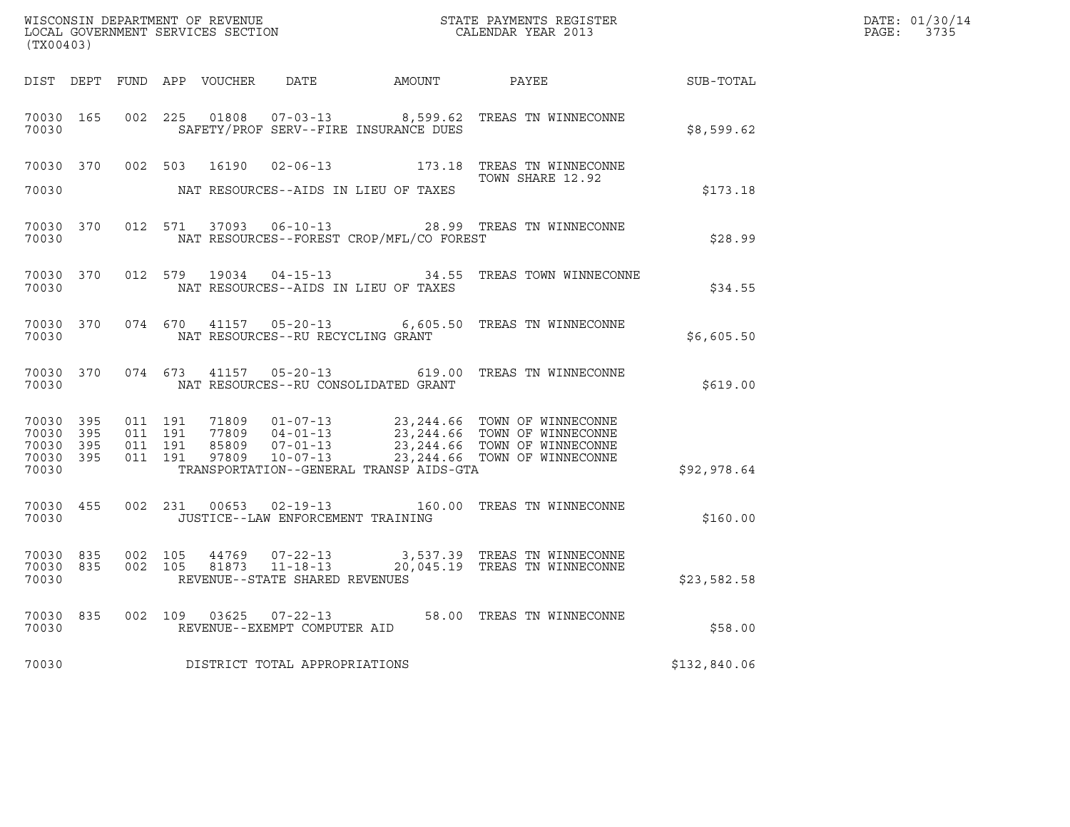WISCONSIN DEPARTMENT OF REVENUE
LOCAL GOVERNMENT SERVICES SECTION
(TX00403)

STATE PAYMENTS REGISTER
CALENDAR YEAR 2013

DATE: 01/30/14
PAGE: 3735

| DIST | DEPT | FUND | APP | VOUCHER | DATE | AMOUNT | PAYEE | SUB-TOTAL |
|---|---|---|---|---|---|---|---|---|
| 70030 | 165 | 002 | 225 | 01808 | 07-03-13 | 8,599.62 | TREAS TN WINNECONNE | |
| 70030 | | | | SAFETY/PROF SERV--FIRE INSURANCE DUES | | | | $8,599.62 |
| 70030 | 370 | 002 | 503 | 16190 | 02-06-13 | 173.18 | TREAS TN WINNECONNE TOWN SHARE 12.92 | |
| 70030 | | | | NAT RESOURCES--AIDS IN LIEU OF TAXES | | | | $173.18 |
| 70030 | 370 | 012 | 571 | 37093 | 06-10-13 | 28.99 | TREAS TN WINNECONNE | |
| 70030 | | | | NAT RESOURCES--FOREST CROP/MFL/CO FOREST | | | | $28.99 |
| 70030 | 370 | 012 | 579 | 19034 | 04-15-13 | 34.55 | TREAS TOWN WINNECONNE | |
| 70030 | | | | NAT RESOURCES--AIDS IN LIEU OF TAXES | | | | $34.55 |
| 70030 | 370 | 074 | 670 | 41157 | 05-20-13 | 6,605.50 | TREAS TN WINNECONNE | |
| 70030 | | | | NAT RESOURCES--RU RECYCLING GRANT | | | | $6,605.50 |
| 70030 | 370 | 074 | 673 | 41157 | 05-20-13 | 619.00 | TREAS TN WINNECONNE | |
| 70030 | | | | NAT RESOURCES--RU CONSOLIDATED GRANT | | | | $619.00 |
| 70030 | 395 | 011 | 191 | 71809 | 01-07-13 | 23,244.66 | TOWN OF WINNECONNE | |
| 70030 | 395 | 011 | 191 | 77809 | 04-01-13 | 23,244.66 | TOWN OF WINNECONNE | |
| 70030 | 395 | 011 | 191 | 85809 | 07-01-13 | 23,244.66 | TOWN OF WINNECONNE | |
| 70030 | 395 | 011 | 191 | 97809 | 10-07-13 | 23,244.66 | TOWN OF WINNECONNE | |
| 70030 | | | | TRANSPORTATION--GENERAL TRANSP AIDS-GTA | | | | $92,978.64 |
| 70030 | 455 | 002 | 231 | 00653 | 02-19-13 | 160.00 | TREAS TN WINNECONNE | |
| 70030 | | | | JUSTICE--LAW ENFORCEMENT TRAINING | | | | $160.00 |
| 70030 | 835 | 002 | 105 | 44769 | 07-22-13 | 3,537.39 | TREAS TN WINNECONNE | |
| 70030 | 835 | 002 | 105 | 81873 | 11-18-13 | 20,045.19 | TREAS TN WINNECONNE | |
| 70030 | | | | REVENUE--STATE SHARED REVENUES | | | | $23,582.58 |
| 70030 | 835 | 002 | 109 | 03625 | 07-22-13 | 58.00 | TREAS TN WINNECONNE | |
| 70030 | | | | REVENUE--EXEMPT COMPUTER AID | | | | $58.00 |
| 70030 | | | | DISTRICT TOTAL APPROPRIATIONS | | | | $132,840.06 |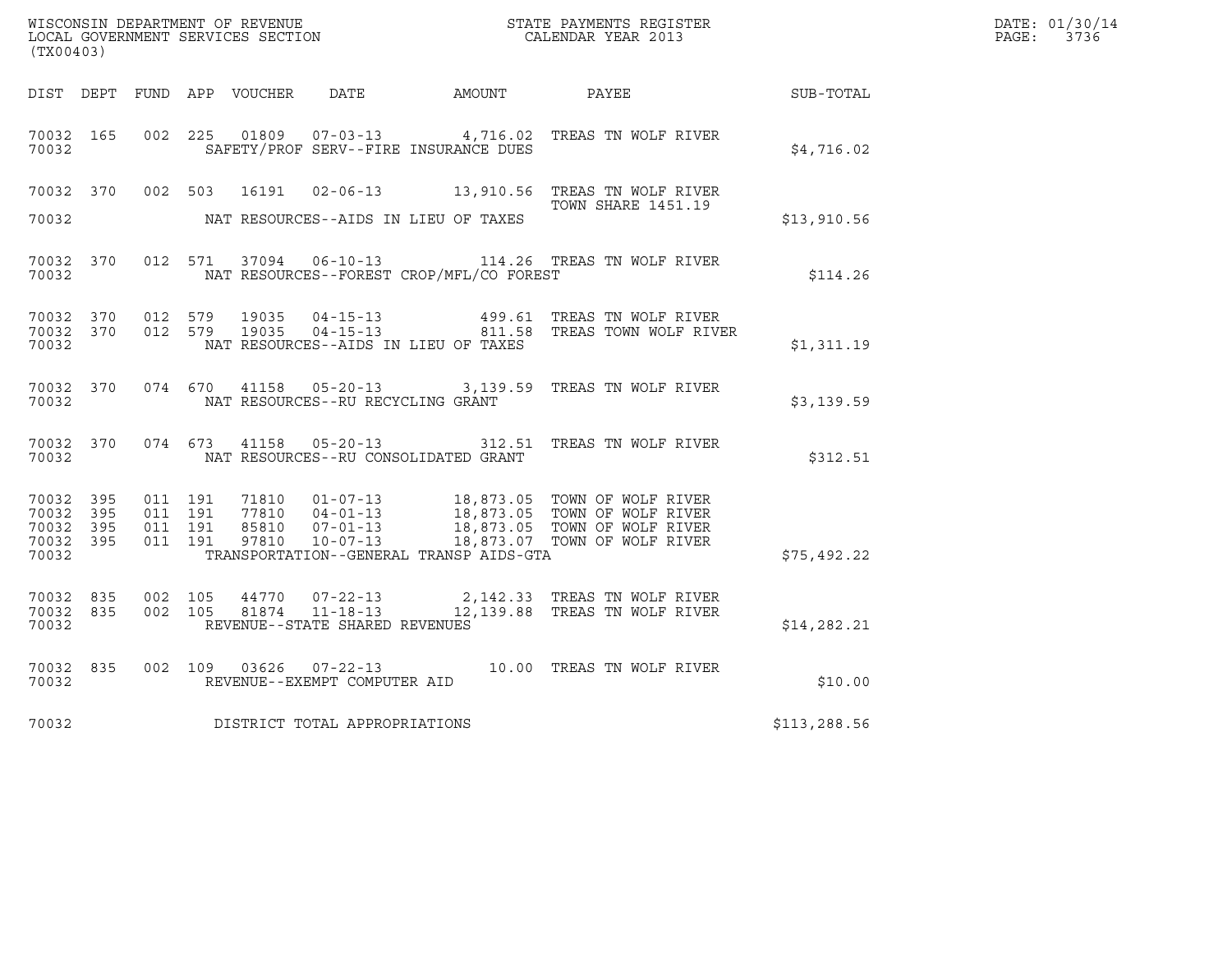WISCONSIN DEPARTMENT OF REVENUE
LOCAL GOVERNMENT SERVICES SECTION
(TX00403)

STATE PAYMENTS REGISTER
CALENDAR YEAR 2013

DATE: 01/30/14
PAGE: 3736

| DIST | DEPT | FUND | APP | VOUCHER | DATE | AMOUNT | PAYEE | SUB-TOTAL |
|---|---|---|---|---|---|---|---|---|
| 70032 | 165 | 002 | 225 | 01809 | 07-03-13 | 4,716.02 | TREAS TN WOLF RIVER | |
| 70032 | | | | | SAFETY/PROF SERV--FIRE INSURANCE DUES | | | $4,716.02 |
| 70032 | 370 | 002 | 503 | 16191 | 02-06-13 | 13,910.56 | TREAS TN WOLF RIVER TOWN SHARE 1451.19 | |
| 70032 | | | | | NAT RESOURCES--AIDS IN LIEU OF TAXES | | | $13,910.56 |
| 70032 | 370 | 012 | 571 | 37094 | 06-10-13 | 114.26 | TREAS TN WOLF RIVER | |
| 70032 | | | | | NAT RESOURCES--FOREST CROP/MFL/CO FOREST | | | $114.26 |
| 70032 | 370 | 012 | 579 | 19035 | 04-15-13 | 499.61 | TREAS TN WOLF RIVER | |
| 70032 | 370 | 012 | 579 | 19035 | 04-15-13 | 811.58 | TREAS TOWN WOLF RIVER | |
| 70032 | | | | | NAT RESOURCES--AIDS IN LIEU OF TAXES | | | $1,311.19 |
| 70032 | 370 | 074 | 670 | 41158 | 05-20-13 | 3,139.59 | TREAS TN WOLF RIVER | |
| 70032 | | | | | NAT RESOURCES--RU RECYCLING GRANT | | | $3,139.59 |
| 70032 | 370 | 074 | 673 | 41158 | 05-20-13 | 312.51 | TREAS TN WOLF RIVER | |
| 70032 | | | | | NAT RESOURCES--RU CONSOLIDATED GRANT | | | $312.51 |
| 70032 | 395 | 011 | 191 | 71810 | 01-07-13 | 18,873.05 | TOWN OF WOLF RIVER | |
| 70032 | 395 | 011 | 191 | 77810 | 04-01-13 | 18,873.05 | TOWN OF WOLF RIVER | |
| 70032 | 395 | 011 | 191 | 85810 | 07-01-13 | 18,873.05 | TOWN OF WOLF RIVER | |
| 70032 | 395 | 011 | 191 | 97810 | 10-07-13 | 18,873.07 | TOWN OF WOLF RIVER | |
| 70032 | | | | | TRANSPORTATION--GENERAL TRANSP AIDS-GTA | | | $75,492.22 |
| 70032 | 835 | 002 | 105 | 44770 | 07-22-13 | 2,142.33 | TREAS TN WOLF RIVER | |
| 70032 | 835 | 002 | 105 | 81874 | 11-18-13 | 12,139.88 | TREAS TN WOLF RIVER | |
| 70032 | | | | | REVENUE--STATE SHARED REVENUES | | | $14,282.21 |
| 70032 | 835 | 002 | 109 | 03626 | 07-22-13 | 10.00 | TREAS TN WOLF RIVER | |
| 70032 | | | | | REVENUE--EXEMPT COMPUTER AID | | | $10.00 |
| 70032 | | | | | DISTRICT TOTAL APPROPRIATIONS | | | $113,288.56 |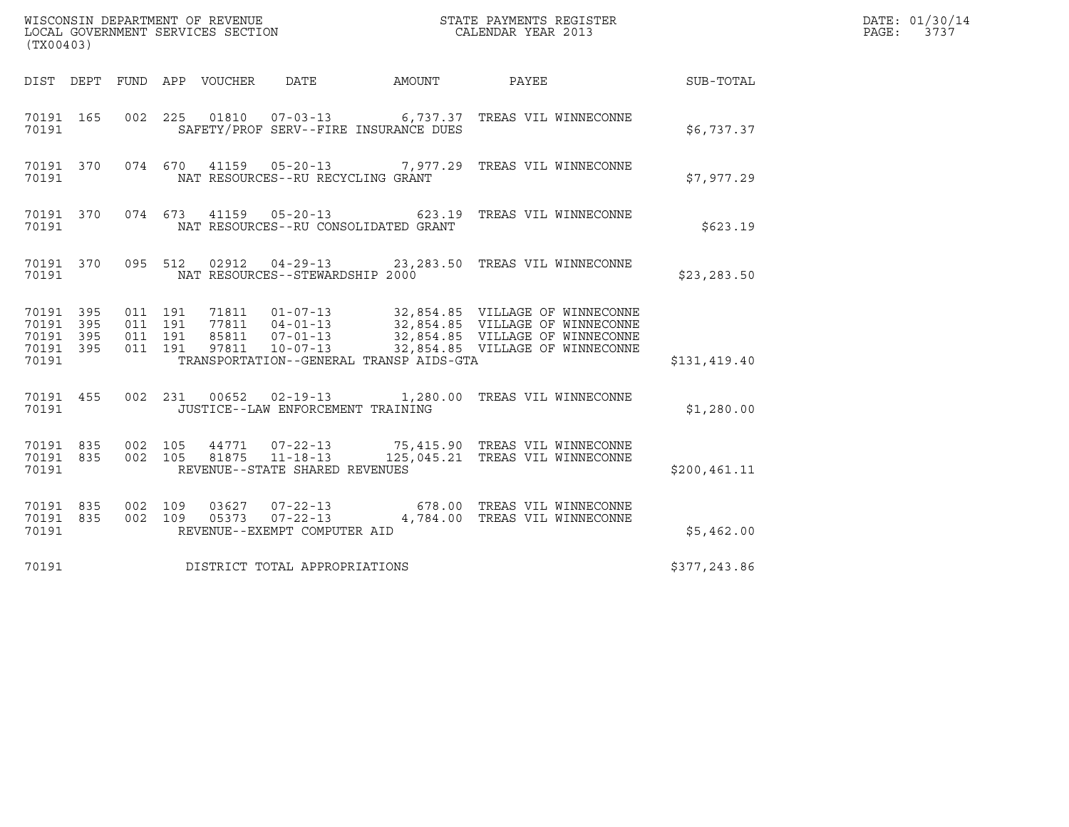WISCONSIN DEPARTMENT OF REVENUE
LOCAL GOVERNMENT SERVICES SECTION
(TX00403)

STATE PAYMENTS REGISTER
CALENDAR YEAR 2013

DATE: 01/30/14
PAGE: 3737

| DIST | DEPT | FUND | APP | VOUCHER | DATE | AMOUNT | PAYEE | SUB-TOTAL |
|---|---|---|---|---|---|---|---|---|
| 70191 | 165 | 002 | 225 | 01810 | 07-03-13 | 6,737.37 | TREAS VIL WINNECONNE | |
| 70191 | | | | | SAFETY/PROF SERV--FIRE INSURANCE DUES | | | $6,737.37 |
| 70191 | 370 | 074 | 670 | 41159 | 05-20-13 | 7,977.29 | TREAS VIL WINNECONNE | |
| 70191 | | | | | NAT RESOURCES--RU RECYCLING GRANT | | | $7,977.29 |
| 70191 | 370 | 074 | 673 | 41159 | 05-20-13 | 623.19 | TREAS VIL WINNECONNE | |
| 70191 | | | | | NAT RESOURCES--RU CONSOLIDATED GRANT | | | $623.19 |
| 70191 | 370 | 095 | 512 | 02912 | 04-29-13 | 23,283.50 | TREAS VIL WINNECONNE | |
| 70191 | | | | | NAT RESOURCES--STEWARDSHIP 2000 | | | $23,283.50 |
| 70191 | 395 | 011 | 191 | 71811 | 01-07-13 | 32,854.85 | VILLAGE OF WINNECONNE | |
| 70191 | 395 | 011 | 191 | 77811 | 04-01-13 | 32,854.85 | VILLAGE OF WINNECONNE | |
| 70191 | 395 | 011 | 191 | 85811 | 07-01-13 | 32,854.85 | VILLAGE OF WINNECONNE | |
| 70191 | 395 | 011 | 191 | 97811 | 10-07-13 | 32,854.85 | VILLAGE OF WINNECONNE | |
| 70191 | | | | | TRANSPORTATION--GENERAL TRANSP AIDS-GTA | | | $131,419.40 |
| 70191 | 455 | 002 | 231 | 00652 | 02-19-13 | 1,280.00 | TREAS VIL WINNECONNE | |
| 70191 | | | | | JUSTICE--LAW ENFORCEMENT TRAINING | | | $1,280.00 |
| 70191 | 835 | 002 | 105 | 44771 | 07-22-13 | 75,415.90 | TREAS VIL WINNECONNE | |
| 70191 | 835 | 002 | 105 | 81875 | 11-18-13 | 125,045.21 | TREAS VIL WINNECONNE | |
| 70191 | | | | | REVENUE--STATE SHARED REVENUES | | | $200,461.11 |
| 70191 | 835 | 002 | 109 | 03627 | 07-22-13 | 678.00 | TREAS VIL WINNECONNE | |
| 70191 | 835 | 002 | 109 | 05373 | 07-22-13 | 4,784.00 | TREAS VIL WINNECONNE | |
| 70191 | | | | | REVENUE--EXEMPT COMPUTER AID | | | $5,462.00 |
| 70191 | | | | | DISTRICT TOTAL APPROPRIATIONS | | | $377,243.86 |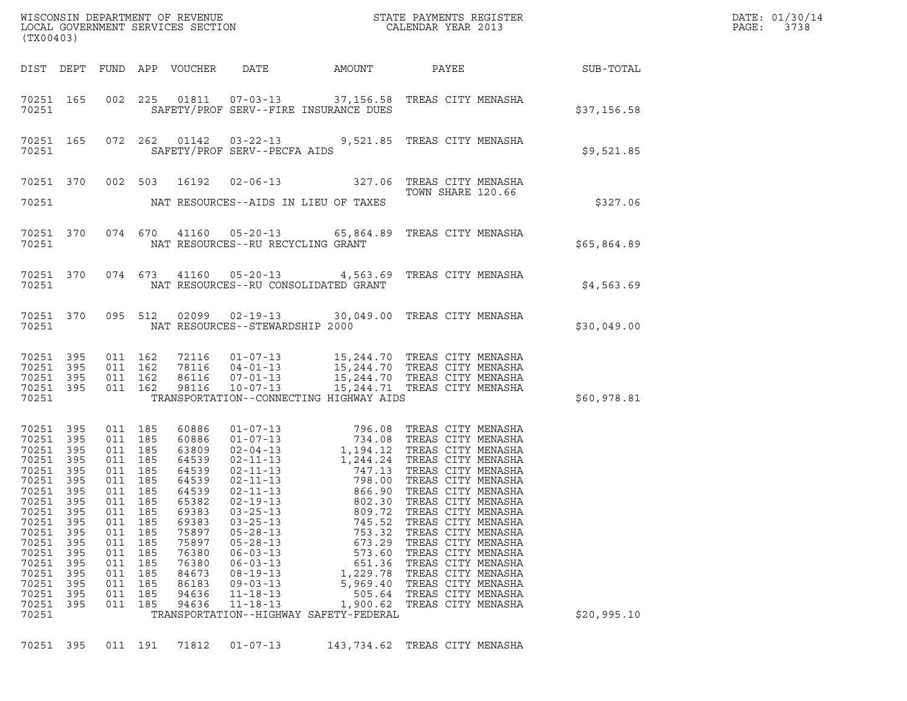WISCONSIN DEPARTMENT OF REVENUE
LOCAL GOVERNMENT SERVICES SECTION
(TX00403)

STATE PAYMENTS REGISTER
CALENDAR YEAR 2013

DATE: 01/30/14
PAGE: 3738

| DIST | DEPT | FUND | APP | VOUCHER | DATE | AMOUNT | PAYEE | SUB-TOTAL |
|---|---|---|---|---|---|---|---|---|
| 70251 | 165 | 002 | 225 | 01811 | 07-03-13 | 37,156.58 | TREAS CITY MENASHA | |
| 70251 | | | | | SAFETY/PROF SERV--FIRE INSURANCE DUES | | | $37,156.58 |
| 70251 | 165 | 072 | 262 | 01142 | 03-22-13 | 9,521.85 | TREAS CITY MENASHA | |
| 70251 | | | | | SAFETY/PROF SERV--PECFA AIDS | | | $9,521.85 |
| 70251 | 370 | 002 | 503 | 16192 | 02-06-13 | 327.06 | TREAS CITY MENASHA TOWN SHARE 120.66 | |
| 70251 | | | | | NAT RESOURCES--AIDS IN LIEU OF TAXES | | | $327.06 |
| 70251 | 370 | 074 | 670 | 41160 | 05-20-13 | 65,864.89 | TREAS CITY MENASHA | |
| 70251 | | | | | NAT RESOURCES--RU RECYCLING GRANT | | | $65,864.89 |
| 70251 | 370 | 074 | 673 | 41160 | 05-20-13 | 4,563.69 | TREAS CITY MENASHA | |
| 70251 | | | | | NAT RESOURCES--RU CONSOLIDATED GRANT | | | $4,563.69 |
| 70251 | 370 | 095 | 512 | 02099 | 02-19-13 | 30,049.00 | TREAS CITY MENASHA | |
| 70251 | | | | | NAT RESOURCES--STEWARDSHIP 2000 | | | $30,049.00 |
| 70251 | 395 | 011 | 162 | 72116 | 01-07-13 | 15,244.70 | TREAS CITY MENASHA | |
| 70251 | 395 | 011 | 162 | 78116 | 04-01-13 | 15,244.70 | TREAS CITY MENASHA | |
| 70251 | 395 | 011 | 162 | 86116 | 07-01-13 | 15,244.70 | TREAS CITY MENASHA | |
| 70251 | 395 | 011 | 162 | 98116 | 10-07-13 | 15,244.71 | TREAS CITY MENASHA | |
| 70251 | | | | | TRANSPORTATION--CONNECTING HIGHWAY AIDS | | | $60,978.81 |
| 70251 | 395 | 011 | 185 | 60886 | 01-07-13 | 796.08 | TREAS CITY MENASHA | |
| 70251 | 395 | 011 | 185 | 60886 | 01-07-13 | 734.08 | TREAS CITY MENASHA | |
| 70251 | 395 | 011 | 185 | 63809 | 02-04-13 | 1,194.12 | TREAS CITY MENASHA | |
| 70251 | 395 | 011 | 185 | 64539 | 02-11-13 | 1,244.24 | TREAS CITY MENASHA | |
| 70251 | 395 | 011 | 185 | 64539 | 02-11-13 | 747.13 | TREAS CITY MENASHA | |
| 70251 | 395 | 011 | 185 | 64539 | 02-11-13 | 798.00 | TREAS CITY MENASHA | |
| 70251 | 395 | 011 | 185 | 64539 | 02-11-13 | 866.90 | TREAS CITY MENASHA | |
| 70251 | 395 | 011 | 185 | 65382 | 02-19-13 | 802.30 | TREAS CITY MENASHA | |
| 70251 | 395 | 011 | 185 | 69383 | 03-25-13 | 809.72 | TREAS CITY MENASHA | |
| 70251 | 395 | 011 | 185 | 69383 | 03-25-13 | 745.52 | TREAS CITY MENASHA | |
| 70251 | 395 | 011 | 185 | 75897 | 05-28-13 | 753.32 | TREAS CITY MENASHA | |
| 70251 | 395 | 011 | 185 | 75897 | 05-28-13 | 673.29 | TREAS CITY MENASHA | |
| 70251 | 395 | 011 | 185 | 76380 | 06-03-13 | 573.60 | TREAS CITY MENASHA | |
| 70251 | 395 | 011 | 185 | 76380 | 06-03-13 | 651.36 | TREAS CITY MENASHA | |
| 70251 | 395 | 011 | 185 | 84673 | 08-19-13 | 1,229.78 | TREAS CITY MENASHA | |
| 70251 | 395 | 011 | 185 | 86183 | 09-03-13 | 5,969.40 | TREAS CITY MENASHA | |
| 70251 | 395 | 011 | 185 | 94636 | 11-18-13 | 505.64 | TREAS CITY MENASHA | |
| 70251 | 395 | 011 | 185 | 94636 | 11-18-13 | 1,900.62 | TREAS CITY MENASHA | |
| 70251 | | | | | TRANSPORTATION--HIGHWAY SAFETY-FEDERAL | | | $20,995.10 |
| 70251 | 395 | 011 | 191 | 71812 | 01-07-13 | 143,734.62 | TREAS CITY MENASHA | |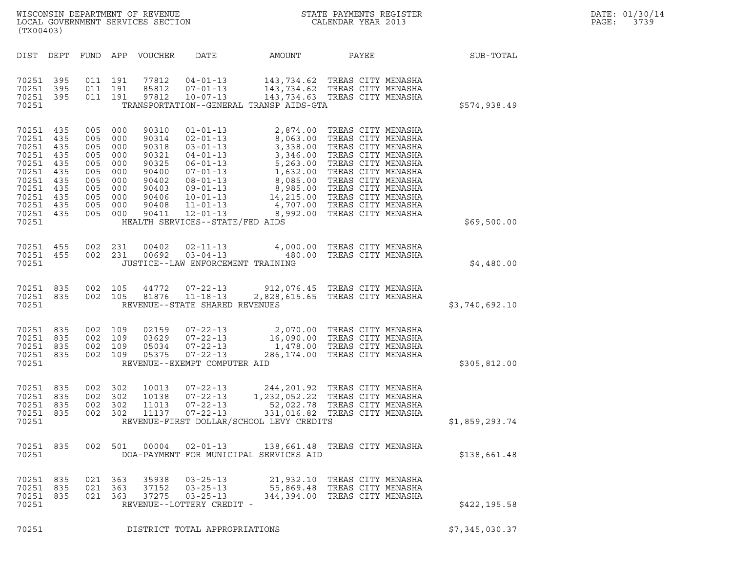WISCONSIN DEPARTMENT OF REVENUE
LOCAL GOVERNMENT SERVICES SECTION
(TX00403)

STATE PAYMENTS REGISTER
CALENDAR YEAR 2013

| DIST | DEPT | FUND | APP | VOUCHER | DATE | AMOUNT | PAYEE | SUB-TOTAL |
|---|---|---|---|---|---|---|---|---|
| 70251 | 395 | 011 | 191 | 77812 | 04-01-13 | 143,734.62 | TREAS CITY MENASHA | |
| 70251 | 395 | 011 | 191 | 85812 | 07-01-13 | 143,734.62 | TREAS CITY MENASHA | |
| 70251 | 395 | 011 | 191 | 97812 | 10-07-13 | 143,734.63 | TREAS CITY MENASHA | |
| 70251 | | | | | TRANSPORTATION--GENERAL TRANSP AIDS-GTA | | | $574,938.49 |
| 70251 | 435 | 005 | 000 | 90310 | 01-01-13 | 2,874.00 | TREAS CITY MENASHA | |
| 70251 | 435 | 005 | 000 | 90314 | 02-01-13 | 8,063.00 | TREAS CITY MENASHA | |
| 70251 | 435 | 005 | 000 | 90318 | 03-01-13 | 3,338.00 | TREAS CITY MENASHA | |
| 70251 | 435 | 005 | 000 | 90321 | 04-01-13 | 3,346.00 | TREAS CITY MENASHA | |
| 70251 | 435 | 005 | 000 | 90325 | 06-01-13 | 5,263.00 | TREAS CITY MENASHA | |
| 70251 | 435 | 005 | 000 | 90400 | 07-01-13 | 1,632.00 | TREAS CITY MENASHA | |
| 70251 | 435 | 005 | 000 | 90402 | 08-01-13 | 8,085.00 | TREAS CITY MENASHA | |
| 70251 | 435 | 005 | 000 | 90403 | 09-01-13 | 8,985.00 | TREAS CITY MENASHA | |
| 70251 | 435 | 005 | 000 | 90406 | 10-01-13 | 14,215.00 | TREAS CITY MENASHA | |
| 70251 | 435 | 005 | 000 | 90408 | 11-01-13 | 4,707.00 | TREAS CITY MENASHA | |
| 70251 | 435 | 005 | 000 | 90411 | 12-01-13 | 8,992.00 | TREAS CITY MENASHA | |
| 70251 | | | | | HEALTH SERVICES--STATE/FED AIDS | | | $69,500.00 |
| 70251 | 455 | 002 | 231 | 00402 | 02-11-13 | 4,000.00 | TREAS CITY MENASHA | |
| 70251 | 455 | 002 | 231 | 00692 | 03-04-13 | 480.00 | TREAS CITY MENASHA | |
| 70251 | | | | | JUSTICE--LAW ENFORCEMENT TRAINING | | | $4,480.00 |
| 70251 | 835 | 002 | 105 | 44772 | 07-22-13 | 912,076.45 | TREAS CITY MENASHA | |
| 70251 | 835 | 002 | 105 | 81876 | 11-18-13 | 2,828,615.65 | TREAS CITY MENASHA | |
| 70251 | | | | | REVENUE--STATE SHARED REVENUES | | | $3,740,692.10 |
| 70251 | 835 | 002 | 109 | 02159 | 07-22-13 | 2,070.00 | TREAS CITY MENASHA | |
| 70251 | 835 | 002 | 109 | 03629 | 07-22-13 | 16,090.00 | TREAS CITY MENASHA | |
| 70251 | 835 | 002 | 109 | 05034 | 07-22-13 | 1,478.00 | TREAS CITY MENASHA | |
| 70251 | 835 | 002 | 109 | 05375 | 07-22-13 | 286,174.00 | TREAS CITY MENASHA | |
| 70251 | | | | | REVENUE--EXEMPT COMPUTER AID | | | $305,812.00 |
| 70251 | 835 | 002 | 302 | 10013 | 07-22-13 | 244,201.92 | TREAS CITY MENASHA | |
| 70251 | 835 | 002 | 302 | 10138 | 07-22-13 | 1,232,052.22 | TREAS CITY MENASHA | |
| 70251 | 835 | 002 | 302 | 11013 | 07-22-13 | 52,022.78 | TREAS CITY MENASHA | |
| 70251 | 835 | 002 | 302 | 11137 | 07-22-13 | 331,016.82 | TREAS CITY MENASHA | |
| 70251 | | | | | REVENUE-FIRST DOLLAR/SCHOOL LEVY CREDITS | | | $1,859,293.74 |
| 70251 | 835 | 002 | 501 | 00004 | 02-01-13 | 138,661.48 | TREAS CITY MENASHA | |
| 70251 | | | | | DOA-PAYMENT FOR MUNICIPAL SERVICES AID | | | $138,661.48 |
| 70251 | 835 | 021 | 363 | 35938 | 03-25-13 | 21,932.10 | TREAS CITY MENASHA | |
| 70251 | 835 | 021 | 363 | 37152 | 03-25-13 | 55,869.48 | TREAS CITY MENASHA | |
| 70251 | 835 | 021 | 363 | 37275 | 03-25-13 | 344,394.00 | TREAS CITY MENASHA | |
| 70251 | | | | | REVENUE--LOTTERY CREDIT - | | | $422,195.58 |
| 70251 | | | | | DISTRICT TOTAL APPROPRIATIONS | | | $7,345,030.37 |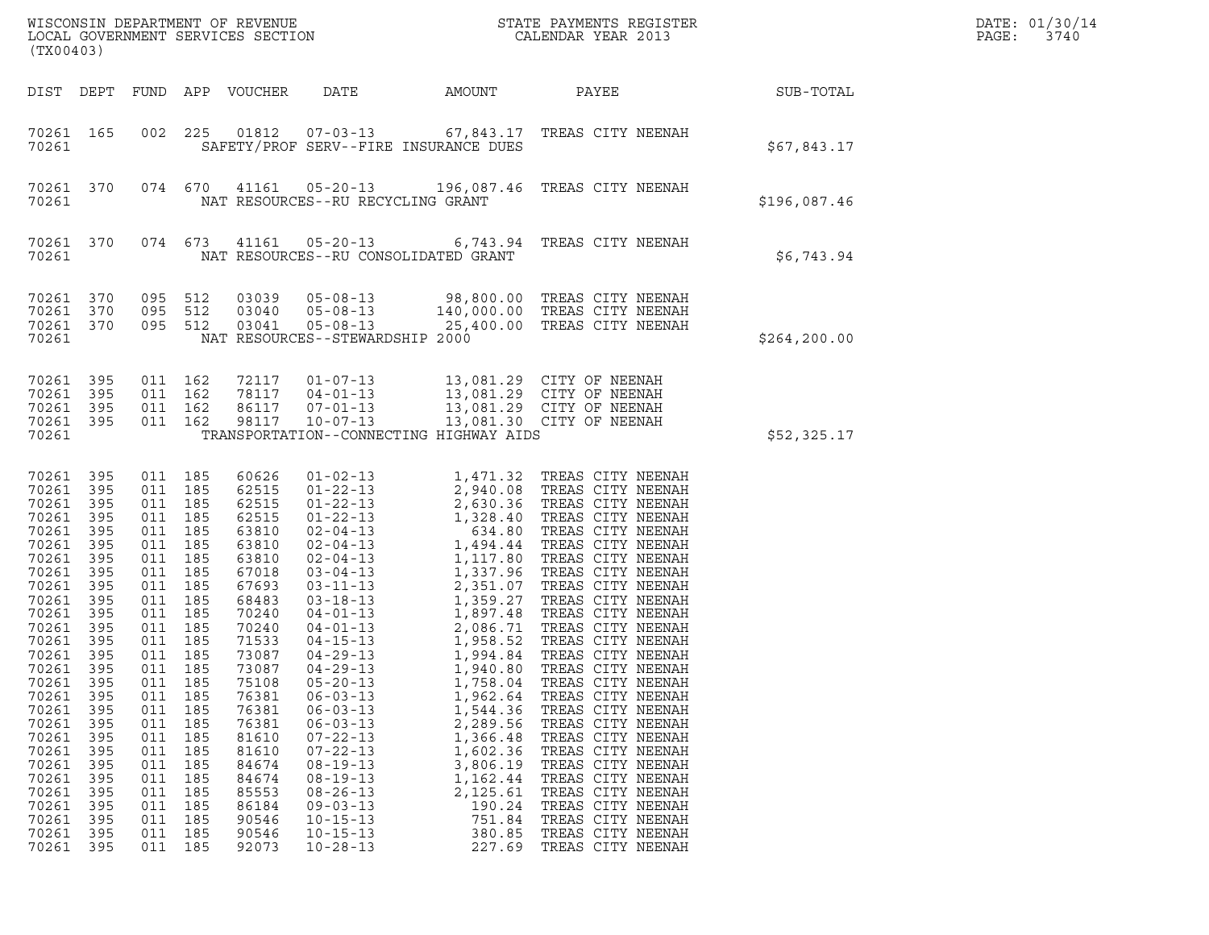WISCONSIN DEPARTMENT OF REVENUE
LOCAL GOVERNMENT SERVICES SECTION
(TX00403)

STATE PAYMENTS REGISTER
CALENDAR YEAR 2013

DATE: 01/30/14
PAGE: 3740

| DIST | DEPT | FUND | APP | VOUCHER | DATE | AMOUNT | PAYEE | SUB-TOTAL |
|---|---|---|---|---|---|---|---|---|
| 70261 | 165 | 002 | 225 | 01812 | 07-03-13 | 67,843.17 | TREAS CITY NEENAH | |
| 70261 | | | | SAFETY/PROF SERV--FIRE INSURANCE DUES | | | | $67,843.17 |
| 70261 | 370 | 074 | 670 | 41161 | 05-20-13 | 196,087.46 | TREAS CITY NEENAH | |
| 70261 | | | | NAT RESOURCES--RU RECYCLING GRANT | | | | $196,087.46 |
| 70261 | 370 | 074 | 673 | 41161 | 05-20-13 | 6,743.94 | TREAS CITY NEENAH | |
| 70261 | | | | NAT RESOURCES--RU CONSOLIDATED GRANT | | | | $6,743.94 |
| 70261 | 370 | 095 | 512 | 03039 | 05-08-13 | 98,800.00 | TREAS CITY NEENAH | |
| 70261 | 370 | 095 | 512 | 03040 | 05-08-13 | 140,000.00 | TREAS CITY NEENAH | |
| 70261 | 370 | 095 | 512 | 03041 | 05-08-13 | 25,400.00 | TREAS CITY NEENAH | |
| 70261 | | | | NAT RESOURCES--STEWARDSHIP 2000 | | | | $264,200.00 |
| 70261 | 395 | 011 | 162 | 72117 | 01-07-13 | 13,081.29 | CITY OF NEENAH | |
| 70261 | 395 | 011 | 162 | 78117 | 04-01-13 | 13,081.29 | CITY OF NEENAH | |
| 70261 | 395 | 011 | 162 | 86117 | 07-01-13 | 13,081.29 | CITY OF NEENAH | |
| 70261 | 395 | 011 | 162 | 98117 | 10-07-13 | 13,081.30 | CITY OF NEENAH | |
| 70261 | | | | TRANSPORTATION--CONNECTING HIGHWAY AIDS | | | | $52,325.17 |
| 70261 | 395 | 011 | 185 | 60626 | 01-02-13 | 1,471.32 | TREAS CITY NEENAH | |
| 70261 | 395 | 011 | 185 | 62515 | 01-22-13 | 2,940.08 | TREAS CITY NEENAH | |
| 70261 | 395 | 011 | 185 | 62515 | 01-22-13 | 2,630.36 | TREAS CITY NEENAH | |
| 70261 | 395 | 011 | 185 | 62515 | 01-22-13 | 1,328.40 | TREAS CITY NEENAH | |
| 70261 | 395 | 011 | 185 | 63810 | 02-04-13 | 634.80 | TREAS CITY NEENAH | |
| 70261 | 395 | 011 | 185 | 63810 | 02-04-13 | 1,494.44 | TREAS CITY NEENAH | |
| 70261 | 395 | 011 | 185 | 63810 | 02-04-13 | 1,117.80 | TREAS CITY NEENAH | |
| 70261 | 395 | 011 | 185 | 67018 | 03-04-13 | 1,337.96 | TREAS CITY NEENAH | |
| 70261 | 395 | 011 | 185 | 67693 | 03-11-13 | 2,351.07 | TREAS CITY NEENAH | |
| 70261 | 395 | 011 | 185 | 68483 | 03-18-13 | 1,359.27 | TREAS CITY NEENAH | |
| 70261 | 395 | 011 | 185 | 70240 | 04-01-13 | 1,897.48 | TREAS CITY NEENAH | |
| 70261 | 395 | 011 | 185 | 70240 | 04-01-13 | 2,086.71 | TREAS CITY NEENAH | |
| 70261 | 395 | 011 | 185 | 71533 | 04-15-13 | 1,958.52 | TREAS CITY NEENAH | |
| 70261 | 395 | 011 | 185 | 73087 | 04-29-13 | 1,994.84 | TREAS CITY NEENAH | |
| 70261 | 395 | 011 | 185 | 73087 | 04-29-13 | 1,940.80 | TREAS CITY NEENAH | |
| 70261 | 395 | 011 | 185 | 75108 | 05-20-13 | 1,758.04 | TREAS CITY NEENAH | |
| 70261 | 395 | 011 | 185 | 76381 | 06-03-13 | 1,962.64 | TREAS CITY NEENAH | |
| 70261 | 395 | 011 | 185 | 76381 | 06-03-13 | 1,544.36 | TREAS CITY NEENAH | |
| 70261 | 395 | 011 | 185 | 76381 | 06-03-13 | 2,289.56 | TREAS CITY NEENAH | |
| 70261 | 395 | 011 | 185 | 81610 | 07-22-13 | 1,366.48 | TREAS CITY NEENAH | |
| 70261 | 395 | 011 | 185 | 81610 | 07-22-13 | 1,602.36 | TREAS CITY NEENAH | |
| 70261 | 395 | 011 | 185 | 84674 | 08-19-13 | 3,806.19 | TREAS CITY NEENAH | |
| 70261 | 395 | 011 | 185 | 84674 | 08-19-13 | 1,162.44 | TREAS CITY NEENAH | |
| 70261 | 395 | 011 | 185 | 85553 | 08-26-13 | 2,125.61 | TREAS CITY NEENAH | |
| 70261 | 395 | 011 | 185 | 86184 | 09-03-13 | 190.24 | TREAS CITY NEENAH | |
| 70261 | 395 | 011 | 185 | 90546 | 10-15-13 | 751.84 | TREAS CITY NEENAH | |
| 70261 | 395 | 011 | 185 | 90546 | 10-15-13 | 380.85 | TREAS CITY NEENAH | |
| 70261 | 395 | 011 | 185 | 92073 | 10-28-13 | 227.69 | TREAS CITY NEENAH | |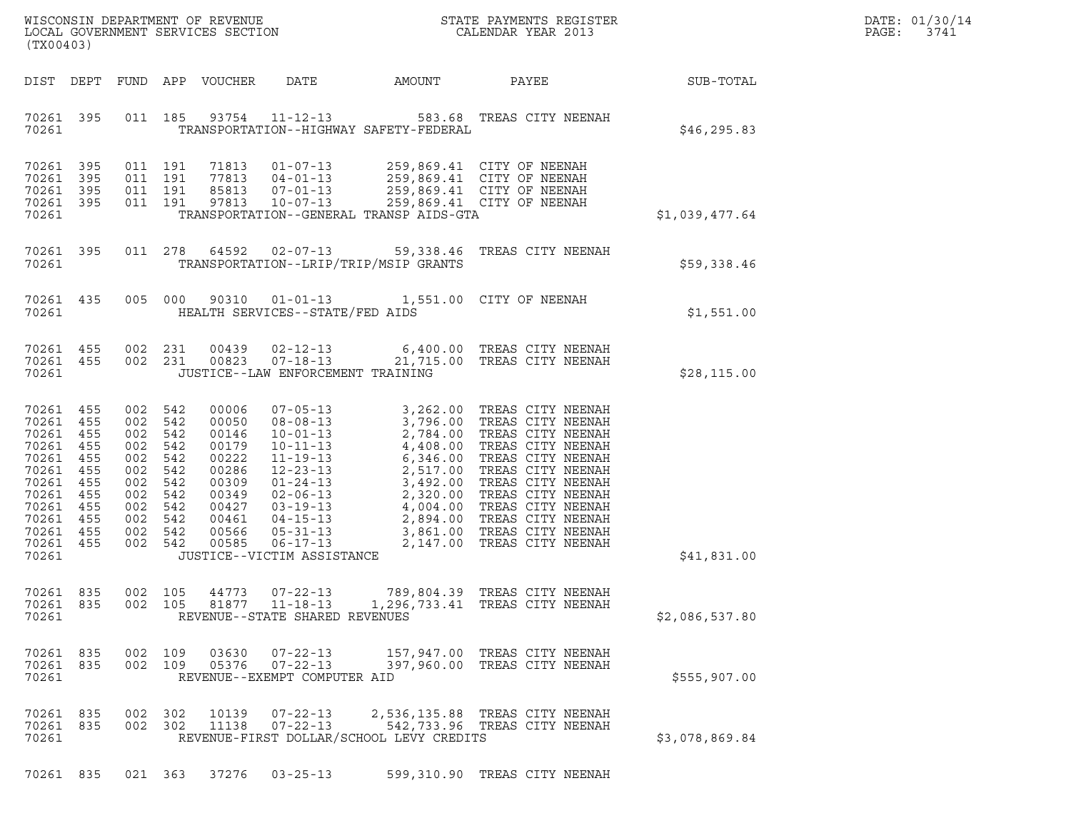WISCONSIN DEPARTMENT OF REVENUE
LOCAL GOVERNMENT SERVICES SECTION
(TX00403)

STATE PAYMENTS REGISTER
CALENDAR YEAR 2013

DATE: 01/30/14
PAGE: 3741

| DIST | DEPT | FUND | APP | VOUCHER | DATE | AMOUNT | PAYEE | SUB-TOTAL |
|---|---|---|---|---|---|---|---|---|
| 70261 | 395 | 011 | 185 | 93754 | 11-12-13 | 583.68 | TREAS CITY NEENAH | |
| 70261 | | | | | TRANSPORTATION--HIGHWAY SAFETY-FEDERAL | | | $46,295.83 |
| 70261 | 395 | 011 | 191 | 71813 | 01-07-13 | 259,869.41 | CITY OF NEENAH | |
| 70261 | 395 | 011 | 191 | 77813 | 04-01-13 | 259,869.41 | CITY OF NEENAH | |
| 70261 | 395 | 011 | 191 | 85813 | 07-01-13 | 259,869.41 | CITY OF NEENAH | |
| 70261 | 395 | 011 | 191 | 97813 | 10-07-13 | 259,869.41 | CITY OF NEENAH | |
| 70261 | | | | | TRANSPORTATION--GENERAL TRANSP AIDS-GTA | | | $1,039,477.64 |
| 70261 | 395 | 011 | 278 | 64592 | 02-07-13 | 59,338.46 | TREAS CITY NEENAH | |
| 70261 | | | | | TRANSPORTATION--LRIP/TRIP/MSIP GRANTS | | | $59,338.46 |
| 70261 | 435 | 005 | 000 | 90310 | 01-01-13 | 1,551.00 | CITY OF NEENAH | |
| 70261 | | | | | HEALTH SERVICES--STATE/FED AIDS | | | $1,551.00 |
| 70261 | 455 | 002 | 231 | 00439 | 02-12-13 | 6,400.00 | TREAS CITY NEENAH | |
| 70261 | 455 | 002 | 231 | 00823 | 07-18-13 | 21,715.00 | TREAS CITY NEENAH | |
| 70261 | | | | | JUSTICE--LAW ENFORCEMENT TRAINING | | | $28,115.00 |
| 70261 | 455 | 002 | 542 | 00006 | 07-05-13 | 3,262.00 | TREAS CITY NEENAH | |
| 70261 | 455 | 002 | 542 | 00050 | 08-08-13 | 3,796.00 | TREAS CITY NEENAH | |
| 70261 | 455 | 002 | 542 | 00146 | 10-01-13 | 2,784.00 | TREAS CITY NEENAH | |
| 70261 | 455 | 002 | 542 | 00179 | 10-11-13 | 4,408.00 | TREAS CITY NEENAH | |
| 70261 | 455 | 002 | 542 | 00222 | 11-19-13 | 6,346.00 | TREAS CITY NEENAH | |
| 70261 | 455 | 002 | 542 | 00286 | 12-23-13 | 2,517.00 | TREAS CITY NEENAH | |
| 70261 | 455 | 002 | 542 | 00309 | 01-24-13 | 3,492.00 | TREAS CITY NEENAH | |
| 70261 | 455 | 002 | 542 | 00349 | 02-06-13 | 2,320.00 | TREAS CITY NEENAH | |
| 70261 | 455 | 002 | 542 | 00427 | 03-19-13 | 4,004.00 | TREAS CITY NEENAH | |
| 70261 | 455 | 002 | 542 | 00461 | 04-15-13 | 2,894.00 | TREAS CITY NEENAH | |
| 70261 | 455 | 002 | 542 | 00566 | 05-31-13 | 3,861.00 | TREAS CITY NEENAH | |
| 70261 | 455 | 002 | 542 | 00585 | 06-17-13 | 2,147.00 | TREAS CITY NEENAH | |
| 70261 | | | | | JUSTICE--VICTIM ASSISTANCE | | | $41,831.00 |
| 70261 | 835 | 002 | 105 | 44773 | 07-22-13 | 789,804.39 | TREAS CITY NEENAH | |
| 70261 | 835 | 002 | 105 | 81877 | 11-18-13 | 1,296,733.41 | TREAS CITY NEENAH | |
| 70261 | | | | | REVENUE--STATE SHARED REVENUES | | | $2,086,537.80 |
| 70261 | 835 | 002 | 109 | 03630 | 07-22-13 | 157,947.00 | TREAS CITY NEENAH | |
| 70261 | 835 | 002 | 109 | 05376 | 07-22-13 | 397,960.00 | TREAS CITY NEENAH | |
| 70261 | | | | | REVENUE--EXEMPT COMPUTER AID | | | $555,907.00 |
| 70261 | 835 | 002 | 302 | 10139 | 07-22-13 | 2,536,135.88 | TREAS CITY NEENAH | |
| 70261 | 835 | 002 | 302 | 11138 | 07-22-13 | 542,733.96 | TREAS CITY NEENAH | |
| 70261 | | | | | REVENUE-FIRST DOLLAR/SCHOOL LEVY CREDITS | | | $3,078,869.84 |
| 70261 | 835 | 021 | 363 | 37276 | 03-25-13 | 599,310.90 | TREAS CITY NEENAH | |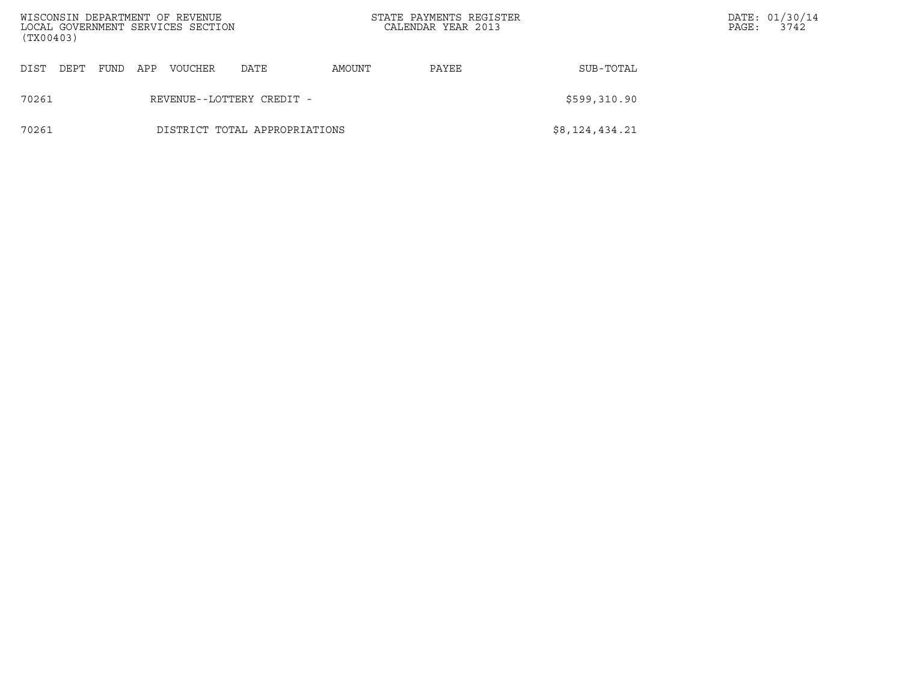| DIST | DEPT | FUND | APP | VOUCHER | DATE | AMOUNT | PAYEE | SUB-TOTAL |
|---|---|---|---|---|---|---|---|---|
| 70261 | | | | REVENUE--LOTTERY CREDIT - | | | | $599,310.90 |
| 70261 | | | | DISTRICT TOTAL APPROPRIATIONS | | | | $8,124,434.21 |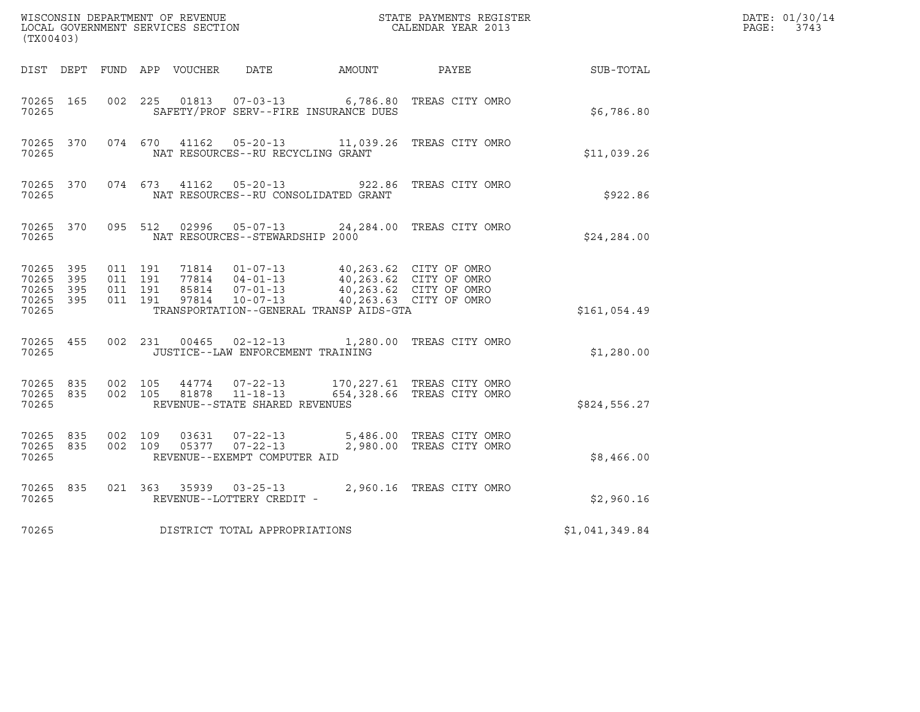WISCONSIN DEPARTMENT OF REVENUE
LOCAL GOVERNMENT SERVICES SECTION
(TX00403)

STATE PAYMENTS REGISTER
CALENDAR YEAR 2013

DATE: 01/30/14
PAGE: 3743

| DIST | DEPT | FUND | APP | VOUCHER | DATE | AMOUNT | PAYEE | SUB-TOTAL |
|---|---|---|---|---|---|---|---|---|
| 70265 | 165 | 002 | 225 | 01813 | 07-03-13 | 6,786.80 | TREAS CITY OMRO | |
| 70265 | | | | SAFETY/PROF SERV--FIRE INSURANCE DUES | | | | $6,786.80 |
| 70265 | 370 | 074 | 670 | 41162 | 05-20-13 | 11,039.26 | TREAS CITY OMRO | |
| 70265 | | | | NAT RESOURCES--RU RECYCLING GRANT | | | | $11,039.26 |
| 70265 | 370 | 074 | 673 | 41162 | 05-20-13 | 922.86 | TREAS CITY OMRO | |
| 70265 | | | | NAT RESOURCES--RU CONSOLIDATED GRANT | | | | $922.86 |
| 70265 | 370 | 095 | 512 | 02996 | 05-07-13 | 24,284.00 | TREAS CITY OMRO | |
| 70265 | | | | NAT RESOURCES--STEWARDSHIP 2000 | | | | $24,284.00 |
| 70265 | 395 | 011 | 191 | 71814 | 01-07-13 | 40,263.62 | CITY OF OMRO | |
| 70265 | 395 | 011 | 191 | 77814 | 04-01-13 | 40,263.62 | CITY OF OMRO | |
| 70265 | 395 | 011 | 191 | 85814 | 07-01-13 | 40,263.62 | CITY OF OMRO | |
| 70265 | 395 | 011 | 191 | 97814 | 10-07-13 | 40,263.63 | CITY OF OMRO | |
| 70265 | | | | TRANSPORTATION--GENERAL TRANSP AIDS-GTA | | | | $161,054.49 |
| 70265 | 455 | 002 | 231 | 00465 | 02-12-13 | 1,280.00 | TREAS CITY OMRO | |
| 70265 | | | | JUSTICE--LAW ENFORCEMENT TRAINING | | | | $1,280.00 |
| 70265 | 835 | 002 | 105 | 44774 | 07-22-13 | 170,227.61 | TREAS CITY OMRO | |
| 70265 | 835 | 002 | 105 | 81878 | 11-18-13 | 654,328.66 | TREAS CITY OMRO | |
| 70265 | | | | REVENUE--STATE SHARED REVENUES | | | | $824,556.27 |
| 70265 | 835 | 002 | 109 | 03631 | 07-22-13 | 5,486.00 | TREAS CITY OMRO | |
| 70265 | 835 | 002 | 109 | 05377 | 07-22-13 | 2,980.00 | TREAS CITY OMRO | |
| 70265 | | | | REVENUE--EXEMPT COMPUTER AID | | | | $8,466.00 |
| 70265 | 835 | 021 | 363 | 35939 | 03-25-13 | 2,960.16 | TREAS CITY OMRO | |
| 70265 | | | | REVENUE--LOTTERY CREDIT - | | | | $2,960.16 |
| 70265 | | | | DISTRICT TOTAL APPROPRIATIONS | | | | $1,041,349.84 |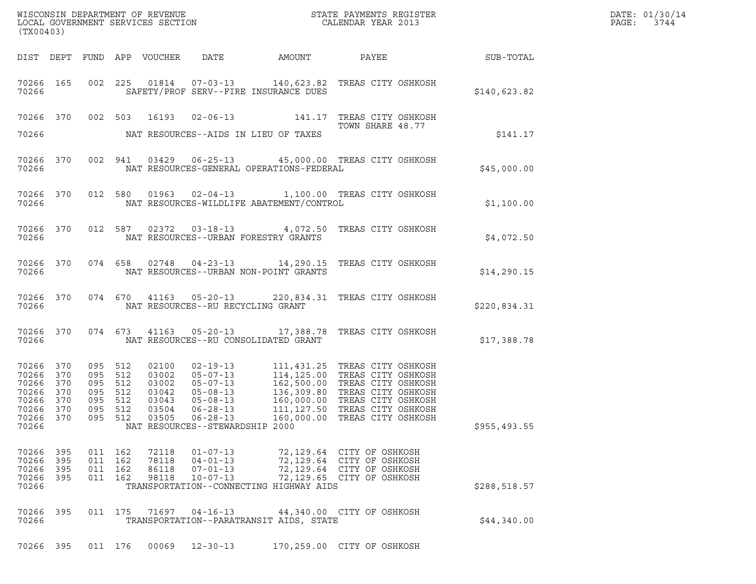WISCONSIN DEPARTMENT OF REVENUE
LOCAL GOVERNMENT SERVICES SECTION
(TX00403)

STATE PAYMENTS REGISTER
CALENDAR YEAR 2013

DATE: 01/30/14
PAGE: 3744

| DIST | DEPT | FUND | APP | VOUCHER | DATE | AMOUNT | PAYEE | SUB-TOTAL |
|---|---|---|---|---|---|---|---|---|
| 70266 | 165 | 002 | 225 | 01814 | 07-03-13 | 140,623.82 | TREAS CITY OSHKOSH | |
| 70266 | | | | | SAFETY/PROF SERV--FIRE INSURANCE DUES | | | $140,623.82 |
| 70266 | 370 | 002 | 503 | 16193 | 02-06-13 | 141.17 | TREAS CITY OSHKOSH TOWN SHARE 48.77 | |
| 70266 | | | | | NAT RESOURCES--AIDS IN LIEU OF TAXES | | | $141.17 |
| 70266 | 370 | 002 | 941 | 03429 | 06-25-13 | 45,000.00 | TREAS CITY OSHKOSH | |
| 70266 | | | | | NAT RESOURCES-GENERAL OPERATIONS-FEDERAL | | | $45,000.00 |
| 70266 | 370 | 012 | 580 | 01963 | 02-04-13 | 1,100.00 | TREAS CITY OSHKOSH | |
| 70266 | | | | | NAT RESOURCES-WILDLIFE ABATEMENT/CONTROL | | | $1,100.00 |
| 70266 | 370 | 012 | 587 | 02372 | 03-18-13 | 4,072.50 | TREAS CITY OSHKOSH | |
| 70266 | | | | | NAT RESOURCES--URBAN FORESTRY GRANTS | | | $4,072.50 |
| 70266 | 370 | 074 | 658 | 02748 | 04-23-13 | 14,290.15 | TREAS CITY OSHKOSH | |
| 70266 | | | | | NAT RESOURCES--URBAN NON-POINT GRANTS | | | $14,290.15 |
| 70266 | 370 | 074 | 670 | 41163 | 05-20-13 | 220,834.31 | TREAS CITY OSHKOSH | |
| 70266 | | | | | NAT RESOURCES--RU RECYCLING GRANT | | | $220,834.31 |
| 70266 | 370 | 074 | 673 | 41163 | 05-20-13 | 17,388.78 | TREAS CITY OSHKOSH | |
| 70266 | | | | | NAT RESOURCES--RU CONSOLIDATED GRANT | | | $17,388.78 |
| 70266 | 370 | 095 | 512 | 02100 | 02-19-13 | 111,431.25 | TREAS CITY OSHKOSH | |
| 70266 | 370 | 095 | 512 | 03002 | 05-07-13 | 114,125.00 | TREAS CITY OSHKOSH | |
| 70266 | 370 | 095 | 512 | 03002 | 05-07-13 | 162,500.00 | TREAS CITY OSHKOSH | |
| 70266 | 370 | 095 | 512 | 03042 | 05-08-13 | 136,309.80 | TREAS CITY OSHKOSH | |
| 70266 | 370 | 095 | 512 | 03043 | 05-08-13 | 160,000.00 | TREAS CITY OSHKOSH | |
| 70266 | 370 | 095 | 512 | 03504 | 06-28-13 | 111,127.50 | TREAS CITY OSHKOSH | |
| 70266 | 370 | 095 | 512 | 03505 | 06-28-13 | 160,000.00 | TREAS CITY OSHKOSH | |
| 70266 | | | | | NAT RESOURCES--STEWARDSHIP 2000 | | | $955,493.55 |
| 70266 | 395 | 011 | 162 | 72118 | 01-07-13 | 72,129.64 | CITY OF OSHKOSH | |
| 70266 | 395 | 011 | 162 | 78118 | 04-01-13 | 72,129.64 | CITY OF OSHKOSH | |
| 70266 | 395 | 011 | 162 | 86118 | 07-01-13 | 72,129.64 | CITY OF OSHKOSH | |
| 70266 | 395 | 011 | 162 | 98118 | 10-07-13 | 72,129.65 | CITY OF OSHKOSH | |
| 70266 | | | | | TRANSPORTATION--CONNECTING HIGHWAY AIDS | | | $288,518.57 |
| 70266 | 395 | 011 | 175 | 71697 | 04-16-13 | 44,340.00 | CITY OF OSHKOSH | |
| 70266 | | | | | TRANSPORTATION--PARATRANSIT AIDS, STATE | | | $44,340.00 |
| 70266 | 395 | 011 | 176 | 00069 | 12-30-13 | 170,259.00 | CITY OF OSHKOSH | |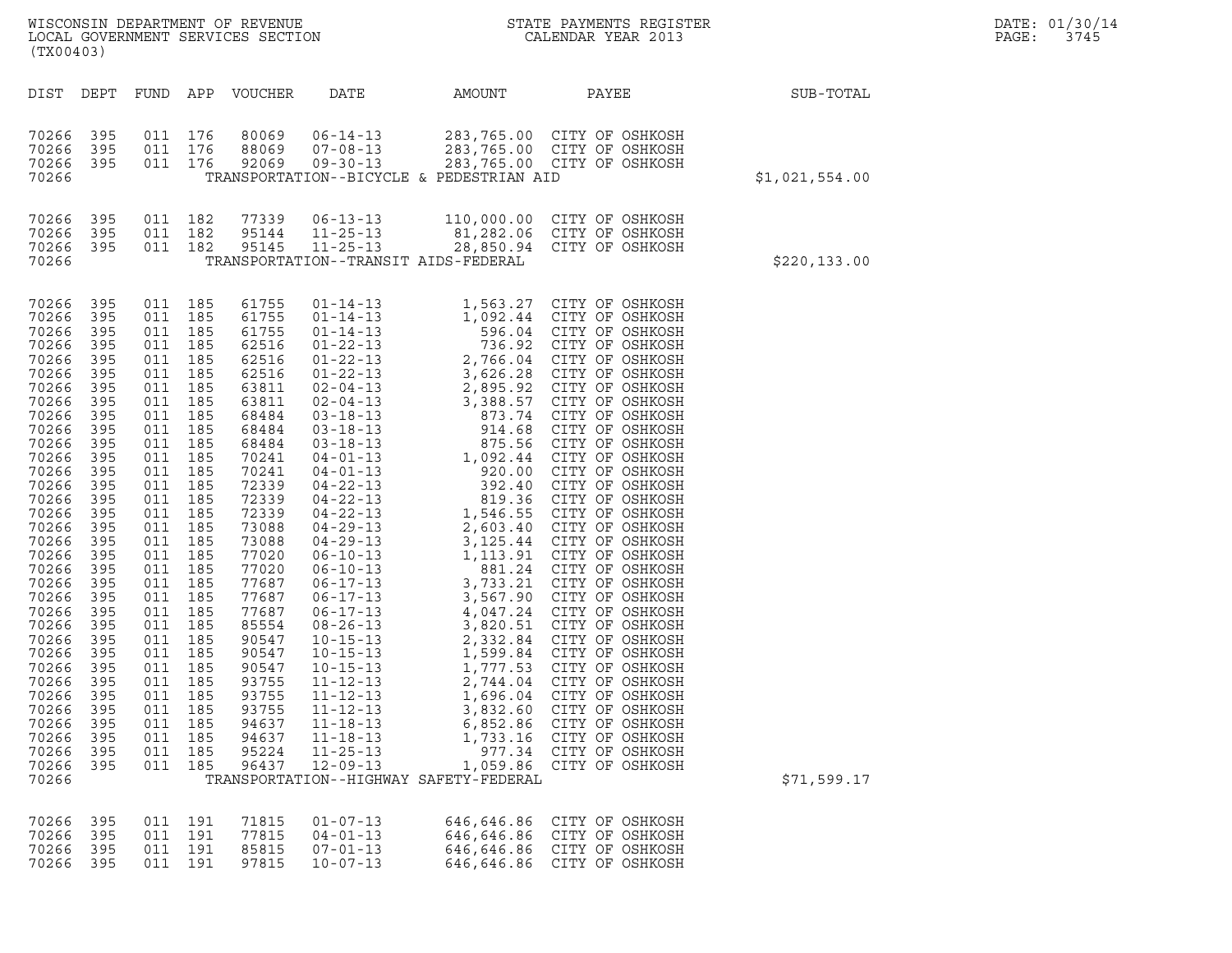WISCONSIN DEPARTMENT OF REVENUE
LOCAL GOVERNMENT SERVICES SECTION
(TX00403)

STATE PAYMENTS REGISTER
CALENDAR YEAR 2013

DATE: 01/30/14

| DIST | DEPT | FUND | APP | VOUCHER | DATE | AMOUNT | PAYEE | SUB-TOTAL |
|---|---|---|---|---|---|---|---|---|
| 70266 | 395 | 011 | 176 | 80069 | 06-14-13 | 283,765.00 | CITY OF OSHKOSH | |
| 70266 | 395 | 011 | 176 | 88069 | 07-08-13 | 283,765.00 | CITY OF OSHKOSH | |
| 70266 | 395 | 011 | 176 | 92069 | 09-30-13 | 283,765.00 | CITY OF OSHKOSH | |
| 70266 | | | | | TRANSPORTATION--BICYCLE & PEDESTRIAN AID | | | $1,021,554.00 |
| 70266 | 395 | 011 | 182 | 77339 | 06-13-13 | 110,000.00 | CITY OF OSHKOSH | |
| 70266 | 395 | 011 | 182 | 95144 | 11-25-13 | 81,282.06 | CITY OF OSHKOSH | |
| 70266 | 395 | 011 | 182 | 95145 | 11-25-13 | 28,850.94 | CITY OF OSHKOSH | |
| 70266 | | | | | TRANSPORTATION--TRANSIT AIDS-FEDERAL | | | $220,133.00 |
| 70266 | 395 | 011 | 185 | 61755 | 01-14-13 | 1,563.27 | CITY OF OSHKOSH | |
| 70266 | 395 | 011 | 185 | 61755 | 01-14-13 | 1,092.44 | CITY OF OSHKOSH | |
| 70266 | 395 | 011 | 185 | 61755 | 01-14-13 | 596.04 | CITY OF OSHKOSH | |
| 70266 | 395 | 011 | 185 | 62516 | 01-22-13 | 736.92 | CITY OF OSHKOSH | |
| 70266 | 395 | 011 | 185 | 62516 | 01-22-13 | 2,766.04 | CITY OF OSHKOSH | |
| 70266 | 395 | 011 | 185 | 62516 | 01-22-13 | 3,626.28 | CITY OF OSHKOSH | |
| 70266 | 395 | 011 | 185 | 63811 | 02-04-13 | 2,895.92 | CITY OF OSHKOSH | |
| 70266 | 395 | 011 | 185 | 63811 | 02-04-13 | 3,388.57 | CITY OF OSHKOSH | |
| 70266 | 395 | 011 | 185 | 68484 | 03-18-13 | 873.74 | CITY OF OSHKOSH | |
| 70266 | 395 | 011 | 185 | 68484 | 03-18-13 | 914.68 | CITY OF OSHKOSH | |
| 70266 | 395 | 011 | 185 | 68484 | 03-18-13 | 875.56 | CITY OF OSHKOSH | |
| 70266 | 395 | 011 | 185 | 70241 | 04-01-13 | 1,092.44 | CITY OF OSHKOSH | |
| 70266 | 395 | 011 | 185 | 70241 | 04-01-13 | 920.00 | CITY OF OSHKOSH | |
| 70266 | 395 | 011 | 185 | 72339 | 04-22-13 | 392.40 | CITY OF OSHKOSH | |
| 70266 | 395 | 011 | 185 | 72339 | 04-22-13 | 819.36 | CITY OF OSHKOSH | |
| 70266 | 395 | 011 | 185 | 72339 | 04-22-13 | 1,546.55 | CITY OF OSHKOSH | |
| 70266 | 395 | 011 | 185 | 73088 | 04-29-13 | 2,603.40 | CITY OF OSHKOSH | |
| 70266 | 395 | 011 | 185 | 73088 | 04-29-13 | 3,125.44 | CITY OF OSHKOSH | |
| 70266 | 395 | 011 | 185 | 77020 | 06-10-13 | 1,113.91 | CITY OF OSHKOSH | |
| 70266 | 395 | 011 | 185 | 77020 | 06-10-13 | 881.24 | CITY OF OSHKOSH | |
| 70266 | 395 | 011 | 185 | 77687 | 06-17-13 | 3,733.21 | CITY OF OSHKOSH | |
| 70266 | 395 | 011 | 185 | 77687 | 06-17-13 | 3,567.90 | CITY OF OSHKOSH | |
| 70266 | 395 | 011 | 185 | 77687 | 06-17-13 | 4,047.24 | CITY OF OSHKOSH | |
| 70266 | 395 | 011 | 185 | 85554 | 08-26-13 | 3,820.51 | CITY OF OSHKOSH | |
| 70266 | 395 | 011 | 185 | 90547 | 10-15-13 | 2,332.84 | CITY OF OSHKOSH | |
| 70266 | 395 | 011 | 185 | 90547 | 10-15-13 | 1,599.84 | CITY OF OSHKOSH | |
| 70266 | 395 | 011 | 185 | 90547 | 10-15-13 | 1,777.53 | CITY OF OSHKOSH | |
| 70266 | 395 | 011 | 185 | 93755 | 11-12-13 | 2,744.04 | CITY OF OSHKOSH | |
| 70266 | 395 | 011 | 185 | 93755 | 11-12-13 | 1,696.04 | CITY OF OSHKOSH | |
| 70266 | 395 | 011 | 185 | 93755 | 11-12-13 | 3,832.60 | CITY OF OSHKOSH | |
| 70266 | 395 | 011 | 185 | 94637 | 11-18-13 | 6,852.86 | CITY OF OSHKOSH | |
| 70266 | 395 | 011 | 185 | 94637 | 11-18-13 | 1,733.16 | CITY OF OSHKOSH | |
| 70266 | 395 | 011 | 185 | 95224 | 11-25-13 | 977.34 | CITY OF OSHKOSH | |
| 70266 | 395 | 011 | 185 | 96437 | 12-09-13 | 1,059.86 | CITY OF OSHKOSH | |
| 70266 | | | | | TRANSPORTATION--HIGHWAY SAFETY-FEDERAL | | | $71,599.17 |
| 70266 | 395 | 011 | 191 | 71815 | 01-07-13 | 646,646.86 | CITY OF OSHKOSH | |
| 70266 | 395 | 011 | 191 | 77815 | 04-01-13 | 646,646.86 | CITY OF OSHKOSH | |
| 70266 | 395 | 011 | 191 | 85815 | 07-01-13 | 646,646.86 | CITY OF OSHKOSH | |
| 70266 | 395 | 011 | 191 | 97815 | 10-07-13 | 646,646.86 | CITY OF OSHKOSH | |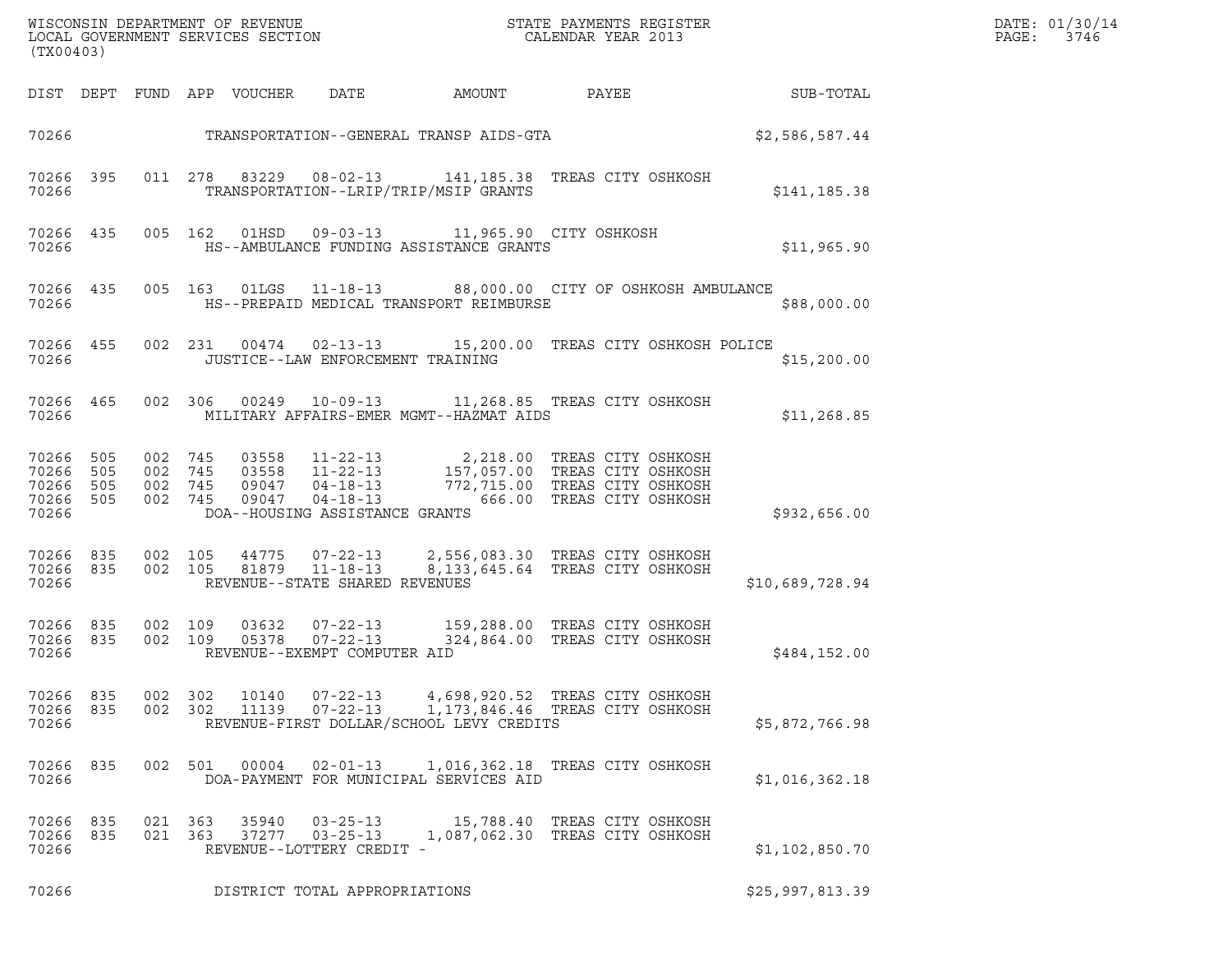| DIST | DEPT | FUND | APP | VOUCHER | DATE | AMOUNT | PAYEE | SUB-TOTAL |
|---|---|---|---|---|---|---|---|---|
| 70266 | | | | TRANSPORTATION--GENERAL TRANSP AIDS-GTA | | | | $2,586,587.44 |
| 70266 | 395 | 011 | 278 | 83229 | 08-02-13 | 141,185.38 | TREAS CITY OSHKOSH | |
| 70266 | | | | TRANSPORTATION--LRIP/TRIP/MSIP GRANTS | | | | $141,185.38 |
| 70266 | 435 | 005 | 162 | 01HSD | 09-03-13 | 11,965.90 | CITY OSHKOSH | |
| 70266 | | | | HS--AMBULANCE FUNDING ASSISTANCE GRANTS | | | | $11,965.90 |
| 70266 | 435 | 005 | 163 | 01LGS | 11-18-13 | 88,000.00 | CITY OF OSHKOSH AMBULANCE | |
| 70266 | | | | HS--PREPAID MEDICAL TRANSPORT REIMBURSE | | | | $88,000.00 |
| 70266 | 455 | 002 | 231 | 00474 | 02-13-13 | 15,200.00 | TREAS CITY OSHKOSH POLICE | |
| 70266 | | | | JUSTICE--LAW ENFORCEMENT TRAINING | | | | $15,200.00 |
| 70266 | 465 | 002 | 306 | 00249 | 10-09-13 | 11,268.85 | TREAS CITY OSHKOSH | |
| 70266 | | | | MILITARY AFFAIRS-EMER MGMT--HAZMAT AIDS | | | | $11,268.85 |
| 70266 | 505 | 002 | 745 | 03558 | 11-22-13 | 2,218.00 | TREAS CITY OSHKOSH | |
| 70266 | 505 | 002 | 745 | 03558 | 11-22-13 | 157,057.00 | TREAS CITY OSHKOSH | |
| 70266 | 505 | 002 | 745 | 09047 | 04-18-13 | 772,715.00 | TREAS CITY OSHKOSH | |
| 70266 | 505 | 002 | 745 | 09047 | 04-18-13 | 666.00 | TREAS CITY OSHKOSH | |
| 70266 | | | | DOA--HOUSING ASSISTANCE GRANTS | | | | $932,656.00 |
| 70266 | 835 | 002 | 105 | 44775 | 07-22-13 | 2,556,083.30 | TREAS CITY OSHKOSH | |
| 70266 | 835 | 002 | 105 | 81879 | 11-18-13 | 8,133,645.64 | TREAS CITY OSHKOSH | |
| 70266 | | | | REVENUE--STATE SHARED REVENUES | | | | $10,689,728.94 |
| 70266 | 835 | 002 | 109 | 03632 | 07-22-13 | 159,288.00 | TREAS CITY OSHKOSH | |
| 70266 | 835 | 002 | 109 | 05378 | 07-22-13 | 324,864.00 | TREAS CITY OSHKOSH | |
| 70266 | | | | REVENUE--EXEMPT COMPUTER AID | | | | $484,152.00 |
| 70266 | 835 | 002 | 302 | 10140 | 07-22-13 | 4,698,920.52 | TREAS CITY OSHKOSH | |
| 70266 | 835 | 002 | 302 | 11139 | 07-22-13 | 1,173,846.46 | TREAS CITY OSHKOSH | |
| 70266 | | | | REVENUE-FIRST DOLLAR/SCHOOL LEVY CREDITS | | | | $5,872,766.98 |
| 70266 | 835 | 002 | 501 | 00004 | 02-01-13 | 1,016,362.18 | TREAS CITY OSHKOSH | |
| 70266 | | | | DOA-PAYMENT FOR MUNICIPAL SERVICES AID | | | | $1,016,362.18 |
| 70266 | 835 | 021 | 363 | 35940 | 03-25-13 | 15,788.40 | TREAS CITY OSHKOSH | |
| 70266 | 835 | 021 | 363 | 37277 | 03-25-13 | 1,087,062.30 | TREAS CITY OSHKOSH | |
| 70266 | | | | REVENUE--LOTTERY CREDIT - | | | | $1,102,850.70 |
| 70266 | | | | DISTRICT TOTAL APPROPRIATIONS | | | | $25,997,813.39 |